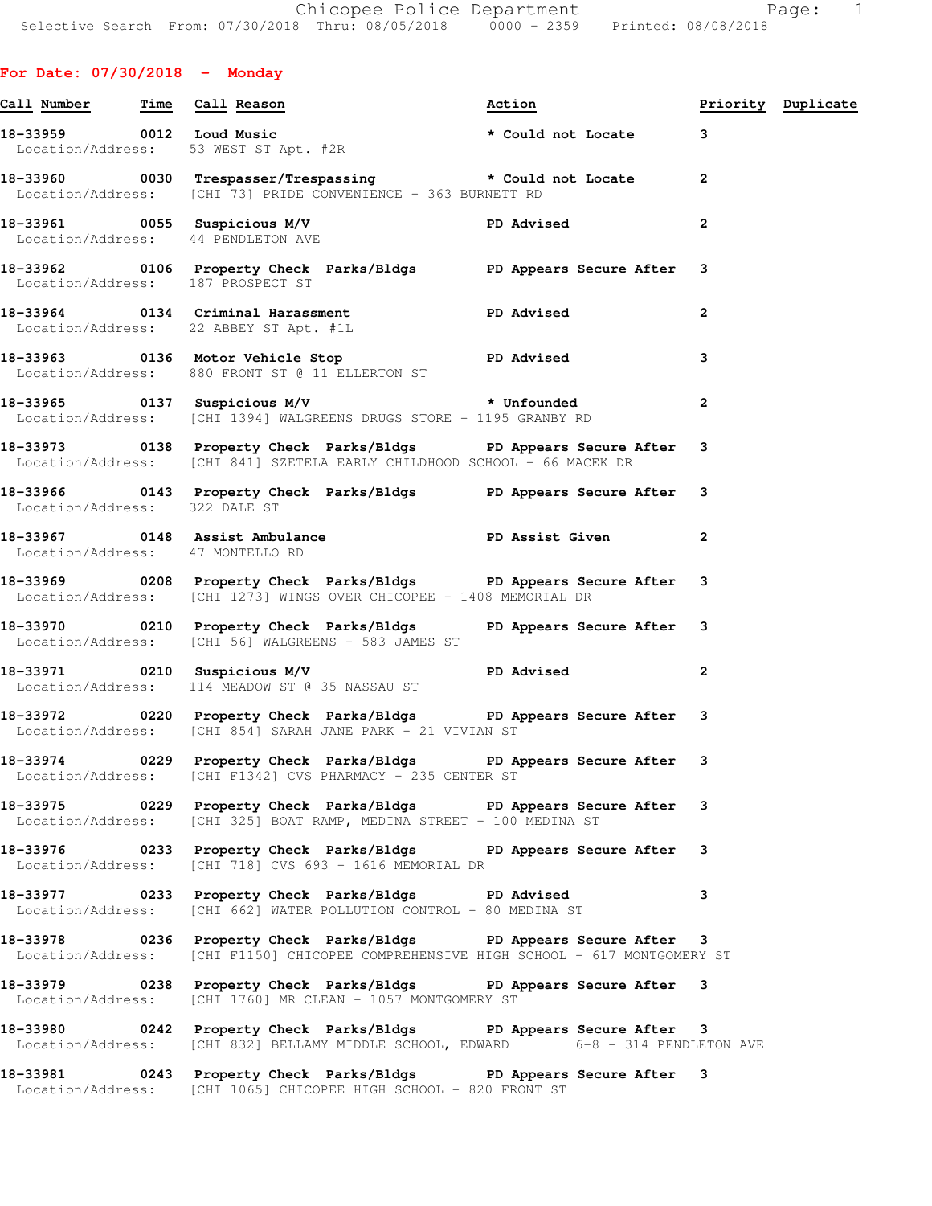Chicopee Police Department
Selective Search From: 07/30/2018 Thru: 08/05/2018 0000 - 2359 Printed: 08/08/2018

## For Date: 07/30/2018 - Monday

| Call Number | Time | Call Reason | Action | Priority | Duplicate |
|---|---|---|---|---|---|
| 18-33959 | 0012 | Loud Music | * Could not Locate | 3 | |
| Location/Address: 53 WEST ST Apt. #2R | | | | | |
| 18-33960 | 0030 | Trespasser/Trespassing | * Could not Locate | 2 | |
| Location/Address: [CHI 73] PRIDE CONVENIENCE - 363 BURNETT RD | | | | | |
| 18-33961 | 0055 | Suspicious M/V | PD Advised | 2 | |
| Location/Address: 44 PENDLETON AVE | | | | | |
| 18-33962 | 0106 | Property Check Parks/Bldgs | PD Appears Secure After | 3 | |
| Location/Address: 187 PROSPECT ST | | | | | |
| 18-33964 | 0134 | Criminal Harassment | PD Advised | 2 | |
| Location/Address: 22 ABBEY ST Apt. #1L | | | | | |
| 18-33963 | 0136 | Motor Vehicle Stop | PD Advised | 3 | |
| Location/Address: 880 FRONT ST @ 11 ELLERTON ST | | | | | |
| 18-33965 | 0137 | Suspicious M/V | * Unfounded | 2 | |
| Location/Address: [CHI 1394] WALGREENS DRUGS STORE - 1195 GRANBY RD | | | | | |
| 18-33973 | 0138 | Property Check Parks/Bldgs | PD Appears Secure After | 3 | |
| Location/Address: [CHI 841] SZETELA EARLY CHILDHOOD SCHOOL - 66 MACEK DR | | | | | |
| 18-33966 | 0143 | Property Check Parks/Bldgs | PD Appears Secure After | 3 | |
| Location/Address: 322 DALE ST | | | | | |
| 18-33967 | 0148 | Assist Ambulance | PD Assist Given | 2 | |
| Location/Address: 47 MONTELLO RD | | | | | |
| 18-33969 | 0208 | Property Check Parks/Bldgs | PD Appears Secure After | 3 | |
| Location/Address: [CHI 1273] WINGS OVER CHICOPEE - 1408 MEMORIAL DR | | | | | |
| 18-33970 | 0210 | Property Check Parks/Bldgs | PD Appears Secure After | 3 | |
| Location/Address: [CHI 56] WALGREENS - 583 JAMES ST | | | | | |
| 18-33971 | 0210 | Suspicious M/V | PD Advised | 2 | |
| Location/Address: 114 MEADOW ST @ 35 NASSAU ST | | | | | |
| 18-33972 | 0220 | Property Check Parks/Bldgs | PD Appears Secure After | 3 | |
| Location/Address: [CHI 854] SARAH JANE PARK - 21 VIVIAN ST | | | | | |
| 18-33974 | 0229 | Property Check Parks/Bldgs | PD Appears Secure After | 3 | |
| Location/Address: [CHI F1342] CVS PHARMACY - 235 CENTER ST | | | | | |
| 18-33975 | 0229 | Property Check Parks/Bldgs | PD Appears Secure After | 3 | |
| Location/Address: [CHI 325] BOAT RAMP, MEDINA STREET - 100 MEDINA ST | | | | | |
| 18-33976 | 0233 | Property Check Parks/Bldgs | PD Appears Secure After | 3 | |
| Location/Address: [CHI 718] CVS 693 - 1616 MEMORIAL DR | | | | | |
| 18-33977 | 0233 | Property Check Parks/Bldgs | PD Advised | 3 | |
| Location/Address: [CHI 662] WATER POLLUTION CONTROL - 80 MEDINA ST | | | | | |
| 18-33978 | 0236 | Property Check Parks/Bldgs | PD Appears Secure After | 3 | |
| Location/Address: [CHI F1150] CHICOPEE COMPREHENSIVE HIGH SCHOOL - 617 MONTGOMERY ST | | | | | |
| 18-33979 | 0238 | Property Check Parks/Bldgs | PD Appears Secure After | 3 | |
| Location/Address: [CHI 1760] MR CLEAN - 1057 MONTGOMERY ST | | | | | |
| 18-33980 | 0242 | Property Check Parks/Bldgs | PD Appears Secure After | 3 | |
| Location/Address: [CHI 832] BELLAMY MIDDLE SCHOOL, EDWARD 6-8 - 314 PENDLETON AVE | | | | | |
| 18-33981 | 0243 | Property Check Parks/Bldgs | PD Appears Secure After | 3 | |
| Location/Address: [CHI 1065] CHICOPEE HIGH SCHOOL - 820 FRONT ST | | | | | |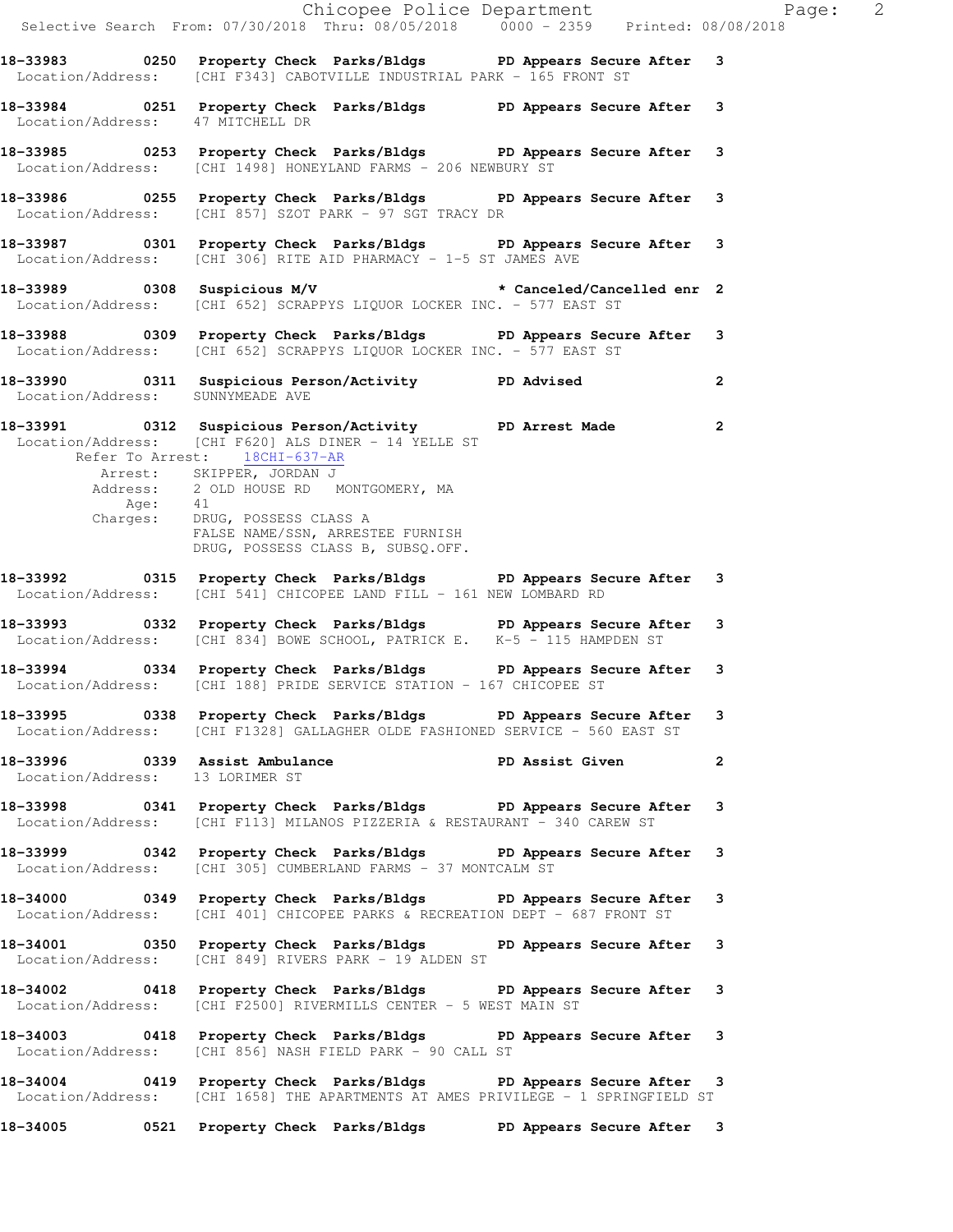**18-33983 0250 Property Check Parks/Bldgs PD Appears Secure After 3**
Location/Address: [CHI F343] CABOTVILLE INDUSTRIAL PARK - 165 FRONT ST

**18-33984 0251 Property Check Parks/Bldgs PD Appears Secure After 3**
Location/Address: 47 MITCHELL DR

**18-33985 0253 Property Check Parks/Bldgs PD Appears Secure After 3**
Location/Address: [CHI 1498] HONEYLAND FARMS - 206 NEWBURY ST

**18-33986 0255 Property Check Parks/Bldgs PD Appears Secure After 3**
Location/Address: [CHI 857] SZOT PARK - 97 SGT TRACY DR

**18-33987 0301 Property Check Parks/Bldgs PD Appears Secure After 3**
Location/Address: [CHI 306] RITE AID PHARMACY - 1-5 ST JAMES AVE

**18-33989 0308 Suspicious M/V * Canceled/Cancelled enr 2**
Location/Address: [CHI 652] SCRAPPYS LIQUOR LOCKER INC. - 577 EAST ST

**18-33988 0309 Property Check Parks/Bldgs PD Appears Secure After 3**
Location/Address: [CHI 652] SCRAPPYS LIQUOR LOCKER INC. - 577 EAST ST

**18-33990 0311 Suspicious Person/Activity PD Advised 2**
Location/Address: SUNNYMEADE AVE

**18-33991 0312 Suspicious Person/Activity PD Arrest Made 2**
Location/Address: [CHI F620] ALS DINER - 14 YELLE ST
Refer To Arrest: 18CHI-637-AR
Arrest: SKIPPER, JORDAN J
Address: 2 OLD HOUSE RD MONTGOMERY, MA
Age: 41
Charges: DRUG, POSSESS CLASS A
FALSE NAME/SSN, ARRESTEE FURNISH
DRUG, POSSESS CLASS B, SUBSQ.OFF.

**18-33992 0315 Property Check Parks/Bldgs PD Appears Secure After 3**
Location/Address: [CHI 541] CHICOPEE LAND FILL - 161 NEW LOMBARD RD

**18-33993 0332 Property Check Parks/Bldgs PD Appears Secure After 3**
Location/Address: [CHI 834] BOWE SCHOOL, PATRICK E. K-5 - 115 HAMPDEN ST

**18-33994 0334 Property Check Parks/Bldgs PD Appears Secure After 3**
Location/Address: [CHI 188] PRIDE SERVICE STATION - 167 CHICOPEE ST

**18-33995 0338 Property Check Parks/Bldgs PD Appears Secure After 3**
Location/Address: [CHI F1328] GALLAGHER OLDE FASHIONED SERVICE - 560 EAST ST

**18-33996 0339 Assist Ambulance PD Assist Given 2**
Location/Address: 13 LORIMER ST

**18-33998 0341 Property Check Parks/Bldgs PD Appears Secure After 3**
Location/Address: [CHI F113] MILANOS PIZZERIA & RESTAURANT - 340 CAREW ST

**18-33999 0342 Property Check Parks/Bldgs PD Appears Secure After 3**
Location/Address: [CHI 305] CUMBERLAND FARMS - 37 MONTCALM ST

**18-34000 0349 Property Check Parks/Bldgs PD Appears Secure After 3**
Location/Address: [CHI 401] CHICOPEE PARKS & RECREATION DEPT - 687 FRONT ST

**18-34001 0350 Property Check Parks/Bldgs PD Appears Secure After 3**
Location/Address: [CHI 849] RIVERS PARK - 19 ALDEN ST

**18-34002 0418 Property Check Parks/Bldgs PD Appears Secure After 3**
Location/Address: [CHI F2500] RIVERMILLS CENTER - 5 WEST MAIN ST

**18-34003 0418 Property Check Parks/Bldgs PD Appears Secure After 3**
Location/Address: [CHI 856] NASH FIELD PARK - 90 CALL ST

**18-34004 0419 Property Check Parks/Bldgs PD Appears Secure After 3**
Location/Address: [CHI 1658] THE APARTMENTS AT AMES PRIVILEGE - 1 SPRINGFIELD ST

**18-34005 0521 Property Check Parks/Bldgs PD Appears Secure After 3**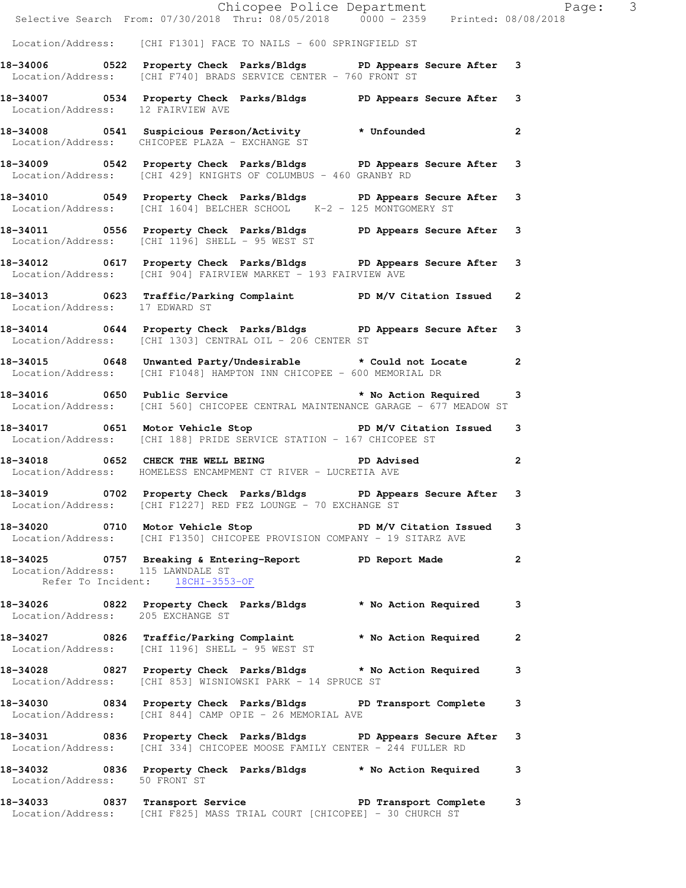Location/Address: [CHI F1301] FACE TO NAILS - 600 SPRINGFIELD ST

**18-34006 0522 Property Check Parks/Bldgs PD Appears Secure After 3**
Location/Address: [CHI F740] BRADS SERVICE CENTER - 760 FRONT ST

**18-34007 0534 Property Check Parks/Bldgs PD Appears Secure After 3**
Location/Address: 12 FAIRVIEW AVE

**18-34008 0541 Suspicious Person/Activity * Unfounded 2**
Location/Address: CHICOPEE PLAZA - EXCHANGE ST

**18-34009 0542 Property Check Parks/Bldgs PD Appears Secure After 3**
Location/Address: [CHI 429] KNIGHTS OF COLUMBUS - 460 GRANBY RD

**18-34010 0549 Property Check Parks/Bldgs PD Appears Secure After 3**
Location/Address: [CHI 1604] BELCHER SCHOOL K-2 - 125 MONTGOMERY ST

**18-34011 0556 Property Check Parks/Bldgs PD Appears Secure After 3**
Location/Address: [CHI 1196] SHELL - 95 WEST ST

**18-34012 0617 Property Check Parks/Bldgs PD Appears Secure After 3**
Location/Address: [CHI 904] FAIRVIEW MARKET - 193 FAIRVIEW AVE

**18-34013 0623 Traffic/Parking Complaint PD M/V Citation Issued 2**
Location/Address: 17 EDWARD ST

**18-34014 0644 Property Check Parks/Bldgs PD Appears Secure After 3**
Location/Address: [CHI 1303] CENTRAL OIL - 206 CENTER ST

**18-34015 0648 Unwanted Party/Undesirable * Could not Locate 2**
Location/Address: [CHI F1048] HAMPTON INN CHICOPEE - 600 MEMORIAL DR

**18-34016 0650 Public Service * No Action Required 3**
Location/Address: [CHI 560] CHICOPEE CENTRAL MAINTENANCE GARAGE - 677 MEADOW ST

**18-34017 0651 Motor Vehicle Stop PD M/V Citation Issued 3**
Location/Address: [CHI 188] PRIDE SERVICE STATION - 167 CHICOPEE ST

**18-34018 0652 CHECK THE WELL BEING PD Advised 2**
Location/Address: HOMELESS ENCAMPMENT CT RIVER - LUCRETIA AVE

**18-34019 0702 Property Check Parks/Bldgs PD Appears Secure After 3**
Location/Address: [CHI F1227] RED FEZ LOUNGE - 70 EXCHANGE ST

**18-34020 0710 Motor Vehicle Stop PD M/V Citation Issued 3**
Location/Address: [CHI F1350] CHICOPEE PROVISION COMPANY - 19 SITARZ AVE

**18-34025 0757 Breaking & Entering-Report PD Report Made 2**
Location/Address: 115 LAWNDALE ST
Refer To Incident: 18CHI-3553-OF

**18-34026 0822 Property Check Parks/Bldgs * No Action Required 3**
Location/Address: 205 EXCHANGE ST

**18-34027 0826 Traffic/Parking Complaint * No Action Required 2**
Location/Address: [CHI 1196] SHELL - 95 WEST ST

**18-34028 0827 Property Check Parks/Bldgs * No Action Required 3**
Location/Address: [CHI 853] WISNIOWSKI PARK - 14 SPRUCE ST

**18-34030 0834 Property Check Parks/Bldgs PD Transport Complete 3**
Location/Address: [CHI 844] CAMP OPIE - 26 MEMORIAL AVE

**18-34031 0836 Property Check Parks/Bldgs PD Appears Secure After 3**
Location/Address: [CHI 334] CHICOPEE MOOSE FAMILY CENTER - 244 FULLER RD

**18-34032 0836 Property Check Parks/Bldgs * No Action Required 3**
Location/Address: 50 FRONT ST

**18-34033 0837 Transport Service PD Transport Complete 3**
Location/Address: [CHI F825] MASS TRIAL COURT [CHICOPEE] - 30 CHURCH ST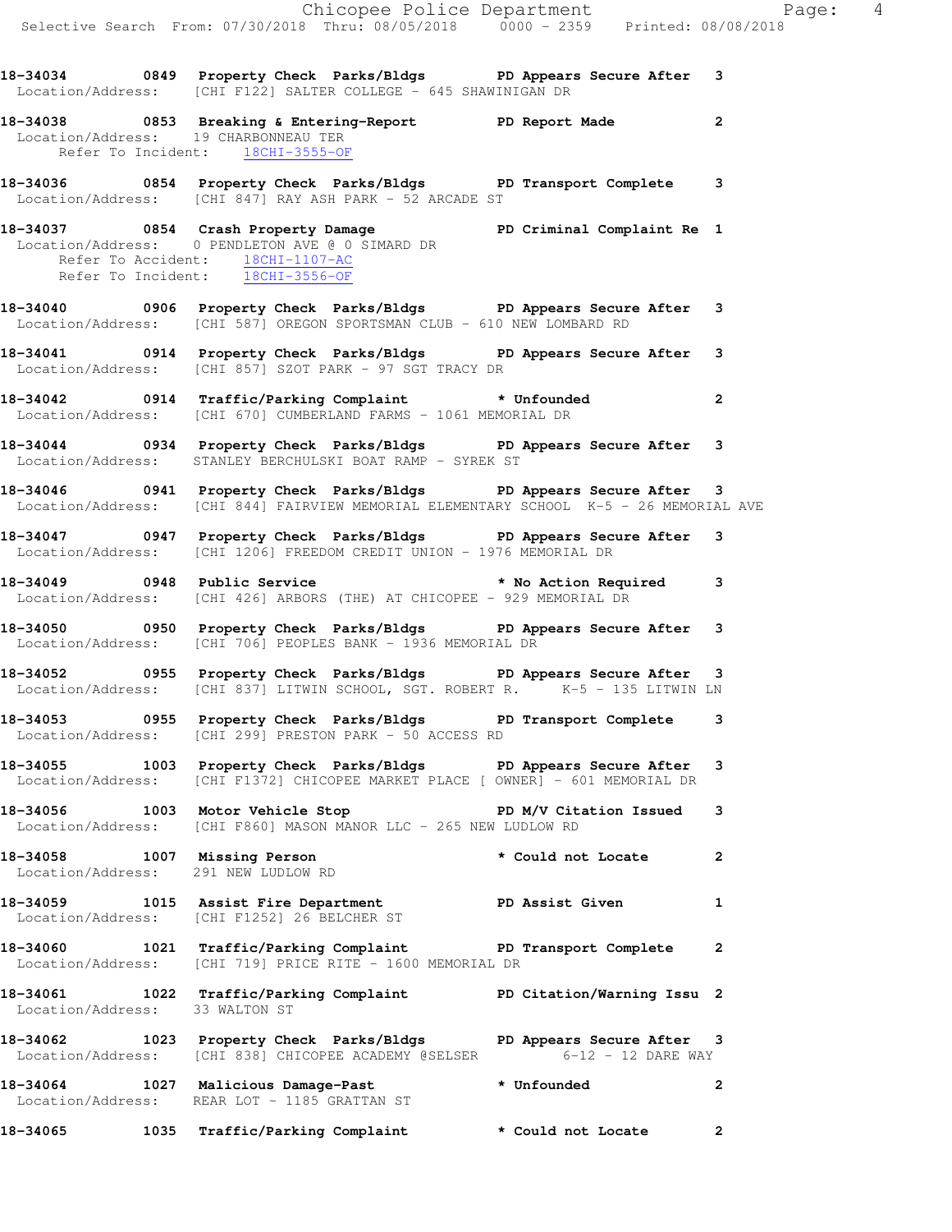18-34034 0849 Property Check Parks/Bldgs PD Appears Secure After 3
Location/Address: [CHI F122] SALTER COLLEGE - 645 SHAWINIGAN DR

18-34038 0853 Breaking & Entering-Report PD Report Made 2
Location/Address: 19 CHARBONNEAU TER
Refer To Incident: 18CHI-3555-OF

18-34036 0854 Property Check Parks/Bldgs PD Transport Complete 3
Location/Address: [CHI 847] RAY ASH PARK - 52 ARCADE ST

18-34037 0854 Crash Property Damage PD Criminal Complaint Re 1
Location/Address: 0 PENDLETON AVE @ 0 SIMARD DR
Refer To Accident: 18CHI-1107-AC
Refer To Incident: 18CHI-3556-OF

18-34040 0906 Property Check Parks/Bldgs PD Appears Secure After 3
Location/Address: [CHI 587] OREGON SPORTSMAN CLUB - 610 NEW LOMBARD RD

18-34041 0914 Property Check Parks/Bldgs PD Appears Secure After 3
Location/Address: [CHI 857] SZOT PARK - 97 SGT TRACY DR

18-34042 0914 Traffic/Parking Complaint * Unfounded 2
Location/Address: [CHI 670] CUMBERLAND FARMS - 1061 MEMORIAL DR

18-34044 0934 Property Check Parks/Bldgs PD Appears Secure After 3
Location/Address: STANLEY BERCHULSKI BOAT RAMP - SYREK ST

18-34046 0941 Property Check Parks/Bldgs PD Appears Secure After 3
Location/Address: [CHI 844] FAIRVIEW MEMORIAL ELEMENTARY SCHOOL K-5 - 26 MEMORIAL AVE

18-34047 0947 Property Check Parks/Bldgs PD Appears Secure After 3
Location/Address: [CHI 1206] FREEDOM CREDIT UNION - 1976 MEMORIAL DR

18-34049 0948 Public Service * No Action Required 3
Location/Address: [CHI 426] ARBORS (THE) AT CHICOPEE - 929 MEMORIAL DR

18-34050 0950 Property Check Parks/Bldgs PD Appears Secure After 3
Location/Address: [CHI 706] PEOPLES BANK - 1936 MEMORIAL DR

18-34052 0955 Property Check Parks/Bldgs PD Appears Secure After 3
Location/Address: [CHI 837] LITWIN SCHOOL, SGT. ROBERT R. K-5 - 135 LITWIN LN

18-34053 0955 Property Check Parks/Bldgs PD Transport Complete 3
Location/Address: [CHI 299] PRESTON PARK - 50 ACCESS RD

18-34055 1003 Property Check Parks/Bldgs PD Appears Secure After 3
Location/Address: [CHI F1372] CHICOPEE MARKET PLACE [ OWNER] - 601 MEMORIAL DR

18-34056 1003 Motor Vehicle Stop PD M/V Citation Issued 3
Location/Address: [CHI F860] MASON MANOR LLC - 265 NEW LUDLOW RD

18-34058 1007 Missing Person * Could not Locate 2
Location/Address: 291 NEW LUDLOW RD

18-34059 1015 Assist Fire Department PD Assist Given 1
Location/Address: [CHI F1252] 26 BELCHER ST

18-34060 1021 Traffic/Parking Complaint PD Transport Complete 2
Location/Address: [CHI 719] PRICE RITE - 1600 MEMORIAL DR

18-34061 1022 Traffic/Parking Complaint PD Citation/Warning Issu 2
Location/Address: 33 WALTON ST

18-34062 1023 Property Check Parks/Bldgs PD Appears Secure After 3
Location/Address: [CHI 838] CHICOPEE ACADEMY @SELSER 6-12 - 12 DARE WAY

18-34064 1027 Malicious Damage-Past * Unfounded 2
Location/Address: REAR LOT - 1185 GRATTAN ST

18-34065 1035 Traffic/Parking Complaint * Could not Locate 2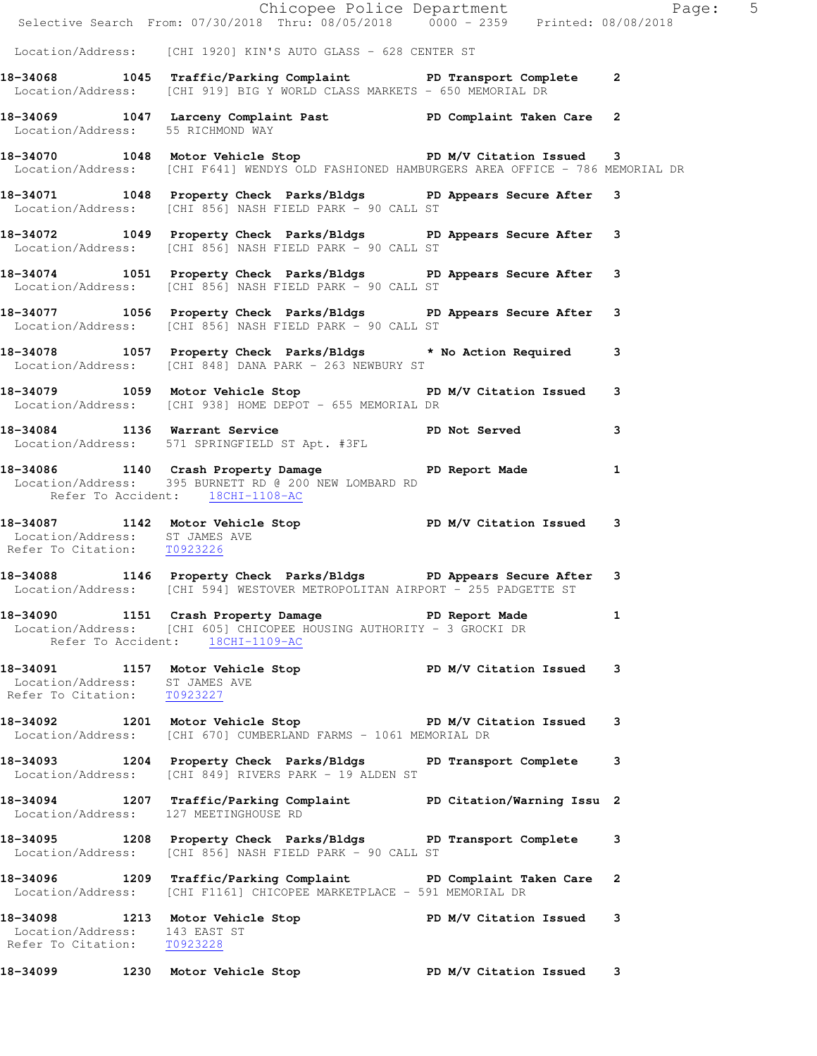Location/Address: [CHI 1920] KIN'S AUTO GLASS - 628 CENTER ST

**18-34068 1045 Traffic/Parking Complaint PD Transport Complete 2**
Location/Address: [CHI 919] BIG Y WORLD CLASS MARKETS - 650 MEMORIAL DR

**18-34069 1047 Larceny Complaint Past PD Complaint Taken Care 2**
Location/Address: 55 RICHMOND WAY

**18-34070 1048 Motor Vehicle Stop PD M/V Citation Issued 3**
Location/Address: [CHI F641] WENDYS OLD FASHIONED HAMBURGERS AREA OFFICE - 786 MEMORIAL DR

**18-34071 1048 Property Check Parks/Bldgs PD Appears Secure After 3**
Location/Address: [CHI 856] NASH FIELD PARK - 90 CALL ST

**18-34072 1049 Property Check Parks/Bldgs PD Appears Secure After 3**
Location/Address: [CHI 856] NASH FIELD PARK - 90 CALL ST

**18-34074 1051 Property Check Parks/Bldgs PD Appears Secure After 3**
Location/Address: [CHI 856] NASH FIELD PARK - 90 CALL ST

**18-34077 1056 Property Check Parks/Bldgs PD Appears Secure After 3**
Location/Address: [CHI 856] NASH FIELD PARK - 90 CALL ST

**18-34078 1057 Property Check Parks/Bldgs * No Action Required 3**
Location/Address: [CHI 848] DANA PARK - 263 NEWBURY ST

**18-34079 1059 Motor Vehicle Stop PD M/V Citation Issued 3**
Location/Address: [CHI 938] HOME DEPOT - 655 MEMORIAL DR

**18-34084 1136 Warrant Service PD Not Served 3**
Location/Address: 571 SPRINGFIELD ST Apt. #3FL

**18-34086 1140 Crash Property Damage PD Report Made 1**
Location/Address: 395 BURNETT RD @ 200 NEW LOMBARD RD
Refer To Accident: 18CHI-1108-AC

**18-34087 1142 Motor Vehicle Stop PD M/V Citation Issued 3**
Location/Address: ST JAMES AVE
Refer To Citation: T0923226

**18-34088 1146 Property Check Parks/Bldgs PD Appears Secure After 3**
Location/Address: [CHI 594] WESTOVER METROPOLITAN AIRPORT - 255 PADGETTE ST

**18-34090 1151 Crash Property Damage PD Report Made 1**
Location/Address: [CHI 605] CHICOPEE HOUSING AUTHORITY - 3 GROCKI DR
Refer To Accident: 18CHI-1109-AC

**18-34091 1157 Motor Vehicle Stop PD M/V Citation Issued 3**
Location/Address: ST JAMES AVE
Refer To Citation: T0923227

**18-34092 1201 Motor Vehicle Stop PD M/V Citation Issued 3**
Location/Address: [CHI 670] CUMBERLAND FARMS - 1061 MEMORIAL DR

**18-34093 1204 Property Check Parks/Bldgs PD Transport Complete 3**
Location/Address: [CHI 849] RIVERS PARK - 19 ALDEN ST

**18-34094 1207 Traffic/Parking Complaint PD Citation/Warning Issu 2**
Location/Address: 127 MEETINGHOUSE RD

**18-34095 1208 Property Check Parks/Bldgs PD Transport Complete 3**
Location/Address: [CHI 856] NASH FIELD PARK - 90 CALL ST

**18-34096 1209 Traffic/Parking Complaint PD Complaint Taken Care 2**
Location/Address: [CHI F1161] CHICOPEE MARKETPLACE - 591 MEMORIAL DR

**18-34098 1213 Motor Vehicle Stop PD M/V Citation Issued 3**
Location/Address: 143 EAST ST
Refer To Citation: T0923228

**18-34099 1230 Motor Vehicle Stop PD M/V Citation Issued 3**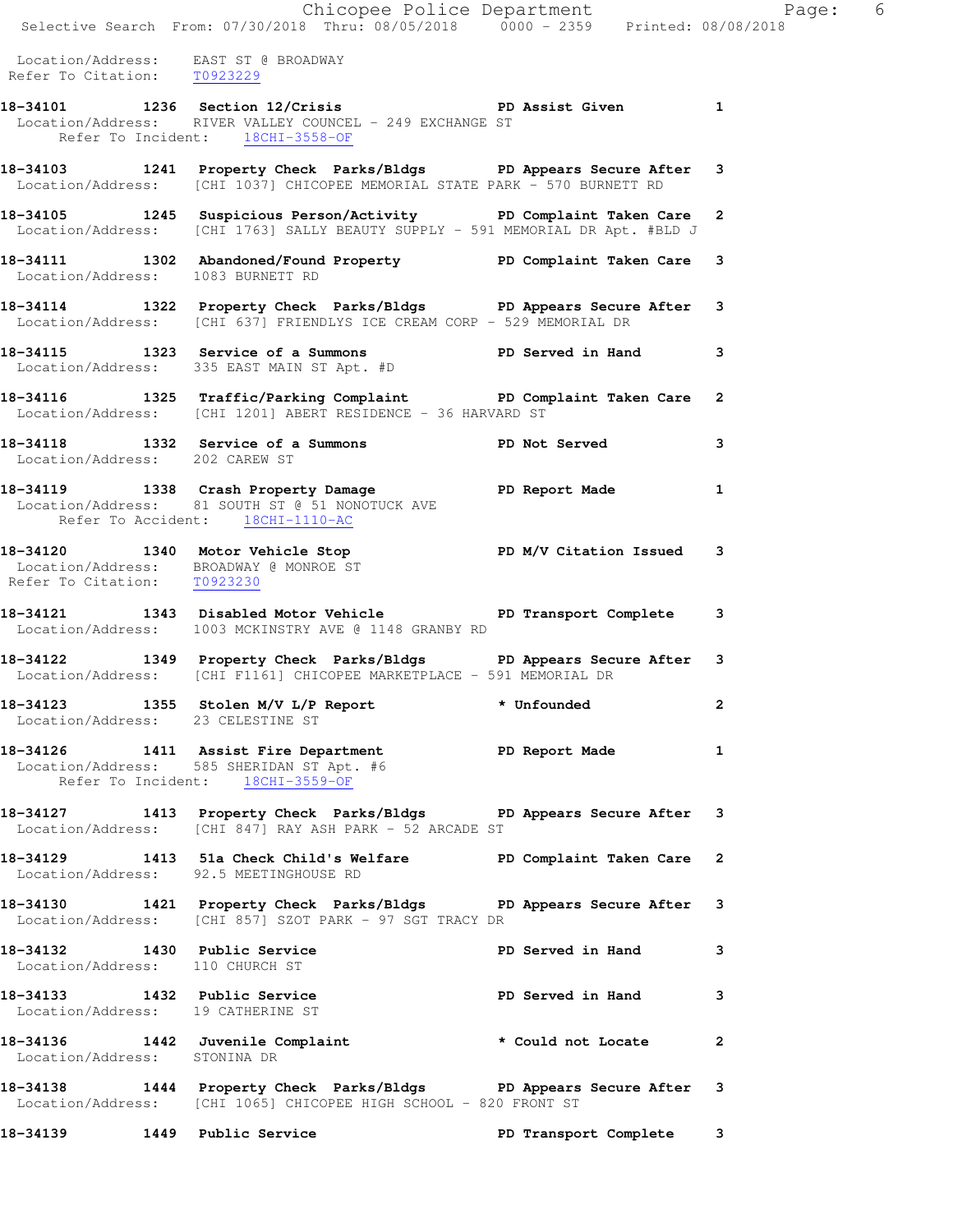Location/Address: EAST ST @ BROADWAY
Refer To Citation: T0923229

**18-34101 1236 Section 12/Crisis PD Assist Given 1**
Location/Address: RIVER VALLEY COUNCEL - 249 EXCHANGE ST
Refer To Incident: 18CHI-3558-OF

**18-34103 1241 Property Check Parks/Bldgs PD Appears Secure After 3**
Location/Address: [CHI 1037] CHICOPEE MEMORIAL STATE PARK - 570 BURNETT RD

**18-34105 1245 Suspicious Person/Activity PD Complaint Taken Care 2**
Location/Address: [CHI 1763] SALLY BEAUTY SUPPLY - 591 MEMORIAL DR Apt. #BLD J

**18-34111 1302 Abandoned/Found Property PD Complaint Taken Care 3**
Location/Address: 1083 BURNETT RD

**18-34114 1322 Property Check Parks/Bldgs PD Appears Secure After 3**
Location/Address: [CHI 637] FRIENDLYS ICE CREAM CORP - 529 MEMORIAL DR

**18-34115 1323 Service of a Summons PD Served in Hand 3**
Location/Address: 335 EAST MAIN ST Apt. #D

**18-34116 1325 Traffic/Parking Complaint PD Complaint Taken Care 2**
Location/Address: [CHI 1201] ABERT RESIDENCE - 36 HARVARD ST

**18-34118 1332 Service of a Summons PD Not Served 3**
Location/Address: 202 CAREW ST

**18-34119 1338 Crash Property Damage PD Report Made 1**
Location/Address: 81 SOUTH ST @ 51 NONOTUCK AVE
Refer To Accident: 18CHI-1110-AC

**18-34120 1340 Motor Vehicle Stop PD M/V Citation Issued 3**
Location/Address: BROADWAY @ MONROE ST
Refer To Citation: T0923230

**18-34121 1343 Disabled Motor Vehicle PD Transport Complete 3**
Location/Address: 1003 MCKINSTRY AVE @ 1148 GRANBY RD

**18-34122 1349 Property Check Parks/Bldgs PD Appears Secure After 3**
Location/Address: [CHI F1161] CHICOPEE MARKETPLACE - 591 MEMORIAL DR

**18-34123 1355 Stolen M/V L/P Report * Unfounded 2**
Location/Address: 23 CELESTINE ST

**18-34126 1411 Assist Fire Department PD Report Made 1**
Location/Address: 585 SHERIDAN ST Apt. #6
Refer To Incident: 18CHI-3559-OF

**18-34127 1413 Property Check Parks/Bldgs PD Appears Secure After 3**
Location/Address: [CHI 847] RAY ASH PARK - 52 ARCADE ST

**18-34129 1413 51a Check Child's Welfare PD Complaint Taken Care 2**
Location/Address: 92.5 MEETINGHOUSE RD

**18-34130 1421 Property Check Parks/Bldgs PD Appears Secure After 3**
Location/Address: [CHI 857] SZOT PARK - 97 SGT TRACY DR

**18-34132 1430 Public Service PD Served in Hand 3**
Location/Address: 110 CHURCH ST

**18-34133 1432 Public Service PD Served in Hand 3**
Location/Address: 19 CATHERINE ST

**18-34136 1442 Juvenile Complaint * Could not Locate 2**
Location/Address: STONINA DR

**18-34138 1444 Property Check Parks/Bldgs PD Appears Secure After 3**
Location/Address: [CHI 1065] CHICOPEE HIGH SCHOOL - 820 FRONT ST

**18-34139 1449 Public Service PD Transport Complete 3**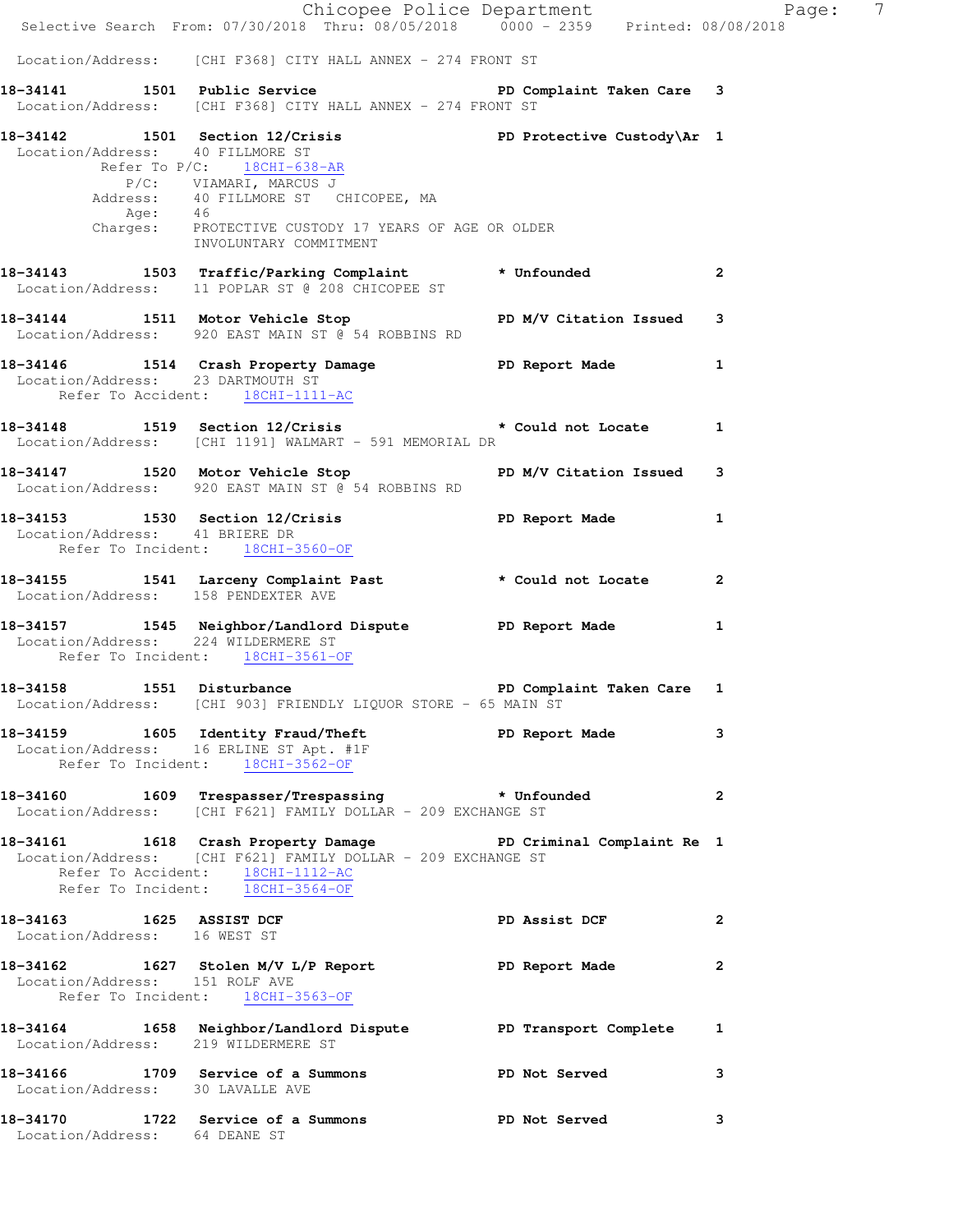Location/Address: [CHI F368] CITY HALL ANNEX - 274 FRONT ST

**18-34141 1501 Public Service** PD Complaint Taken Care 3
Location/Address: [CHI F368] CITY HALL ANNEX - 274 FRONT ST

**18-34142 1501 Section 12/Crisis** PD Protective Custody\Ar 1
Location/Address: 40 FILLMORE ST
Refer To P/C: 18CHI-638-AR
P/C: VIAMARI, MARCUS J
Address: 40 FILLMORE ST CHICOPEE, MA
Age: 46
Charges: PROTECTIVE CUSTODY 17 YEARS OF AGE OR OLDER
INVOLUNTARY COMMITMENT

**18-34143 1503 Traffic/Parking Complaint** * Unfounded 2
Location/Address: 11 POPLAR ST @ 208 CHICOPEE ST

**18-34144 1511 Motor Vehicle Stop** PD M/V Citation Issued 3
Location/Address: 920 EAST MAIN ST @ 54 ROBBINS RD

**18-34146 1514 Crash Property Damage** PD Report Made 1
Location/Address: 23 DARTMOUTH ST
Refer To Accident: 18CHI-1111-AC

**18-34148 1519 Section 12/Crisis** * Could not Locate 1
Location/Address: [CHI 1191] WALMART - 591 MEMORIAL DR

**18-34147 1520 Motor Vehicle Stop** PD M/V Citation Issued 3
Location/Address: 920 EAST MAIN ST @ 54 ROBBINS RD

**18-34153 1530 Section 12/Crisis** PD Report Made 1
Location/Address: 41 BRIERE DR
Refer To Incident: 18CHI-3560-OF

**18-34155 1541 Larceny Complaint Past** * Could not Locate 2
Location/Address: 158 PENDEXTER AVE

**18-34157 1545 Neighbor/Landlord Dispute** PD Report Made 1
Location/Address: 224 WILDERMERE ST
Refer To Incident: 18CHI-3561-OF

**18-34158 1551 Disturbance** PD Complaint Taken Care 1
Location/Address: [CHI 903] FRIENDLY LIQUOR STORE - 65 MAIN ST

**18-34159 1605 Identity Fraud/Theft** PD Report Made 3
Location/Address: 16 ERLINE ST Apt. #1F
Refer To Incident: 18CHI-3562-OF

**18-34160 1609 Trespasser/Trespassing** * Unfounded 2
Location/Address: [CHI F621] FAMILY DOLLAR - 209 EXCHANGE ST

**18-34161 1618 Crash Property Damage** PD Criminal Complaint Re 1
Location/Address: [CHI F621] FAMILY DOLLAR - 209 EXCHANGE ST
Refer To Accident: 18CHI-1112-AC
Refer To Incident: 18CHI-3564-OF

**18-34163 1625 ASSIST DCF** PD Assist DCF 2
Location/Address: 16 WEST ST

**18-34162 1627 Stolen M/V L/P Report** PD Report Made 2
Location/Address: 151 ROLF AVE
Refer To Incident: 18CHI-3563-OF

**18-34164 1658 Neighbor/Landlord Dispute** PD Transport Complete 1
Location/Address: 219 WILDERMERE ST

**18-34166 1709 Service of a Summons** PD Not Served 3
Location/Address: 30 LAVALLE AVE

**18-34170 1722 Service of a Summons** PD Not Served 3
Location/Address: 64 DEANE ST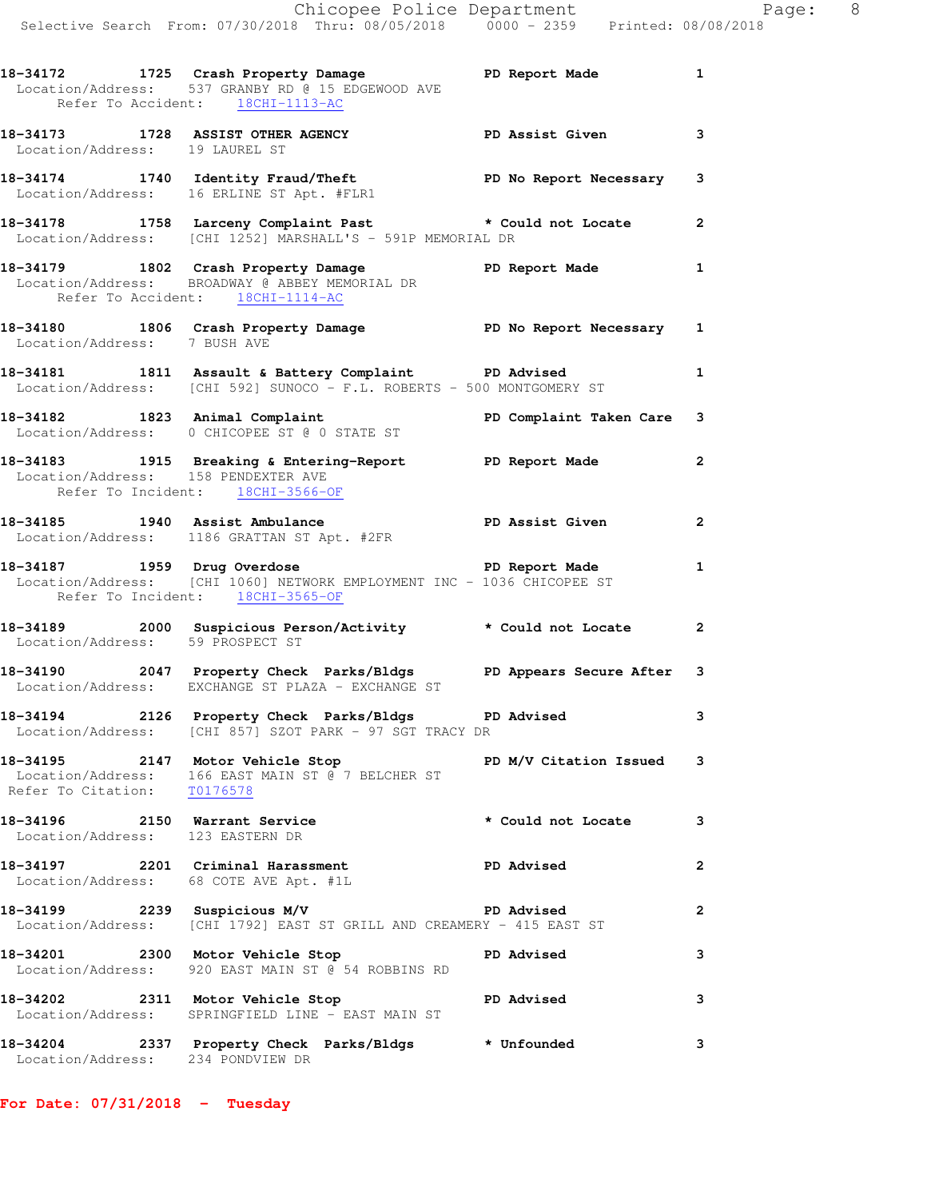18-34172 1725 Crash Property Damage PD Report Made 1
Location/Address: 537 GRANBY RD @ 15 EDGEWOOD AVE
Refer To Accident: 18CHI-1113-AC

18-34173 1728 ASSIST OTHER AGENCY PD Assist Given 3
Location/Address: 19 LAUREL ST

18-34174 1740 Identity Fraud/Theft PD No Report Necessary 3
Location/Address: 16 ERLINE ST Apt. #FLR1

18-34178 1758 Larceny Complaint Past * Could not Locate 2
Location/Address: [CHI 1252] MARSHALL'S - 591P MEMORIAL DR

18-34179 1802 Crash Property Damage PD Report Made 1
Location/Address: BROADWAY @ ABBEY MEMORIAL DR
Refer To Accident: 18CHI-1114-AC

18-34180 1806 Crash Property Damage PD No Report Necessary 1
Location/Address: 7 BUSH AVE

18-34181 1811 Assault & Battery Complaint PD Advised 1
Location/Address: [CHI 592] SUNOCO - F.L. ROBERTS - 500 MONTGOMERY ST

18-34182 1823 Animal Complaint PD Complaint Taken Care 3
Location/Address: 0 CHICOPEE ST @ 0 STATE ST

18-34183 1915 Breaking & Entering-Report PD Report Made 2
Location/Address: 158 PENDEXTER AVE
Refer To Incident: 18CHI-3566-OF

18-34185 1940 Assist Ambulance PD Assist Given 2
Location/Address: 1186 GRATTAN ST Apt. #2FR

18-34187 1959 Drug Overdose PD Report Made 1
Location/Address: [CHI 1060] NETWORK EMPLOYMENT INC - 1036 CHICOPEE ST
Refer To Incident: 18CHI-3565-OF

18-34189 2000 Suspicious Person/Activity * Could not Locate 2
Location/Address: 59 PROSPECT ST

18-34190 2047 Property Check Parks/Bldgs PD Appears Secure After 3
Location/Address: EXCHANGE ST PLAZA - EXCHANGE ST

18-34194 2126 Property Check Parks/Bldgs PD Advised 3
Location/Address: [CHI 857] SZOT PARK - 97 SGT TRACY DR

18-34195 2147 Motor Vehicle Stop PD M/V Citation Issued 3
Location/Address: 166 EAST MAIN ST @ 7 BELCHER ST
Refer To Citation: T0176578

18-34196 2150 Warrant Service * Could not Locate 3
Location/Address: 123 EASTERN DR

18-34197 2201 Criminal Harassment PD Advised 2
Location/Address: 68 COTE AVE Apt. #1L

18-34199 2239 Suspicious M/V PD Advised 2
Location/Address: [CHI 1792] EAST ST GRILL AND CREAMERY - 415 EAST ST

18-34201 2300 Motor Vehicle Stop PD Advised 3
Location/Address: 920 EAST MAIN ST @ 54 ROBBINS RD

18-34202 2311 Motor Vehicle Stop PD Advised 3
Location/Address: SPRINGFIELD LINE - EAST MAIN ST

18-34204 2337 Property Check Parks/Bldgs * Unfounded 3
Location/Address: 234 PONDVIEW DR

**For Date: 07/31/2018 - Tuesday**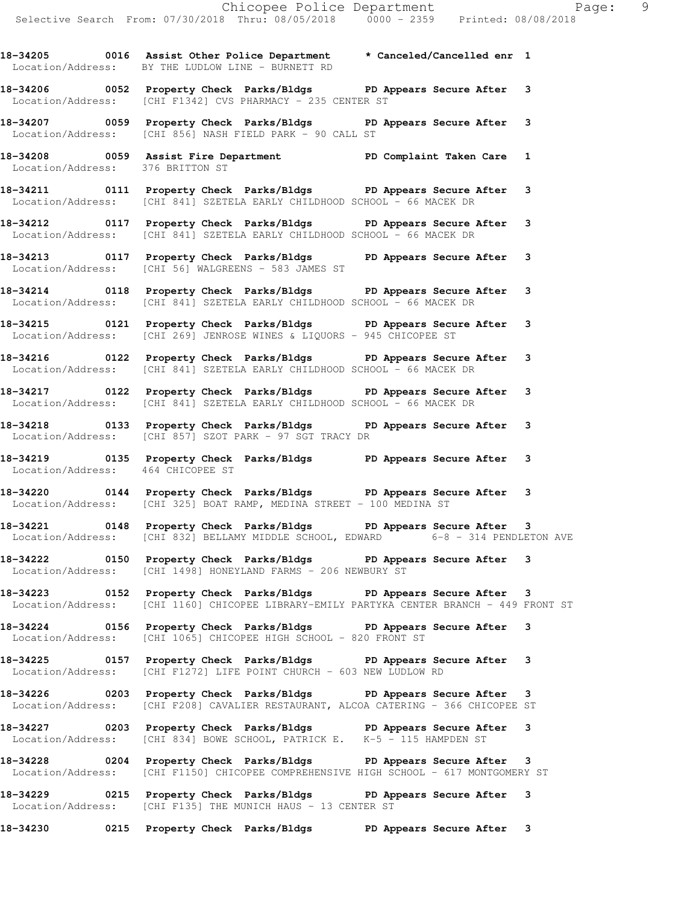**18-34205 0016 Assist Other Police Department \* Canceled/Cancelled enr 1**
Location/Address: BY THE LUDLOW LINE - BURNETT RD

**18-34206 0052 Property Check Parks/Bldgs PD Appears Secure After 3**
Location/Address: [CHI F1342] CVS PHARMACY - 235 CENTER ST

**18-34207 0059 Property Check Parks/Bldgs PD Appears Secure After 3**
Location/Address: [CHI 856] NASH FIELD PARK - 90 CALL ST

**18-34208 0059 Assist Fire Department PD Complaint Taken Care 1**
Location/Address: 376 BRITTON ST

**18-34211 0111 Property Check Parks/Bldgs PD Appears Secure After 3**
Location/Address: [CHI 841] SZETELA EARLY CHILDHOOD SCHOOL - 66 MACEK DR

**18-34212 0117 Property Check Parks/Bldgs PD Appears Secure After 3**
Location/Address: [CHI 841] SZETELA EARLY CHILDHOOD SCHOOL - 66 MACEK DR

**18-34213 0117 Property Check Parks/Bldgs PD Appears Secure After 3**
Location/Address: [CHI 56] WALGREENS - 583 JAMES ST

**18-34214 0118 Property Check Parks/Bldgs PD Appears Secure After 3**
Location/Address: [CHI 841] SZETELA EARLY CHILDHOOD SCHOOL - 66 MACEK DR

**18-34215 0121 Property Check Parks/Bldgs PD Appears Secure After 3**
Location/Address: [CHI 269] JENROSE WINES & LIQUORS - 945 CHICOPEE ST

**18-34216 0122 Property Check Parks/Bldgs PD Appears Secure After 3**
Location/Address: [CHI 841] SZETELA EARLY CHILDHOOD SCHOOL - 66 MACEK DR

**18-34217 0122 Property Check Parks/Bldgs PD Appears Secure After 3**
Location/Address: [CHI 841] SZETELA EARLY CHILDHOOD SCHOOL - 66 MACEK DR

**18-34218 0133 Property Check Parks/Bldgs PD Appears Secure After 3**
Location/Address: [CHI 857] SZOT PARK - 97 SGT TRACY DR

**18-34219 0135 Property Check Parks/Bldgs PD Appears Secure After 3**
Location/Address: 464 CHICOPEE ST

**18-34220 0144 Property Check Parks/Bldgs PD Appears Secure After 3**
Location/Address: [CHI 325] BOAT RAMP, MEDINA STREET - 100 MEDINA ST

**18-34221 0148 Property Check Parks/Bldgs PD Appears Secure After 3**
Location/Address: [CHI 832] BELLAMY MIDDLE SCHOOL, EDWARD 6-8 - 314 PENDLETON AVE

**18-34222 0150 Property Check Parks/Bldgs PD Appears Secure After 3**
Location/Address: [CHI 1498] HONEYLAND FARMS - 206 NEWBURY ST

**18-34223 0152 Property Check Parks/Bldgs PD Appears Secure After 3**
Location/Address: [CHI 1160] CHICOPEE LIBRARY-EMILY PARTYKA CENTER BRANCH - 449 FRONT ST

**18-34224 0156 Property Check Parks/Bldgs PD Appears Secure After 3**
Location/Address: [CHI 1065] CHICOPEE HIGH SCHOOL - 820 FRONT ST

**18-34225 0157 Property Check Parks/Bldgs PD Appears Secure After 3**
Location/Address: [CHI F1272] LIFE POINT CHURCH - 603 NEW LUDLOW RD

**18-34226 0203 Property Check Parks/Bldgs PD Appears Secure After 3**
Location/Address: [CHI F208] CAVALIER RESTAURANT, ALCOA CATERING - 366 CHICOPEE ST

**18-34227 0203 Property Check Parks/Bldgs PD Appears Secure After 3**
Location/Address: [CHI 834] BOWE SCHOOL, PATRICK E. K-5 - 115 HAMPDEN ST

**18-34228 0204 Property Check Parks/Bldgs PD Appears Secure After 3**
Location/Address: [CHI F1150] CHICOPEE COMPREHENSIVE HIGH SCHOOL - 617 MONTGOMERY ST

**18-34229 0215 Property Check Parks/Bldgs PD Appears Secure After 3**
Location/Address: [CHI F135] THE MUNICH HAUS - 13 CENTER ST

**18-34230 0215 Property Check Parks/Bldgs PD Appears Secure After 3**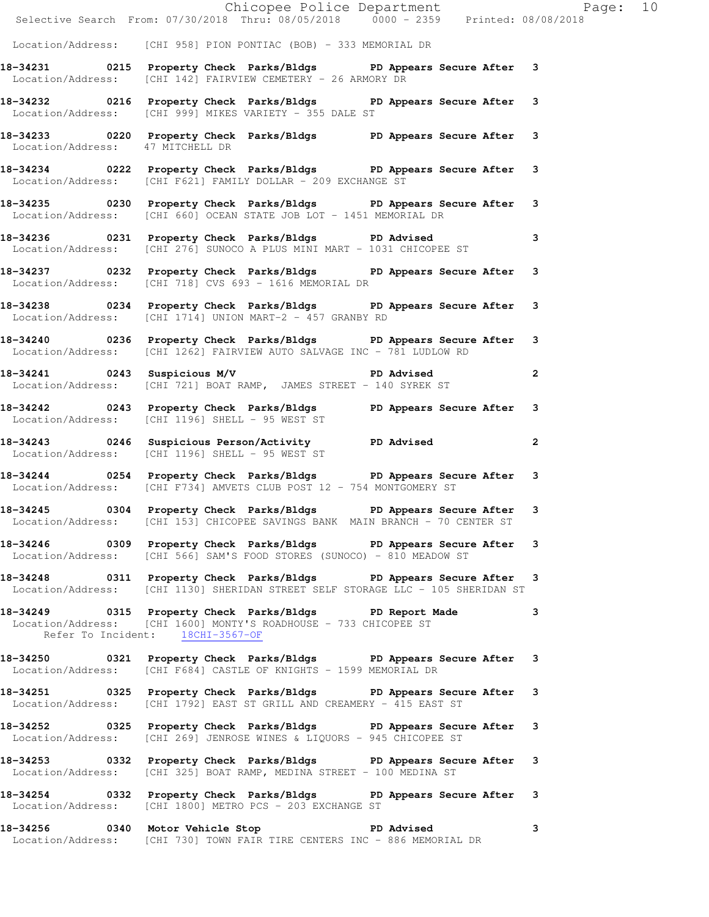Location/Address: [CHI 958] PION PONTIAC (BOB) - 333 MEMORIAL DR

**18-34231 0215 Property Check Parks/Bldgs PD Appears Secure After 3**
Location/Address: [CHI 142] FAIRVIEW CEMETERY - 26 ARMORY DR

**18-34232 0216 Property Check Parks/Bldgs PD Appears Secure After 3**
Location/Address: [CHI 999] MIKES VARIETY - 355 DALE ST

**18-34233 0220 Property Check Parks/Bldgs PD Appears Secure After 3**
Location/Address: 47 MITCHELL DR

**18-34234 0222 Property Check Parks/Bldgs PD Appears Secure After 3**
Location/Address: [CHI F621] FAMILY DOLLAR - 209 EXCHANGE ST

**18-34235 0230 Property Check Parks/Bldgs PD Appears Secure After 3**
Location/Address: [CHI 660] OCEAN STATE JOB LOT - 1451 MEMORIAL DR

**18-34236 0231 Property Check Parks/Bldgs PD Advised 3**
Location/Address: [CHI 276] SUNOCO A PLUS MINI MART - 1031 CHICOPEE ST

**18-34237 0232 Property Check Parks/Bldgs PD Appears Secure After 3**
Location/Address: [CHI 718] CVS 693 - 1616 MEMORIAL DR

**18-34238 0234 Property Check Parks/Bldgs PD Appears Secure After 3**
Location/Address: [CHI 1714] UNION MART-2 - 457 GRANBY RD

**18-34240 0236 Property Check Parks/Bldgs PD Appears Secure After 3**
Location/Address: [CHI 1262] FAIRVIEW AUTO SALVAGE INC - 781 LUDLOW RD

**18-34241 0243 Suspicious M/V PD Advised 2**
Location/Address: [CHI 721] BOAT RAMP, JAMES STREET - 140 SYREK ST

**18-34242 0243 Property Check Parks/Bldgs PD Appears Secure After 3**
Location/Address: [CHI 1196] SHELL - 95 WEST ST

**18-34243 0246 Suspicious Person/Activity PD Advised 2**
Location/Address: [CHI 1196] SHELL - 95 WEST ST

**18-34244 0254 Property Check Parks/Bldgs PD Appears Secure After 3**
Location/Address: [CHI F734] AMVETS CLUB POST 12 - 754 MONTGOMERY ST

**18-34245 0304 Property Check Parks/Bldgs PD Appears Secure After 3**
Location/Address: [CHI 153] CHICOPEE SAVINGS BANK MAIN BRANCH - 70 CENTER ST

**18-34246 0309 Property Check Parks/Bldgs PD Appears Secure After 3**
Location/Address: [CHI 566] SAM'S FOOD STORES (SUNOCO) - 810 MEADOW ST

**18-34248 0311 Property Check Parks/Bldgs PD Appears Secure After 3**
Location/Address: [CHI 1130] SHERIDAN STREET SELF STORAGE LLC - 105 SHERIDAN ST

**18-34249 0315 Property Check Parks/Bldgs PD Report Made 3**
Location/Address: [CHI 1600] MONTY'S ROADHOUSE - 733 CHICOPEE ST
Refer To Incident: 18CHI-3567-OF

**18-34250 0321 Property Check Parks/Bldgs PD Appears Secure After 3**
Location/Address: [CHI F684] CASTLE OF KNIGHTS - 1599 MEMORIAL DR

**18-34251 0325 Property Check Parks/Bldgs PD Appears Secure After 3**
Location/Address: [CHI 1792] EAST ST GRILL AND CREAMERY - 415 EAST ST

**18-34252 0325 Property Check Parks/Bldgs PD Appears Secure After 3**
Location/Address: [CHI 269] JENROSE WINES & LIQUORS - 945 CHICOPEE ST

**18-34253 0332 Property Check Parks/Bldgs PD Appears Secure After 3**
Location/Address: [CHI 325] BOAT RAMP, MEDINA STREET - 100 MEDINA ST

**18-34254 0332 Property Check Parks/Bldgs PD Appears Secure After 3**
Location/Address: [CHI 1800] METRO PCS - 203 EXCHANGE ST

**18-34256 0340 Motor Vehicle Stop PD Advised 3**
Location/Address: [CHI 730] TOWN FAIR TIRE CENTERS INC - 886 MEMORIAL DR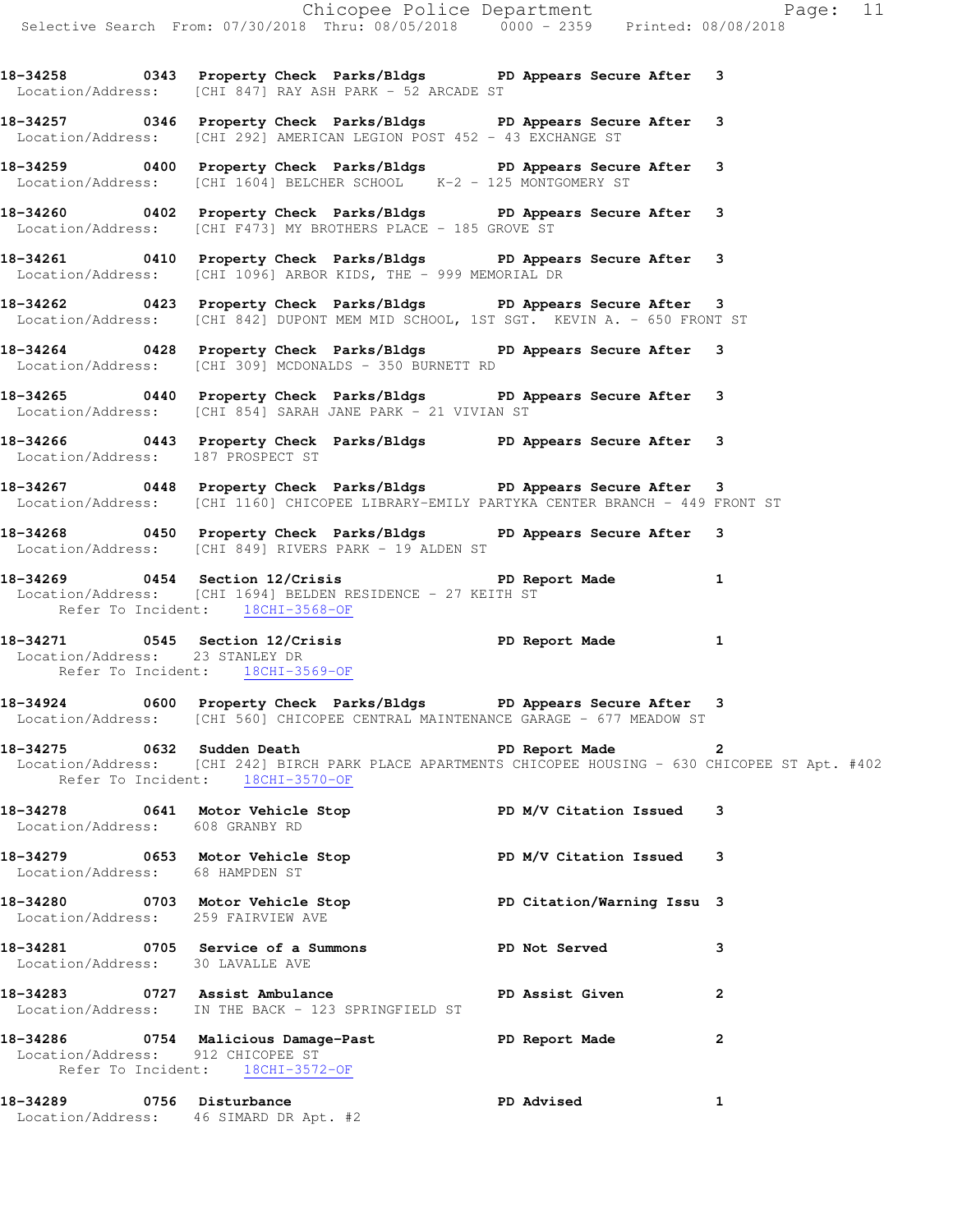18-34258 0343 Property Check Parks/Bldgs PD Appears Secure After 3
Location/Address: [CHI 847] RAY ASH PARK - 52 ARCADE ST

18-34257 0346 Property Check Parks/Bldgs PD Appears Secure After 3
Location/Address: [CHI 292] AMERICAN LEGION POST 452 - 43 EXCHANGE ST

18-34259 0400 Property Check Parks/Bldgs PD Appears Secure After 3
Location/Address: [CHI 1604] BELCHER SCHOOL K-2 - 125 MONTGOMERY ST

18-34260 0402 Property Check Parks/Bldgs PD Appears Secure After 3
Location/Address: [CHI F473] MY BROTHERS PLACE - 185 GROVE ST

18-34261 0410 Property Check Parks/Bldgs PD Appears Secure After 3
Location/Address: [CHI 1096] ARBOR KIDS, THE - 999 MEMORIAL DR

18-34262 0423 Property Check Parks/Bldgs PD Appears Secure After 3
Location/Address: [CHI 842] DUPONT MEM MID SCHOOL, 1ST SGT. KEVIN A. - 650 FRONT ST

18-34264 0428 Property Check Parks/Bldgs PD Appears Secure After 3
Location/Address: [CHI 309] MCDONALDS - 350 BURNETT RD

18-34265 0440 Property Check Parks/Bldgs PD Appears Secure After 3
Location/Address: [CHI 854] SARAH JANE PARK - 21 VIVIAN ST

18-34266 0443 Property Check Parks/Bldgs PD Appears Secure After 3
Location/Address: 187 PROSPECT ST

18-34267 0448 Property Check Parks/Bldgs PD Appears Secure After 3
Location/Address: [CHI 1160] CHICOPEE LIBRARY-EMILY PARTYKA CENTER BRANCH - 449 FRONT ST

18-34268 0450 Property Check Parks/Bldgs PD Appears Secure After 3
Location/Address: [CHI 849] RIVERS PARK - 19 ALDEN ST

18-34269 0454 Section 12/Crisis PD Report Made 1
Location/Address: [CHI 1694] BELDEN RESIDENCE - 27 KEITH ST
Refer To Incident: 18CHI-3568-OF

18-34271 0545 Section 12/Crisis PD Report Made 1
Location/Address: 23 STANLEY DR
Refer To Incident: 18CHI-3569-OF

18-34924 0600 Property Check Parks/Bldgs PD Appears Secure After 3
Location/Address: [CHI 560] CHICOPEE CENTRAL MAINTENANCE GARAGE - 677 MEADOW ST

18-34275 0632 Sudden Death PD Report Made 2
Location/Address: [CHI 242] BIRCH PARK PLACE APARTMENTS CHICOPEE HOUSING - 630 CHICOPEE ST Apt. #402
Refer To Incident: 18CHI-3570-OF

18-34278 0641 Motor Vehicle Stop PD M/V Citation Issued 3
Location/Address: 608 GRANBY RD

18-34279 0653 Motor Vehicle Stop PD M/V Citation Issued 3
Location/Address: 68 HAMPDEN ST

18-34280 0703 Motor Vehicle Stop PD Citation/Warning Issu 3
Location/Address: 259 FAIRVIEW AVE

18-34281 0705 Service of a Summons PD Not Served 3
Location/Address: 30 LAVALLE AVE

18-34283 0727 Assist Ambulance PD Assist Given 2
Location/Address: IN THE BACK - 123 SPRINGFIELD ST

18-34286 0754 Malicious Damage-Past PD Report Made 2
Location/Address: 912 CHICOPEE ST
Refer To Incident: 18CHI-3572-OF

18-34289 0756 Disturbance PD Advised 1
Location/Address: 46 SIMARD DR Apt. #2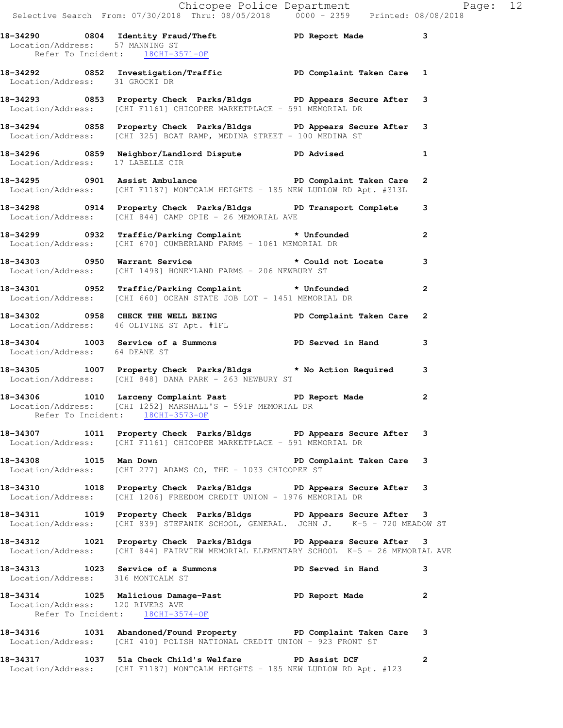18-34290 0804 Identity Fraud/Theft PD Report Made 3
Location/Address: 57 MANNING ST
Refer To Incident: 18CHI-3571-OF

18-34292 0852 Investigation/Traffic PD Complaint Taken Care 1
Location/Address: 31 GROCKI DR

18-34293 0853 Property Check Parks/Bldgs PD Appears Secure After 3
Location/Address: [CHI F1161] CHICOPEE MARKETPLACE - 591 MEMORIAL DR

18-34294 0858 Property Check Parks/Bldgs PD Appears Secure After 3
Location/Address: [CHI 325] BOAT RAMP, MEDINA STREET - 100 MEDINA ST

18-34296 0859 Neighbor/Landlord Dispute PD Advised 1
Location/Address: 17 LABELLE CIR

18-34295 0901 Assist Ambulance PD Complaint Taken Care 2
Location/Address: [CHI F1187] MONTCALM HEIGHTS - 185 NEW LUDLOW RD Apt. #313L

18-34298 0914 Property Check Parks/Bldgs PD Transport Complete 3
Location/Address: [CHI 844] CAMP OPIE - 26 MEMORIAL AVE

18-34299 0932 Traffic/Parking Complaint * Unfounded 2
Location/Address: [CHI 670] CUMBERLAND FARMS - 1061 MEMORIAL DR

18-34303 0950 Warrant Service * Could not Locate 3
Location/Address: [CHI 1498] HONEYLAND FARMS - 206 NEWBURY ST

18-34301 0952 Traffic/Parking Complaint * Unfounded 2
Location/Address: [CHI 660] OCEAN STATE JOB LOT - 1451 MEMORIAL DR

18-34302 0958 CHECK THE WELL BEING PD Complaint Taken Care 2
Location/Address: 46 OLIVINE ST Apt. #1FL

18-34304 1003 Service of a Summons PD Served in Hand 3
Location/Address: 64 DEANE ST

18-34305 1007 Property Check Parks/Bldgs * No Action Required 3
Location/Address: [CHI 848] DANA PARK - 263 NEWBURY ST

18-34306 1010 Larceny Complaint Past PD Report Made 2
Location/Address: [CHI 1252] MARSHALL'S - 591P MEMORIAL DR
Refer To Incident: 18CHI-3573-OF

18-34307 1011 Property Check Parks/Bldgs PD Appears Secure After 3
Location/Address: [CHI F1161] CHICOPEE MARKETPLACE - 591 MEMORIAL DR

18-34308 1015 Man Down PD Complaint Taken Care 3
Location/Address: [CHI 277] ADAMS CO, THE - 1033 CHICOPEE ST

18-34310 1018 Property Check Parks/Bldgs PD Appears Secure After 3
Location/Address: [CHI 1206] FREEDOM CREDIT UNION - 1976 MEMORIAL DR

18-34311 1019 Property Check Parks/Bldgs PD Appears Secure After 3
Location/Address: [CHI 839] STEFANIK SCHOOL, GENERAL. JOHN J. K-5 - 720 MEADOW ST

18-34312 1021 Property Check Parks/Bldgs PD Appears Secure After 3
Location/Address: [CHI 844] FAIRVIEW MEMORIAL ELEMENTARY SCHOOL K-5 - 26 MEMORIAL AVE

18-34313 1023 Service of a Summons PD Served in Hand 3
Location/Address: 316 MONTCALM ST

18-34314 1025 Malicious Damage-Past PD Report Made 2
Location/Address: 120 RIVERS AVE
Refer To Incident: 18CHI-3574-OF

18-34316 1031 Abandoned/Found Property PD Complaint Taken Care 3
Location/Address: [CHI 410] POLISH NATIONAL CREDIT UNION - 923 FRONT ST

18-34317 1037 51a Check Child's Welfare PD Assist DCF 2
Location/Address: [CHI F1187] MONTCALM HEIGHTS - 185 NEW LUDLOW RD Apt. #123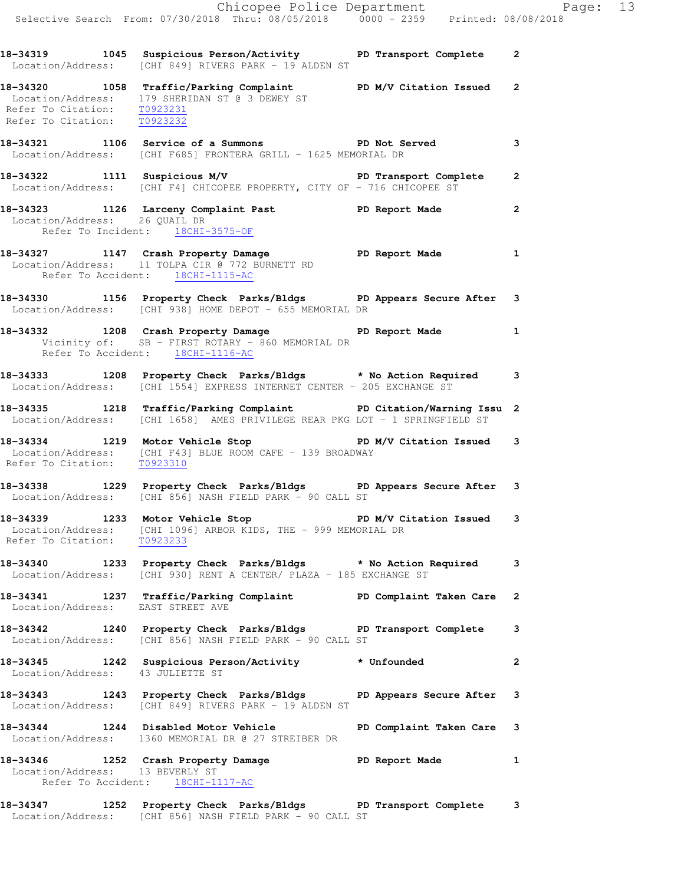18-34319 1045 Suspicious Person/Activity PD Transport Complete 2
Location/Address: [CHI 849] RIVERS PARK - 19 ALDEN ST

18-34320 1058 Traffic/Parking Complaint PD M/V Citation Issued 2
Location/Address: 179 SHERIDAN ST @ 3 DEWEY ST
Refer To Citation: T0923231
Refer To Citation: T0923232

18-34321 1106 Service of a Summons PD Not Served 3
Location/Address: [CHI F685] FRONTERA GRILL - 1625 MEMORIAL DR

18-34322 1111 Suspicious M/V PD Transport Complete 2
Location/Address: [CHI F4] CHICOPEE PROPERTY, CITY OF - 716 CHICOPEE ST

18-34323 1126 Larceny Complaint Past PD Report Made 2
Location/Address: 26 QUAIL DR
Refer To Incident: 18CHI-3575-OF

18-34327 1147 Crash Property Damage PD Report Made 1
Location/Address: 11 TOLPA CIR @ 772 BURNETT RD
Refer To Accident: 18CHI-1115-AC

18-34330 1156 Property Check Parks/Bldgs PD Appears Secure After 3
Location/Address: [CHI 938] HOME DEPOT - 655 MEMORIAL DR

18-34332 1208 Crash Property Damage PD Report Made 1
Vicinity of: SB - FIRST ROTARY - 860 MEMORIAL DR
Refer To Accident: 18CHI-1116-AC

18-34333 1208 Property Check Parks/Bldgs * No Action Required 3
Location/Address: [CHI 1554] EXPRESS INTERNET CENTER - 205 EXCHANGE ST

18-34335 1218 Traffic/Parking Complaint PD Citation/Warning Issu 2
Location/Address: [CHI 1658] AMES PRIVILEGE REAR PKG LOT - 1 SPRINGFIELD ST

18-34334 1219 Motor Vehicle Stop PD M/V Citation Issued 3
Location/Address: [CHI F43] BLUE ROOM CAFE - 139 BROADWAY
Refer To Citation: T0923310

18-34338 1229 Property Check Parks/Bldgs PD Appears Secure After 3
Location/Address: [CHI 856] NASH FIELD PARK - 90 CALL ST

18-34339 1233 Motor Vehicle Stop PD M/V Citation Issued 3
Location/Address: [CHI 1096] ARBOR KIDS, THE - 999 MEMORIAL DR
Refer To Citation: T0923233

18-34340 1233 Property Check Parks/Bldgs * No Action Required 3
Location/Address: [CHI 930] RENT A CENTER/ PLAZA - 185 EXCHANGE ST

18-34341 1237 Traffic/Parking Complaint PD Complaint Taken Care 2
Location/Address: EAST STREET AVE

18-34342 1240 Property Check Parks/Bldgs PD Transport Complete 3
Location/Address: [CHI 856] NASH FIELD PARK - 90 CALL ST

18-34345 1242 Suspicious Person/Activity * Unfounded 2
Location/Address: 43 JULIETTE ST

18-34343 1243 Property Check Parks/Bldgs PD Appears Secure After 3
Location/Address: [CHI 849] RIVERS PARK - 19 ALDEN ST

18-34344 1244 Disabled Motor Vehicle PD Complaint Taken Care 3
Location/Address: 1360 MEMORIAL DR @ 27 STREIBER DR

18-34346 1252 Crash Property Damage PD Report Made 1
Location/Address: 13 BEVERLY ST
Refer To Accident: 18CHI-1117-AC

18-34347 1252 Property Check Parks/Bldgs PD Transport Complete 3
Location/Address: [CHI 856] NASH FIELD PARK - 90 CALL ST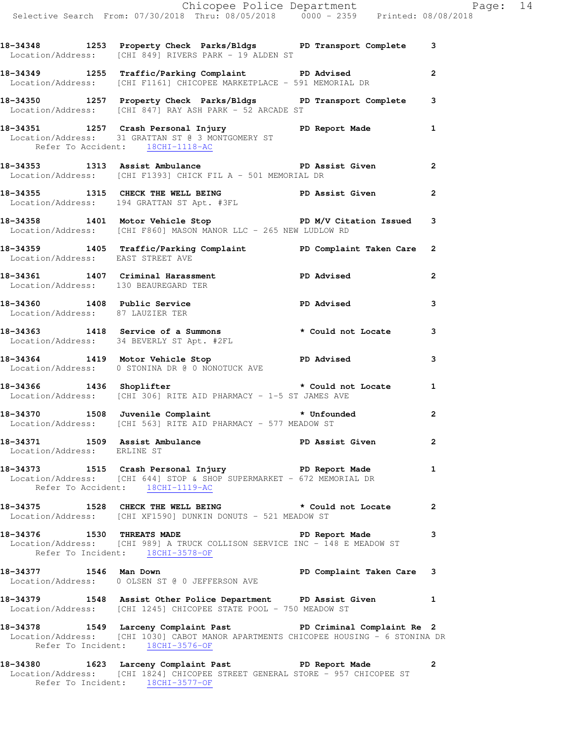18-34348 1253 Property Check Parks/Bldgs PD Transport Complete 3
Location/Address: [CHI 849] RIVERS PARK - 19 ALDEN ST

18-34349 1255 Traffic/Parking Complaint PD Advised 2
Location/Address: [CHI F1161] CHICOPEE MARKETPLACE - 591 MEMORIAL DR

18-34350 1257 Property Check Parks/Bldgs PD Transport Complete 3
Location/Address: [CHI 847] RAY ASH PARK - 52 ARCADE ST

18-34351 1257 Crash Personal Injury PD Report Made 1
Location/Address: 31 GRATTAN ST @ 3 MONTGOMERY ST
Refer To Accident: 18CHI-1118-AC

18-34353 1313 Assist Ambulance PD Assist Given 2
Location/Address: [CHI F1393] CHICK FIL A - 501 MEMORIAL DR

18-34355 1315 CHECK THE WELL BEING PD Assist Given 2
Location/Address: 194 GRATTAN ST Apt. #3FL

18-34358 1401 Motor Vehicle Stop PD M/V Citation Issued 3
Location/Address: [CHI F860] MASON MANOR LLC - 265 NEW LUDLOW RD

18-34359 1405 Traffic/Parking Complaint PD Complaint Taken Care 2
Location/Address: EAST STREET AVE

18-34361 1407 Criminal Harassment PD Advised 2
Location/Address: 130 BEAUREGARD TER

18-34360 1408 Public Service PD Advised 3
Location/Address: 87 LAUZIER TER

18-34363 1418 Service of a Summons * Could not Locate 3
Location/Address: 34 BEVERLY ST Apt. #2FL

18-34364 1419 Motor Vehicle Stop PD Advised 3
Location/Address: 0 STONINA DR @ 0 NONOTUCK AVE

18-34366 1436 Shoplifter * Could not Locate 1
Location/Address: [CHI 306] RITE AID PHARMACY - 1-5 ST JAMES AVE

18-34370 1508 Juvenile Complaint * Unfounded 2
Location/Address: [CHI 563] RITE AID PHARMACY - 577 MEADOW ST

18-34371 1509 Assist Ambulance PD Assist Given 2
Location/Address: ERLINE ST

18-34373 1515 Crash Personal Injury PD Report Made 1
Location/Address: [CHI 644] STOP & SHOP SUPERMARKET - 672 MEMORIAL DR
Refer To Accident: 18CHI-1119-AC

18-34375 1528 CHECK THE WELL BEING * Could not Locate 2
Location/Address: [CHI XF1590] DUNKIN DONUTS - 521 MEADOW ST

18-34376 1530 THREATS MADE PD Report Made 3
Location/Address: [CHI 989] A TRUCK COLLISON SERVICE INC - 148 E MEADOW ST
Refer To Incident: 18CHI-3578-OF

18-34377 1546 Man Down PD Complaint Taken Care 3
Location/Address: 0 OLSEN ST @ 0 JEFFERSON AVE

18-34379 1548 Assist Other Police Department PD Assist Given 1
Location/Address: [CHI 1245] CHICOPEE STATE POOL - 750 MEADOW ST

18-34378 1549 Larceny Complaint Past PD Criminal Complaint Re 2
Location/Address: [CHI 1030] CABOT MANOR APARTMENTS CHICOPEE HOUSING - 6 STONINA DR
Refer To Incident: 18CHI-3576-OF

18-34380 1623 Larceny Complaint Past PD Report Made 2
Location/Address: [CHI 1824] CHICOPEE STREET GENERAL STORE - 957 CHICOPEE ST
Refer To Incident: 18CHI-3577-OF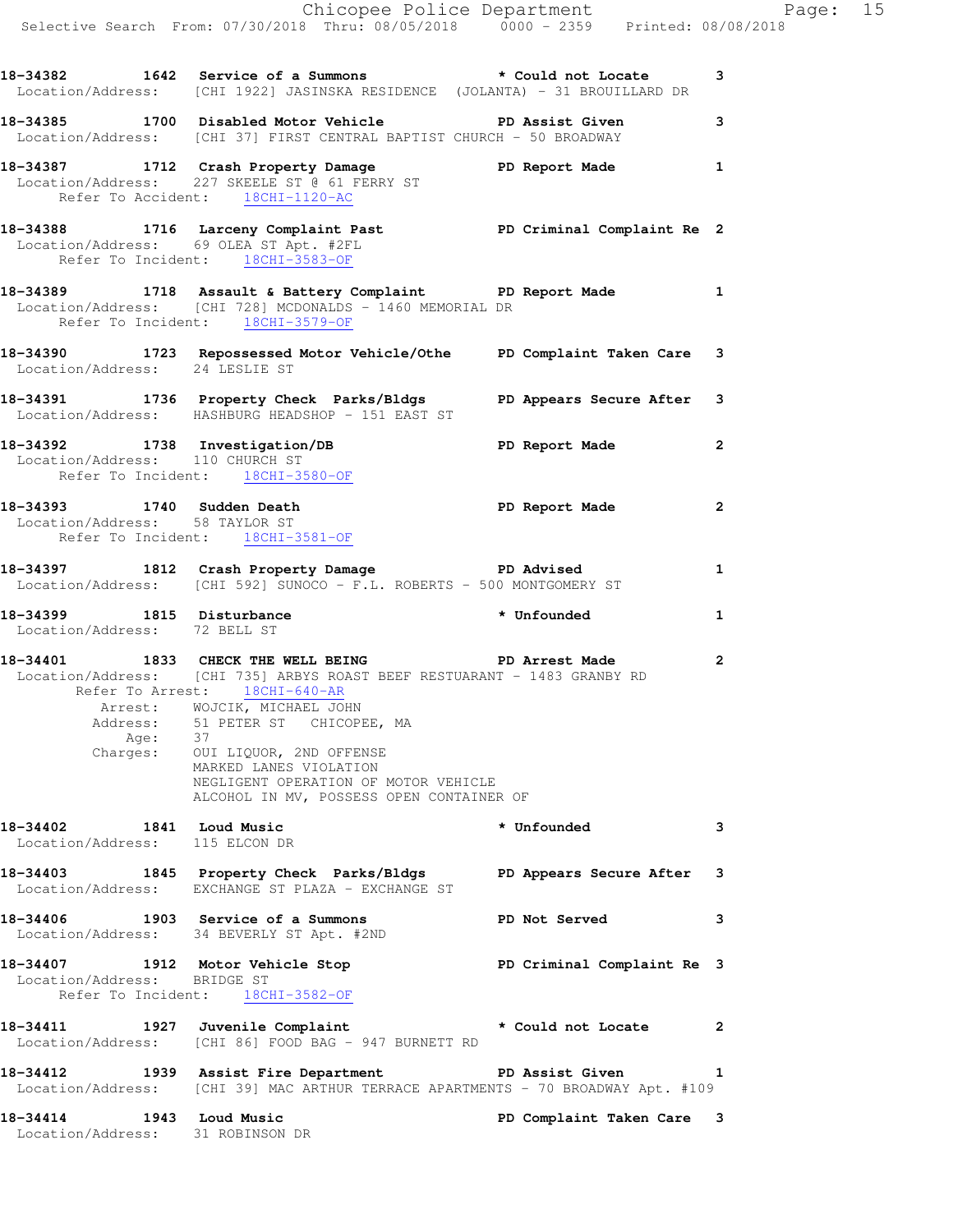18-34382 1642 Service of a Summons * Could not Locate 3
Location/Address: [CHI 1922] JASINSKA RESIDENCE (JOLANTA) - 31 BROUILLARD DR

18-34385 1700 Disabled Motor Vehicle PD Assist Given 3
Location/Address: [CHI 37] FIRST CENTRAL BAPTIST CHURCH - 50 BROADWAY

18-34387 1712 Crash Property Damage PD Report Made 1
Location/Address: 227 SKEELE ST @ 61 FERRY ST
Refer To Accident: 18CHI-1120-AC

18-34388 1716 Larceny Complaint Past PD Criminal Complaint Re 2
Location/Address: 69 OLEA ST Apt. #2FL
Refer To Incident: 18CHI-3583-OF

18-34389 1718 Assault & Battery Complaint PD Report Made 1
Location/Address: [CHI 728] MCDONALDS - 1460 MEMORIAL DR
Refer To Incident: 18CHI-3579-OF

18-34390 1723 Repossessed Motor Vehicle/Othe PD Complaint Taken Care 3
Location/Address: 24 LESLIE ST

18-34391 1736 Property Check Parks/Bldgs PD Appears Secure After 3
Location/Address: HASHBURG HEADSHOP - 151 EAST ST

18-34392 1738 Investigation/DB PD Report Made 2
Location/Address: 110 CHURCH ST
Refer To Incident: 18CHI-3580-OF

18-34393 1740 Sudden Death PD Report Made 2
Location/Address: 58 TAYLOR ST
Refer To Incident: 18CHI-3581-OF

18-34397 1812 Crash Property Damage PD Advised 1
Location/Address: [CHI 592] SUNOCO - F.L. ROBERTS - 500 MONTGOMERY ST

18-34399 1815 Disturbance * Unfounded 1
Location/Address: 72 BELL ST

18-34401 1833 CHECK THE WELL BEING PD Arrest Made 2
Location/Address: [CHI 735] ARBYS ROAST BEEF RESTUARANT - 1483 GRANBY RD
Refer To Arrest: 18CHI-640-AR
Arrest: WOJCIK, MICHAEL JOHN
Address: 51 PETER ST CHICOPEE, MA
Age: 37
Charges: OUI LIQUOR, 2ND OFFENSE
MARKED LANES VIOLATION
NEGLIGENT OPERATION OF MOTOR VEHICLE
ALCOHOL IN MV, POSSESS OPEN CONTAINER OF

18-34402 1841 Loud Music * Unfounded 3
Location/Address: 115 ELCON DR

18-34403 1845 Property Check Parks/Bldgs PD Appears Secure After 3
Location/Address: EXCHANGE ST PLAZA - EXCHANGE ST

18-34406 1903 Service of a Summons PD Not Served 3
Location/Address: 34 BEVERLY ST Apt. #2ND

18-34407 1912 Motor Vehicle Stop PD Criminal Complaint Re 3
Location/Address: BRIDGE ST
Refer To Incident: 18CHI-3582-OF

18-34411 1927 Juvenile Complaint * Could not Locate 2
Location/Address: [CHI 86] FOOD BAG - 947 BURNETT RD

18-34412 1939 Assist Fire Department PD Assist Given 1
Location/Address: [CHI 39] MAC ARTHUR TERRACE APARTMENTS - 70 BROADWAY Apt. #109

18-34414 1943 Loud Music PD Complaint Taken Care 3
Location/Address: 31 ROBINSON DR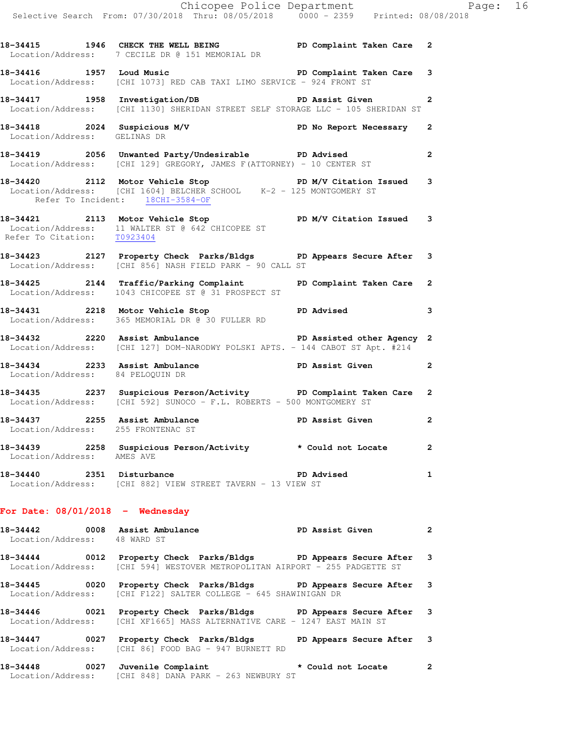18-34415 1946 CHECK THE WELL BEING PD Complaint Taken Care 2
Location/Address: 7 CECILE DR @ 151 MEMORIAL DR

18-34416 1957 Loud Music PD Complaint Taken Care 3
Location/Address: [CHI 1073] RED CAB TAXI LIMO SERVICE - 924 FRONT ST

18-34417 1958 Investigation/DB PD Assist Given 2
Location/Address: [CHI 1130] SHERIDAN STREET SELF STORAGE LLC - 105 SHERIDAN ST

18-34418 2024 Suspicious M/V PD No Report Necessary 2
Location/Address: GELINAS DR

18-34419 2056 Unwanted Party/Undesirable PD Advised 2
Location/Address: [CHI 129] GREGORY, JAMES F(ATTORNEY) - 10 CENTER ST

18-34420 2112 Motor Vehicle Stop PD M/V Citation Issued 3
Location/Address: [CHI 1604] BELCHER SCHOOL K-2 - 125 MONTGOMERY ST
Refer To Incident: 18CHI-3584-OF

18-34421 2113 Motor Vehicle Stop PD M/V Citation Issued 3
Location/Address: 11 WALTER ST @ 642 CHICOPEE ST
Refer To Citation: T0923404

18-34423 2127 Property Check Parks/Bldgs PD Appears Secure After 3
Location/Address: [CHI 856] NASH FIELD PARK - 90 CALL ST

18-34425 2144 Traffic/Parking Complaint PD Complaint Taken Care 2
Location/Address: 1043 CHICOPEE ST @ 31 PROSPECT ST

18-34431 2218 Motor Vehicle Stop PD Advised 3
Location/Address: 365 MEMORIAL DR @ 30 FULLER RD

18-34432 2220 Assist Ambulance PD Assisted other Agency 2
Location/Address: [CHI 127] DOM-NARODWY POLSKI APTS. - 144 CABOT ST Apt. #214

18-34434 2233 Assist Ambulance PD Assist Given 2
Location/Address: 84 PELOQUIN DR

18-34435 2237 Suspicious Person/Activity PD Complaint Taken Care 2
Location/Address: [CHI 592] SUNOCO - F.L. ROBERTS - 500 MONTGOMERY ST

18-34437 2255 Assist Ambulance PD Assist Given 2
Location/Address: 255 FRONTENAC ST

18-34439 2258 Suspicious Person/Activity * Could not Locate 2
Location/Address: AMES AVE

18-34440 2351 Disturbance PD Advised 1
Location/Address: [CHI 882] VIEW STREET TAVERN - 13 VIEW ST

**For Date: 08/01/2018 - Wednesday**

18-34442 0008 Assist Ambulance PD Assist Given 2
Location/Address: 48 WARD ST

18-34444 0012 Property Check Parks/Bldgs PD Appears Secure After 3
Location/Address: [CHI 594] WESTOVER METROPOLITAN AIRPORT - 255 PADGETTE ST

18-34445 0020 Property Check Parks/Bldgs PD Appears Secure After 3
Location/Address: [CHI F122] SALTER COLLEGE - 645 SHAWINIGAN DR

18-34446 0021 Property Check Parks/Bldgs PD Appears Secure After 3
Location/Address: [CHI XF1665] MASS ALTERNATIVE CARE - 1247 EAST MAIN ST

18-34447 0027 Property Check Parks/Bldgs PD Appears Secure After 3
Location/Address: [CHI 86] FOOD BAG - 947 BURNETT RD

18-34448 0027 Juvenile Complaint * Could not Locate 2
Location/Address: [CHI 848] DANA PARK - 263 NEWBURY ST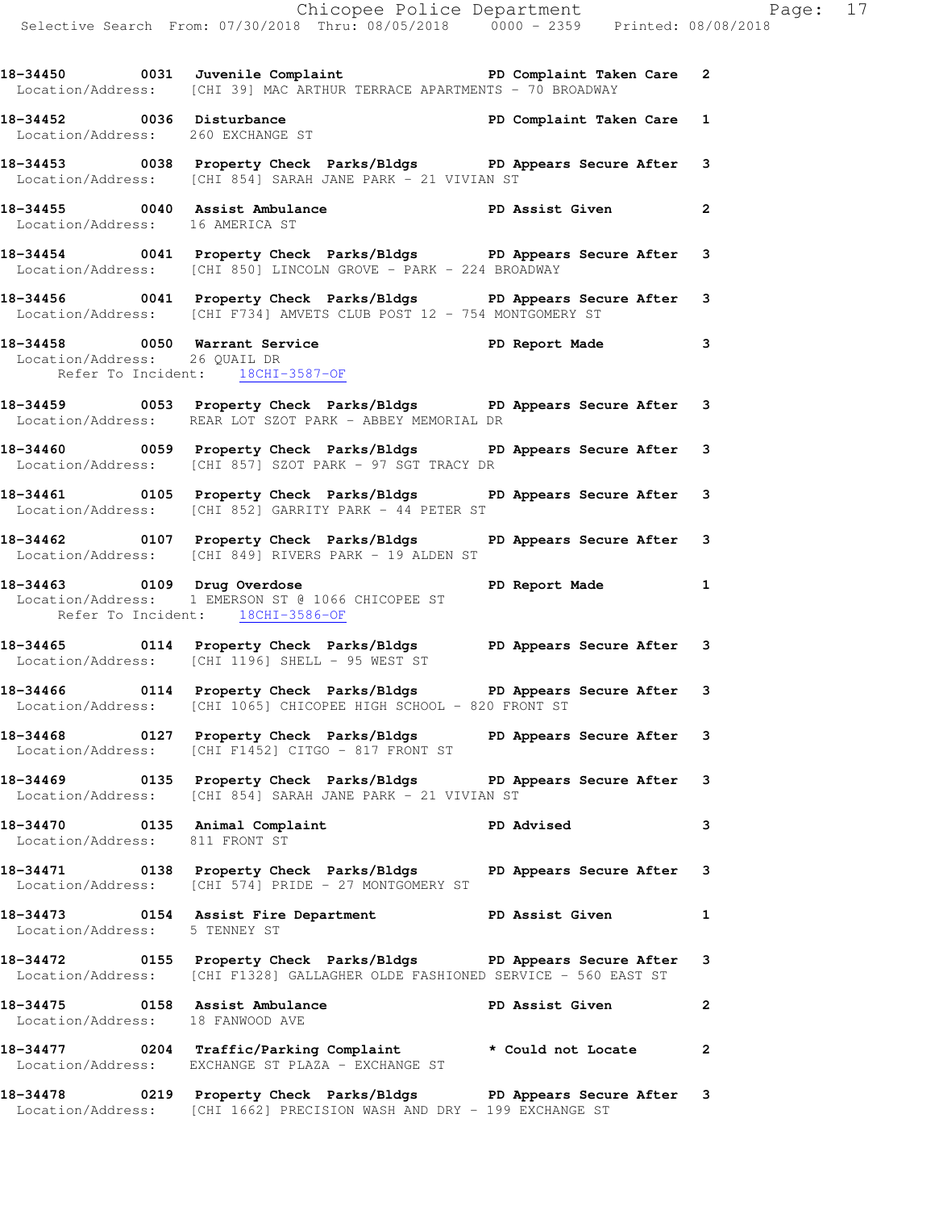**18-34450 0031 Juvenile Complaint PD Complaint Taken Care 2**
Location/Address: [CHI 39] MAC ARTHUR TERRACE APARTMENTS - 70 BROADWAY

**18-34452 0036 Disturbance PD Complaint Taken Care 1**
Location/Address: 260 EXCHANGE ST

**18-34453 0038 Property Check Parks/Bldgs PD Appears Secure After 3**
Location/Address: [CHI 854] SARAH JANE PARK - 21 VIVIAN ST

**18-34455 0040 Assist Ambulance PD Assist Given 2**
Location/Address: 16 AMERICA ST

**18-34454 0041 Property Check Parks/Bldgs PD Appears Secure After 3**
Location/Address: [CHI 850] LINCOLN GROVE - PARK - 224 BROADWAY

**18-34456 0041 Property Check Parks/Bldgs PD Appears Secure After 3**
Location/Address: [CHI F734] AMVETS CLUB POST 12 - 754 MONTGOMERY ST

**18-34458 0050 Warrant Service PD Report Made 3**
Location/Address: 26 QUAIL DR
Refer To Incident: 18CHI-3587-OF

**18-34459 0053 Property Check Parks/Bldgs PD Appears Secure After 3**
Location/Address: REAR LOT SZOT PARK - ABBEY MEMORIAL DR

**18-34460 0059 Property Check Parks/Bldgs PD Appears Secure After 3**
Location/Address: [CHI 857] SZOT PARK - 97 SGT TRACY DR

**18-34461 0105 Property Check Parks/Bldgs PD Appears Secure After 3**
Location/Address: [CHI 852] GARRITY PARK - 44 PETER ST

**18-34462 0107 Property Check Parks/Bldgs PD Appears Secure After 3**
Location/Address: [CHI 849] RIVERS PARK - 19 ALDEN ST

**18-34463 0109 Drug Overdose PD Report Made 1**
Location/Address: 1 EMERSON ST @ 1066 CHICOPEE ST
Refer To Incident: 18CHI-3586-OF

**18-34465 0114 Property Check Parks/Bldgs PD Appears Secure After 3**
Location/Address: [CHI 1196] SHELL - 95 WEST ST

**18-34466 0114 Property Check Parks/Bldgs PD Appears Secure After 3**
Location/Address: [CHI 1065] CHICOPEE HIGH SCHOOL - 820 FRONT ST

**18-34468 0127 Property Check Parks/Bldgs PD Appears Secure After 3**
Location/Address: [CHI F1452] CITGO - 817 FRONT ST

**18-34469 0135 Property Check Parks/Bldgs PD Appears Secure After 3**
Location/Address: [CHI 854] SARAH JANE PARK - 21 VIVIAN ST

**18-34470 0135 Animal Complaint PD Advised 3**
Location/Address: 811 FRONT ST

**18-34471 0138 Property Check Parks/Bldgs PD Appears Secure After 3**
Location/Address: [CHI 574] PRIDE - 27 MONTGOMERY ST

**18-34473 0154 Assist Fire Department PD Assist Given 1**
Location/Address: 5 TENNEY ST

**18-34472 0155 Property Check Parks/Bldgs PD Appears Secure After 3**
Location/Address: [CHI F1328] GALLAGHER OLDE FASHIONED SERVICE - 560 EAST ST

**18-34475 0158 Assist Ambulance PD Assist Given 2**
Location/Address: 18 FANWOOD AVE

**18-34477 0204 Traffic/Parking Complaint * Could not Locate 2**
Location/Address: EXCHANGE ST PLAZA - EXCHANGE ST

**18-34478 0219 Property Check Parks/Bldgs PD Appears Secure After 3**
Location/Address: [CHI 1662] PRECISION WASH AND DRY - 199 EXCHANGE ST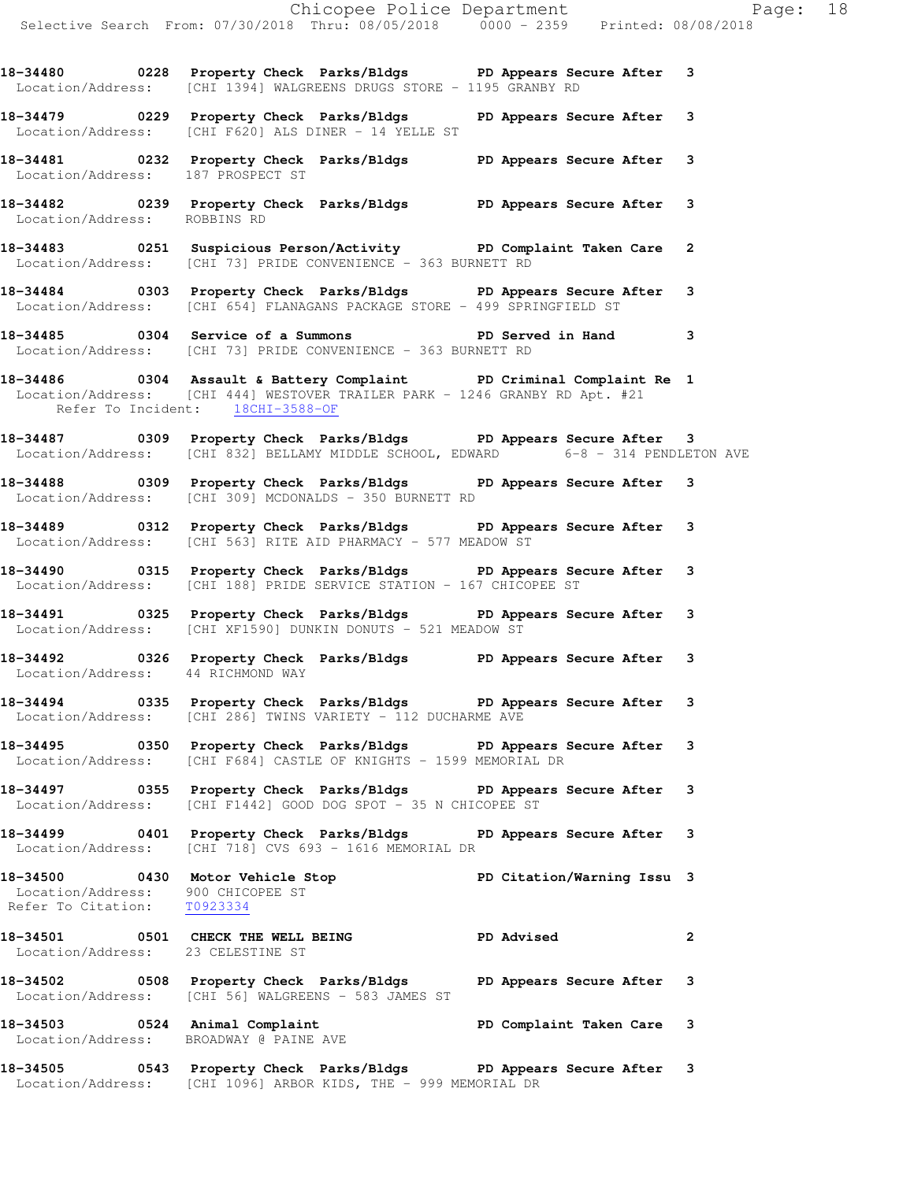**18-34480 0228 Property Check Parks/Bldgs PD Appears Secure After 3**
Location/Address: [CHI 1394] WALGREENS DRUGS STORE - 1195 GRANBY RD

**18-34479 0229 Property Check Parks/Bldgs PD Appears Secure After 3**
Location/Address: [CHI F620] ALS DINER - 14 YELLE ST

**18-34481 0232 Property Check Parks/Bldgs PD Appears Secure After 3**
Location/Address: 187 PROSPECT ST

**18-34482 0239 Property Check Parks/Bldgs PD Appears Secure After 3**
Location/Address: ROBBINS RD

**18-34483 0251 Suspicious Person/Activity PD Complaint Taken Care 2**
Location/Address: [CHI 73] PRIDE CONVENIENCE - 363 BURNETT RD

**18-34484 0303 Property Check Parks/Bldgs PD Appears Secure After 3**
Location/Address: [CHI 654] FLANAGANS PACKAGE STORE - 499 SPRINGFIELD ST

**18-34485 0304 Service of a Summons PD Served in Hand 3**
Location/Address: [CHI 73] PRIDE CONVENIENCE - 363 BURNETT RD

**18-34486 0304 Assault & Battery Complaint PD Criminal Complaint Re 1**
Location/Address: [CHI 444] WESTOVER TRAILER PARK - 1246 GRANBY RD Apt. #21
Refer To Incident: 18CHI-3588-OF

**18-34487 0309 Property Check Parks/Bldgs PD Appears Secure After 3**
Location/Address: [CHI 832] BELLAMY MIDDLE SCHOOL, EDWARD 6-8 - 314 PENDLETON AVE

**18-34488 0309 Property Check Parks/Bldgs PD Appears Secure After 3**
Location/Address: [CHI 309] MCDONALDS - 350 BURNETT RD

**18-34489 0312 Property Check Parks/Bldgs PD Appears Secure After 3**
Location/Address: [CHI 563] RITE AID PHARMACY - 577 MEADOW ST

**18-34490 0315 Property Check Parks/Bldgs PD Appears Secure After 3**
Location/Address: [CHI 188] PRIDE SERVICE STATION - 167 CHICOPEE ST

**18-34491 0325 Property Check Parks/Bldgs PD Appears Secure After 3**
Location/Address: [CHI XF1590] DUNKIN DONUTS - 521 MEADOW ST

**18-34492 0326 Property Check Parks/Bldgs PD Appears Secure After 3**
Location/Address: 44 RICHMOND WAY

**18-34494 0335 Property Check Parks/Bldgs PD Appears Secure After 3**
Location/Address: [CHI 286] TWINS VARIETY - 112 DUCHARME AVE

**18-34495 0350 Property Check Parks/Bldgs PD Appears Secure After 3**
Location/Address: [CHI F684] CASTLE OF KNIGHTS - 1599 MEMORIAL DR

**18-34497 0355 Property Check Parks/Bldgs PD Appears Secure After 3**
Location/Address: [CHI F1442] GOOD DOG SPOT - 35 N CHICOPEE ST

**18-34499 0401 Property Check Parks/Bldgs PD Appears Secure After 3**
Location/Address: [CHI 718] CVS 693 - 1616 MEMORIAL DR

**18-34500 0430 Motor Vehicle Stop PD Citation/Warning Issu 3**
Location/Address: 900 CHICOPEE ST
Refer To Citation: T0923334

**18-34501 0501 CHECK THE WELL BEING PD Advised 2**
Location/Address: 23 CELESTINE ST

**18-34502 0508 Property Check Parks/Bldgs PD Appears Secure After 3**
Location/Address: [CHI 56] WALGREENS - 583 JAMES ST

**18-34503 0524 Animal Complaint PD Complaint Taken Care 3**
Location/Address: BROADWAY @ PAINE AVE

**18-34505 0543 Property Check Parks/Bldgs PD Appears Secure After 3**
Location/Address: [CHI 1096] ARBOR KIDS, THE - 999 MEMORIAL DR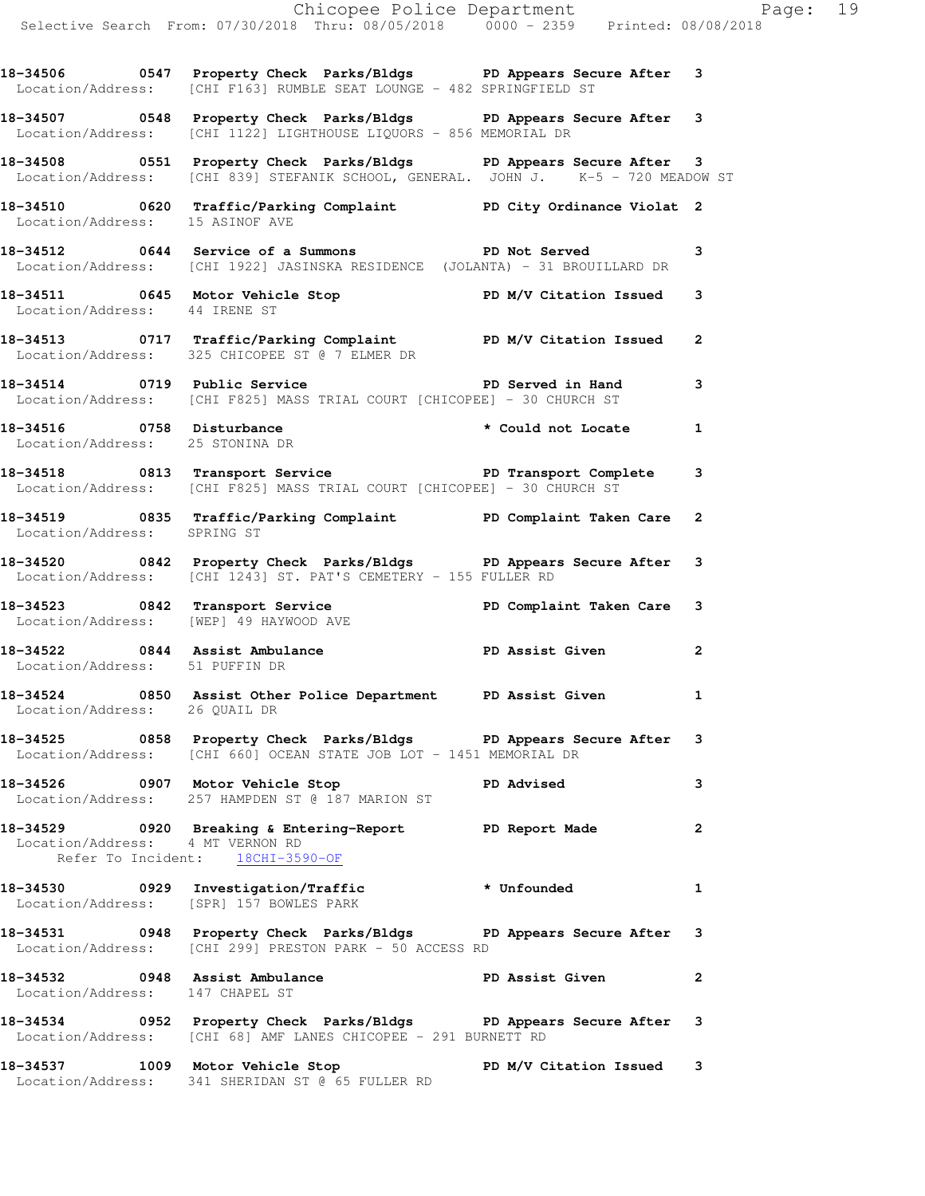```
18-34506        0547  Property Check  Parks/Bldgs      PD Appears Secure After  3
  Location/Address:    [CHI F163] RUMBLE SEAT LOUNGE - 482 SPRINGFIELD ST

18-34507        0548  Property Check  Parks/Bldgs      PD Appears Secure After  3
  Location/Address:    [CHI 1122] LIGHTHOUSE LIQUORS - 856 MEMORIAL DR

18-34508        0551  Property Check  Parks/Bldgs      PD Appears Secure After  3
  Location/Address:    [CHI 839] STEFANIK SCHOOL, GENERAL. JOHN J.   K-5 - 720 MEADOW ST

18-34510        0620  Traffic/Parking Complaint        PD City Ordinance Violat 2
  Location/Address:    15 ASINOF AVE

18-34512        0644  Service of a Summons             PD Not Served            3
  Location/Address:    [CHI 1922] JASINSKA RESIDENCE  (JOLANTA) - 31 BROUILLARD DR

18-34511        0645  Motor Vehicle Stop               PD M/V Citation Issued   3
  Location/Address:    44 IRENE ST

18-34513        0717  Traffic/Parking Complaint        PD M/V Citation Issued   2
  Location/Address:    325 CHICOPEE ST @ 7 ELMER DR

18-34514        0719  Public Service                   PD Served in Hand        3
  Location/Address:    [CHI F825] MASS TRIAL COURT [CHICOPEE] - 30 CHURCH ST

18-34516        0758  Disturbance                      * Could not Locate       1
  Location/Address:    25 STONINA DR

18-34518        0813  Transport Service                PD Transport Complete    3
  Location/Address:    [CHI F825] MASS TRIAL COURT [CHICOPEE] - 30 CHURCH ST

18-34519        0835  Traffic/Parking Complaint        PD Complaint Taken Care  2
  Location/Address:    SPRING ST

18-34520        0842  Property Check  Parks/Bldgs      PD Appears Secure After  3
  Location/Address:    [CHI 1243] ST. PAT'S CEMETERY - 155 FULLER RD

18-34523        0842  Transport Service                PD Complaint Taken Care  3
  Location/Address:    [WEP] 49 HAYWOOD AVE

18-34522        0844  Assist Ambulance                 PD Assist Given          2
  Location/Address:    51 PUFFIN DR

18-34524        0850  Assist Other Police Department   PD Assist Given          1
  Location/Address:    26 QUAIL DR

18-34525        0858  Property Check  Parks/Bldgs      PD Appears Secure After  3
  Location/Address:    [CHI 660] OCEAN STATE JOB LOT - 1451 MEMORIAL DR

18-34526        0907  Motor Vehicle Stop               PD Advised               3
  Location/Address:    257 HAMPDEN ST @ 187 MARION ST

18-34529        0920  Breaking & Entering-Report       PD Report Made           2
  Location/Address:    4 MT VERNON RD
       Refer To Incident:    18CHI-3590-OF

18-34530        0929  Investigation/Traffic            * Unfounded              1
  Location/Address:    [SPR] 157 BOWLES PARK

18-34531        0948  Property Check  Parks/Bldgs      PD Appears Secure After  3
  Location/Address:    [CHI 299] PRESTON PARK - 50 ACCESS RD

18-34532        0948  Assist Ambulance                 PD Assist Given          2
  Location/Address:    147 CHAPEL ST

18-34534        0952  Property Check  Parks/Bldgs      PD Appears Secure After  3
  Location/Address:    [CHI 68] AMF LANES CHICOPEE - 291 BURNETT RD

18-34537        1009  Motor Vehicle Stop               PD M/V Citation Issued   3
  Location/Address:    341 SHERIDAN ST @ 65 FULLER RD
```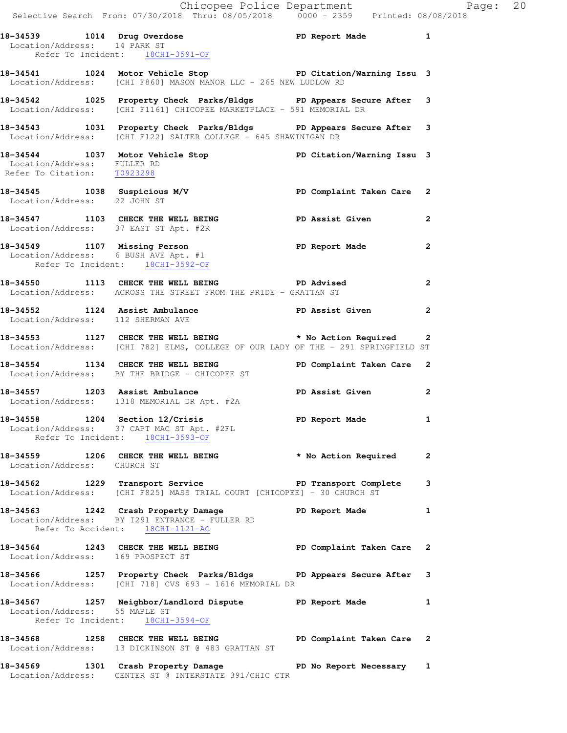**18-34539 1014 Drug Overdose PD Report Made 1**
Location/Address: 14 PARK ST
Refer To Incident: 18CHI-3591-OF

**18-34541 1024 Motor Vehicle Stop PD Citation/Warning Issu 3**
Location/Address: [CHI F860] MASON MANOR LLC - 265 NEW LUDLOW RD

**18-34542 1025 Property Check Parks/Bldgs PD Appears Secure After 3**
Location/Address: [CHI F1161] CHICOPEE MARKETPLACE - 591 MEMORIAL DR

**18-34543 1031 Property Check Parks/Bldgs PD Appears Secure After 3**
Location/Address: [CHI F122] SALTER COLLEGE - 645 SHAWINIGAN DR

**18-34544 1037 Motor Vehicle Stop PD Citation/Warning Issu 3**
Location/Address: FULLER RD
Refer To Citation: T0923298

**18-34545 1038 Suspicious M/V PD Complaint Taken Care 2**
Location/Address: 22 JOHN ST

**18-34547 1103 CHECK THE WELL BEING PD Assist Given 2**
Location/Address: 37 EAST ST Apt. #2R

**18-34549 1107 Missing Person PD Report Made 2**
Location/Address: 6 BUSH AVE Apt. #1
Refer To Incident: 18CHI-3592-OF

**18-34550 1113 CHECK THE WELL BEING PD Advised 2**
Location/Address: ACROSS THE STREET FROM THE PRIDE - GRATTAN ST

**18-34552 1124 Assist Ambulance PD Assist Given 2**
Location/Address: 112 SHERMAN AVE

**18-34553 1127 CHECK THE WELL BEING * No Action Required 2**
Location/Address: [CHI 782] ELMS, COLLEGE OF OUR LADY OF THE - 291 SPRINGFIELD ST

**18-34554 1134 CHECK THE WELL BEING PD Complaint Taken Care 2**
Location/Address: BY THE BRIDGE - CHICOPEE ST

**18-34557 1203 Assist Ambulance PD Assist Given 2**
Location/Address: 1318 MEMORIAL DR Apt. #2A

**18-34558 1204 Section 12/Crisis PD Report Made 1**
Location/Address: 37 CAPT MAC ST Apt. #2FL
Refer To Incident: 18CHI-3593-OF

**18-34559 1206 CHECK THE WELL BEING * No Action Required 2**
Location/Address: CHURCH ST

**18-34562 1229 Transport Service PD Transport Complete 3**
Location/Address: [CHI F825] MASS TRIAL COURT [CHICOPEE] - 30 CHURCH ST

**18-34563 1242 Crash Property Damage PD Report Made 1**
Location/Address: BY I291 ENTRANCE - FULLER RD
Refer To Accident: 18CHI-1121-AC

**18-34564 1243 CHECK THE WELL BEING PD Complaint Taken Care 2**
Location/Address: 169 PROSPECT ST

**18-34566 1257 Property Check Parks/Bldgs PD Appears Secure After 3**
Location/Address: [CHI 718] CVS 693 - 1616 MEMORIAL DR

**18-34567 1257 Neighbor/Landlord Dispute PD Report Made 1**
Location/Address: 55 MAPLE ST
Refer To Incident: 18CHI-3594-OF

**18-34568 1258 CHECK THE WELL BEING PD Complaint Taken Care 2**
Location/Address: 13 DICKINSON ST @ 483 GRATTAN ST

**18-34569 1301 Crash Property Damage PD No Report Necessary 1**
Location/Address: CENTER ST @ INTERSTATE 391/CHIC CTR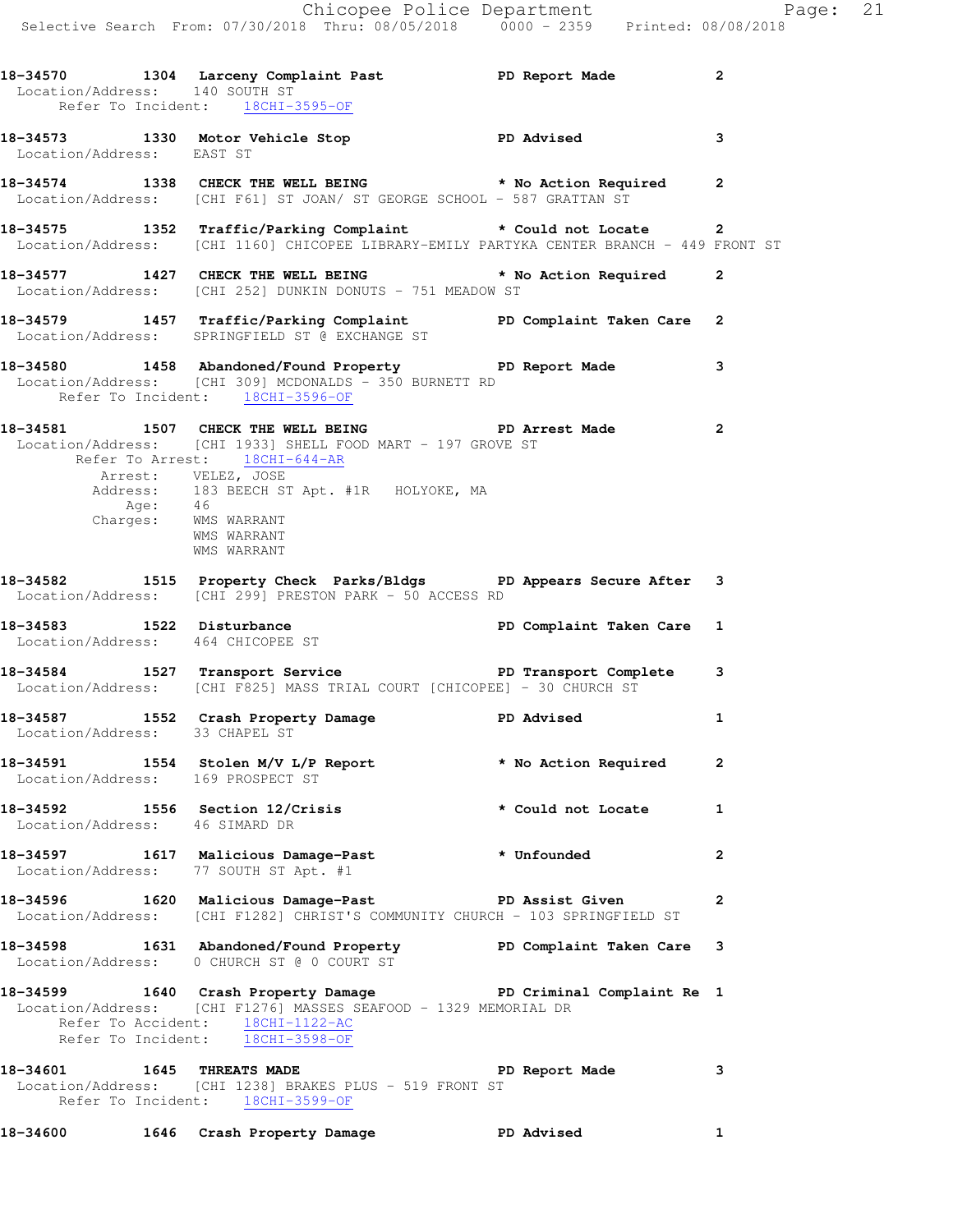**18-34570 1304 Larceny Complaint Past PD Report Made 2**
Location/Address: 140 SOUTH ST
Refer To Incident: 18CHI-3595-OF

**18-34573 1330 Motor Vehicle Stop PD Advised 3**
Location/Address: EAST ST

**18-34574 1338 CHECK THE WELL BEING * No Action Required 2**
Location/Address: [CHI F61] ST JOAN/ ST GEORGE SCHOOL - 587 GRATTAN ST

**18-34575 1352 Traffic/Parking Complaint * Could not Locate 2**
Location/Address: [CHI 1160] CHICOPEE LIBRARY-EMILY PARTYKA CENTER BRANCH - 449 FRONT ST

**18-34577 1427 CHECK THE WELL BEING * No Action Required 2**
Location/Address: [CHI 252] DUNKIN DONUTS - 751 MEADOW ST

**18-34579 1457 Traffic/Parking Complaint PD Complaint Taken Care 2**
Location/Address: SPRINGFIELD ST @ EXCHANGE ST

**18-34580 1458 Abandoned/Found Property PD Report Made 3**
Location/Address: [CHI 309] MCDONALDS - 350 BURNETT RD
Refer To Incident: 18CHI-3596-OF

**18-34581 1507 CHECK THE WELL BEING PD Arrest Made 2**
Location/Address: [CHI 1933] SHELL FOOD MART - 197 GROVE ST
Refer To Arrest: 18CHI-644-AR
Arrest: VELEZ, JOSE
Address: 183 BEECH ST Apt. #1R HOLYOKE, MA
Age: 46
Charges: WMS WARRANT
WMS WARRANT
WMS WARRANT

**18-34582 1515 Property Check Parks/Bldgs PD Appears Secure After 3**
Location/Address: [CHI 299] PRESTON PARK - 50 ACCESS RD

**18-34583 1522 Disturbance PD Complaint Taken Care 1**
Location/Address: 464 CHICOPEE ST

**18-34584 1527 Transport Service PD Transport Complete 3**
Location/Address: [CHI F825] MASS TRIAL COURT [CHICOPEE] - 30 CHURCH ST

**18-34587 1552 Crash Property Damage PD Advised 1**
Location/Address: 33 CHAPEL ST

**18-34591 1554 Stolen M/V L/P Report * No Action Required 2**
Location/Address: 169 PROSPECT ST

**18-34592 1556 Section 12/Crisis * Could not Locate 1**
Location/Address: 46 SIMARD DR

**18-34597 1617 Malicious Damage-Past * Unfounded 2**
Location/Address: 77 SOUTH ST Apt. #1

**18-34596 1620 Malicious Damage-Past PD Assist Given 2**
Location/Address: [CHI F1282] CHRIST'S COMMUNITY CHURCH - 103 SPRINGFIELD ST

**18-34598 1631 Abandoned/Found Property PD Complaint Taken Care 3**
Location/Address: 0 CHURCH ST @ 0 COURT ST

**18-34599 1640 Crash Property Damage PD Criminal Complaint Re 1**
Location/Address: [CHI F1276] MASSES SEAFOOD - 1329 MEMORIAL DR
Refer To Accident: 18CHI-1122-AC
Refer To Incident: 18CHI-3598-OF

**18-34601 1645 THREATS MADE PD Report Made 3**
Location/Address: [CHI 1238] BRAKES PLUS - 519 FRONT ST
Refer To Incident: 18CHI-3599-OF

**18-34600 1646 Crash Property Damage PD Advised 1**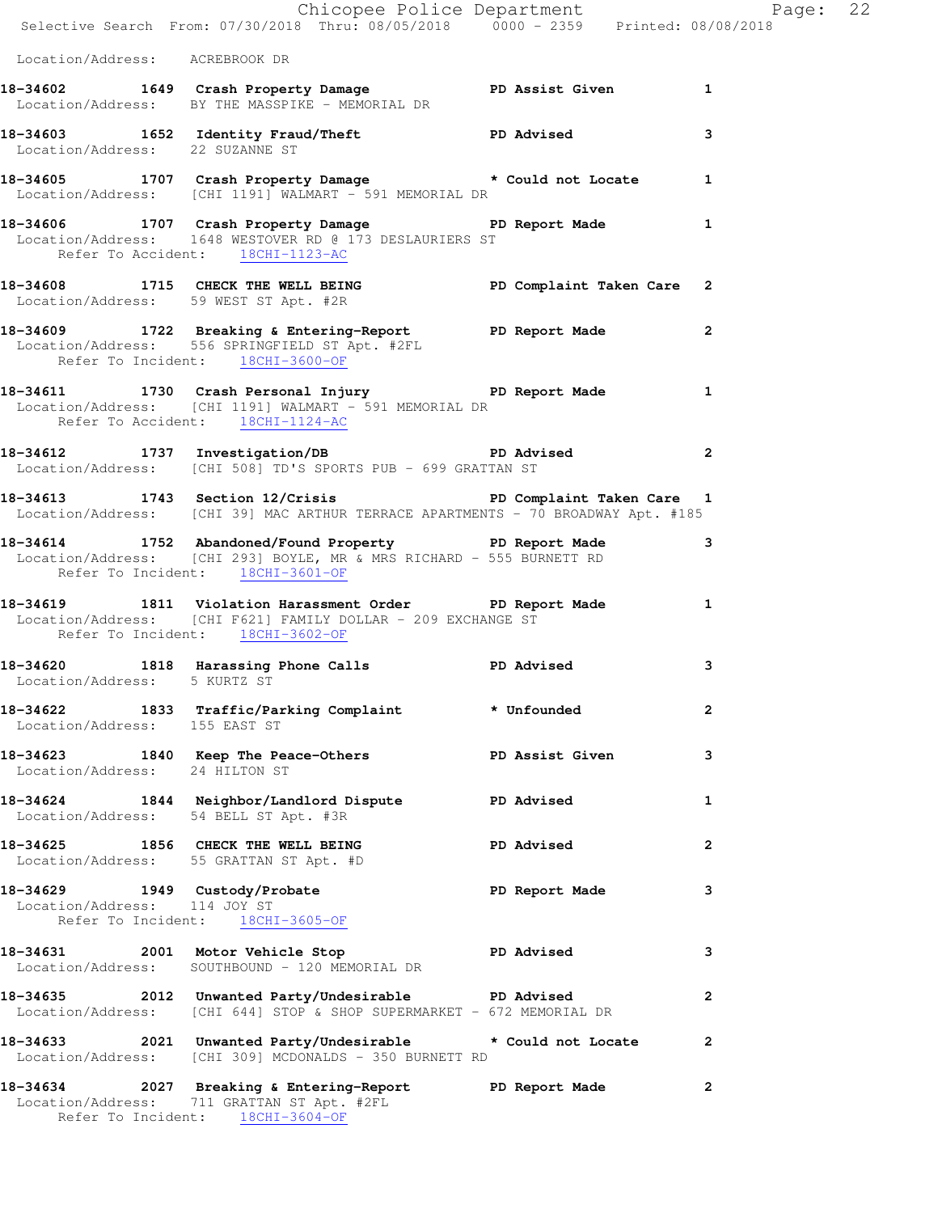Location/Address: ACREBROOK DR

**18-34602 1649 Crash Property Damage PD Assist Given 1**
Location/Address: BY THE MASSPIKE - MEMORIAL DR

**18-34603 1652 Identity Fraud/Theft PD Advised 3**
Location/Address: 22 SUZANNE ST

**18-34605 1707 Crash Property Damage * Could not Locate 1**
Location/Address: [CHI 1191] WALMART - 591 MEMORIAL DR

**18-34606 1707 Crash Property Damage PD Report Made 1**
Location/Address: 1648 WESTOVER RD @ 173 DESLAURIERS ST
Refer To Accident: 18CHI-1123-AC

**18-34608 1715 CHECK THE WELL BEING PD Complaint Taken Care 2**
Location/Address: 59 WEST ST Apt. #2R

**18-34609 1722 Breaking & Entering-Report PD Report Made 2**
Location/Address: 556 SPRINGFIELD ST Apt. #2FL
Refer To Incident: 18CHI-3600-OF

**18-34611 1730 Crash Personal Injury PD Report Made 1**
Location/Address: [CHI 1191] WALMART - 591 MEMORIAL DR
Refer To Accident: 18CHI-1124-AC

**18-34612 1737 Investigation/DB PD Advised 2**
Location/Address: [CHI 508] TD'S SPORTS PUB - 699 GRATTAN ST

**18-34613 1743 Section 12/Crisis PD Complaint Taken Care 1**
Location/Address: [CHI 39] MAC ARTHUR TERRACE APARTMENTS - 70 BROADWAY Apt. #185

**18-34614 1752 Abandoned/Found Property PD Report Made 3**
Location/Address: [CHI 293] BOYLE, MR & MRS RICHARD - 555 BURNETT RD
Refer To Incident: 18CHI-3601-OF

**18-34619 1811 Violation Harassment Order PD Report Made 1**
Location/Address: [CHI F621] FAMILY DOLLAR - 209 EXCHANGE ST
Refer To Incident: 18CHI-3602-OF

**18-34620 1818 Harassing Phone Calls PD Advised 3**
Location/Address: 5 KURTZ ST

**18-34622 1833 Traffic/Parking Complaint * Unfounded 2**
Location/Address: 155 EAST ST

**18-34623 1840 Keep The Peace-Others PD Assist Given 3**
Location/Address: 24 HILTON ST

**18-34624 1844 Neighbor/Landlord Dispute PD Advised 1**
Location/Address: 54 BELL ST Apt. #3R

**18-34625 1856 CHECK THE WELL BEING PD Advised 2**
Location/Address: 55 GRATTAN ST Apt. #D

**18-34629 1949 Custody/Probate PD Report Made 3**
Location/Address: 114 JOY ST
Refer To Incident: 18CHI-3605-OF

**18-34631 2001 Motor Vehicle Stop PD Advised 3**
Location/Address: SOUTHBOUND - 120 MEMORIAL DR

**18-34635 2012 Unwanted Party/Undesirable PD Advised 2**
Location/Address: [CHI 644] STOP & SHOP SUPERMARKET - 672 MEMORIAL DR

**18-34633 2021 Unwanted Party/Undesirable * Could not Locate 2**
Location/Address: [CHI 309] MCDONALDS - 350 BURNETT RD

**18-34634 2027 Breaking & Entering-Report PD Report Made 2**
Location/Address: 711 GRATTAN ST Apt. #2FL
Refer To Incident: 18CHI-3604-OF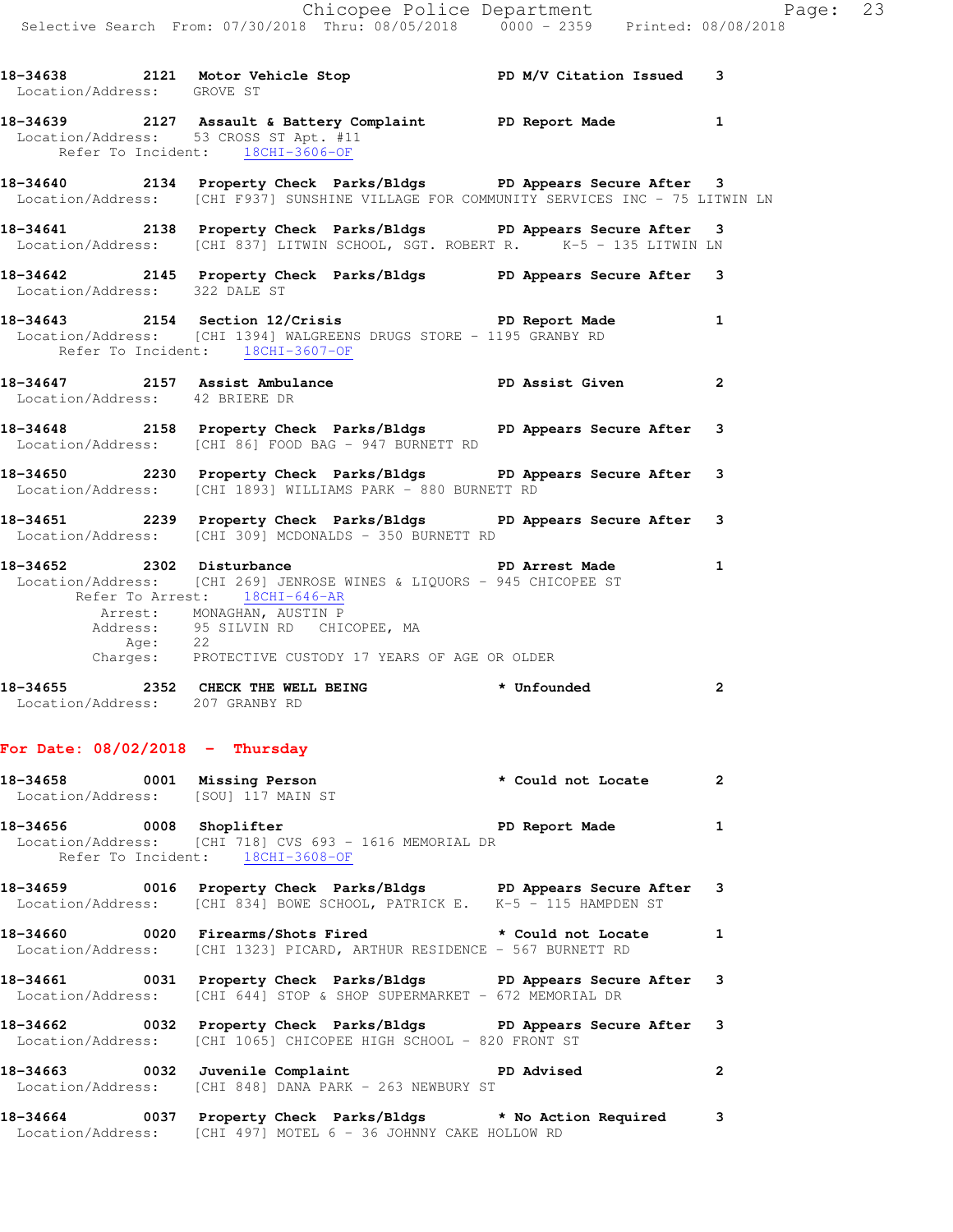18-34638 2121 Motor Vehicle Stop PD M/V Citation Issued 3
Location/Address: GROVE ST

18-34639 2127 Assault & Battery Complaint PD Report Made 1
Location/Address: 53 CROSS ST Apt. #11
Refer To Incident: 18CHI-3606-OF

18-34640 2134 Property Check Parks/Bldgs PD Appears Secure After 3
Location/Address: [CHI F937] SUNSHINE VILLAGE FOR COMMUNITY SERVICES INC - 75 LITWIN LN

18-34641 2138 Property Check Parks/Bldgs PD Appears Secure After 3
Location/Address: [CHI 837] LITWIN SCHOOL, SGT. ROBERT R. K-5 - 135 LITWIN LN

18-34642 2145 Property Check Parks/Bldgs PD Appears Secure After 3
Location/Address: 322 DALE ST

18-34643 2154 Section 12/Crisis PD Report Made 1
Location/Address: [CHI 1394] WALGREENS DRUGS STORE - 1195 GRANBY RD
Refer To Incident: 18CHI-3607-OF

18-34647 2157 Assist Ambulance PD Assist Given 2
Location/Address: 42 BRIERE DR

18-34648 2158 Property Check Parks/Bldgs PD Appears Secure After 3
Location/Address: [CHI 86] FOOD BAG - 947 BURNETT RD

18-34650 2230 Property Check Parks/Bldgs PD Appears Secure After 3
Location/Address: [CHI 1893] WILLIAMS PARK - 880 BURNETT RD

18-34651 2239 Property Check Parks/Bldgs PD Appears Secure After 3
Location/Address: [CHI 309] MCDONALDS - 350 BURNETT RD

18-34652 2302 Disturbance PD Arrest Made 1
Location/Address: [CHI 269] JENROSE WINES & LIQUORS - 945 CHICOPEE ST
Refer To Arrest: 18CHI-646-AR
Arrest: MONAGHAN, AUSTIN P
Address: 95 SILVIN RD CHICOPEE, MA
Age: 22
Charges: PROTECTIVE CUSTODY 17 YEARS OF AGE OR OLDER

18-34655 2352 CHECK THE WELL BEING * Unfounded 2
Location/Address: 207 GRANBY RD

## For Date: 08/02/2018 - Thursday

18-34658 0001 Missing Person * Could not Locate 2
Location/Address: [SOU] 117 MAIN ST

18-34656 0008 Shoplifter PD Report Made 1
Location/Address: [CHI 718] CVS 693 - 1616 MEMORIAL DR
Refer To Incident: 18CHI-3608-OF

18-34659 0016 Property Check Parks/Bldgs PD Appears Secure After 3
Location/Address: [CHI 834] BOWE SCHOOL, PATRICK E. K-5 - 115 HAMPDEN ST

18-34660 0020 Firearms/Shots Fired * Could not Locate 1
Location/Address: [CHI 1323] PICARD, ARTHUR RESIDENCE - 567 BURNETT RD

18-34661 0031 Property Check Parks/Bldgs PD Appears Secure After 3
Location/Address: [CHI 644] STOP & SHOP SUPERMARKET - 672 MEMORIAL DR

18-34662 0032 Property Check Parks/Bldgs PD Appears Secure After 3
Location/Address: [CHI 1065] CHICOPEE HIGH SCHOOL - 820 FRONT ST

18-34663 0032 Juvenile Complaint PD Advised 2
Location/Address: [CHI 848] DANA PARK - 263 NEWBURY ST

18-34664 0037 Property Check Parks/Bldgs * No Action Required 3
Location/Address: [CHI 497] MOTEL 6 - 36 JOHNNY CAKE HOLLOW RD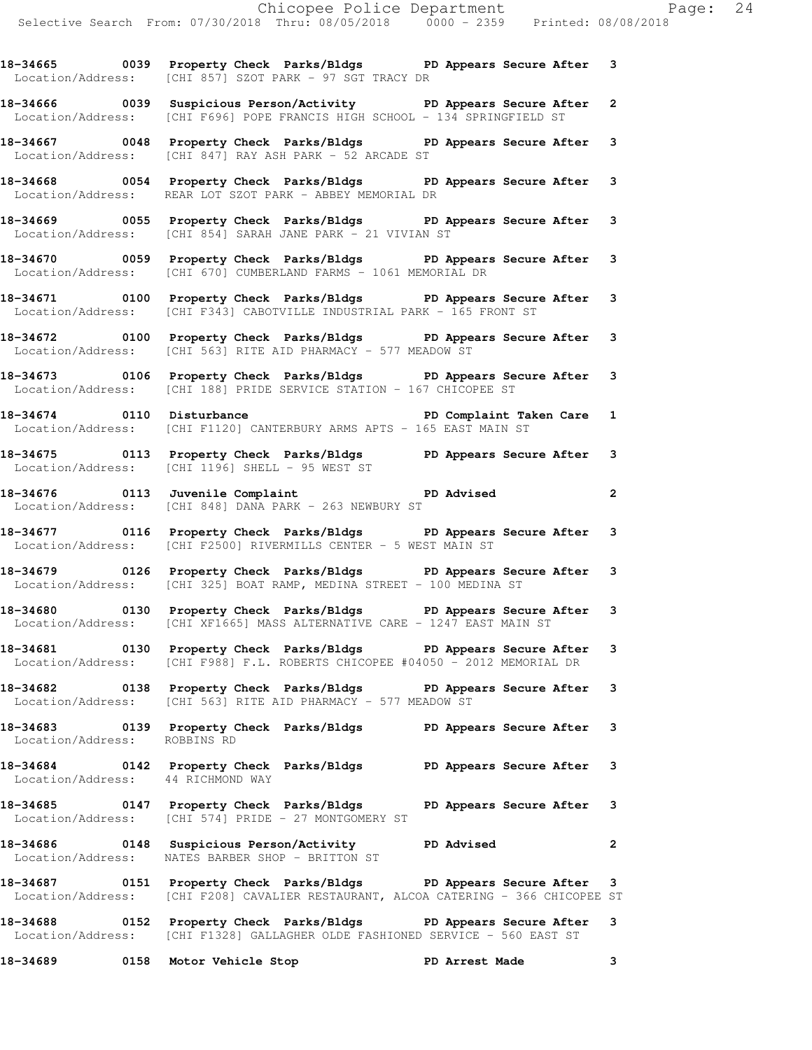**18-34665 0039 Property Check Parks/Bldgs PD Appears Secure After 3**
Location/Address: [CHI 857] SZOT PARK - 97 SGT TRACY DR

**18-34666 0039 Suspicious Person/Activity PD Appears Secure After 2**
Location/Address: [CHI F696] POPE FRANCIS HIGH SCHOOL - 134 SPRINGFIELD ST

**18-34667 0048 Property Check Parks/Bldgs PD Appears Secure After 3**
Location/Address: [CHI 847] RAY ASH PARK - 52 ARCADE ST

**18-34668 0054 Property Check Parks/Bldgs PD Appears Secure After 3**
Location/Address: REAR LOT SZOT PARK - ABBEY MEMORIAL DR

**18-34669 0055 Property Check Parks/Bldgs PD Appears Secure After 3**
Location/Address: [CHI 854] SARAH JANE PARK - 21 VIVIAN ST

**18-34670 0059 Property Check Parks/Bldgs PD Appears Secure After 3**
Location/Address: [CHI 670] CUMBERLAND FARMS - 1061 MEMORIAL DR

**18-34671 0100 Property Check Parks/Bldgs PD Appears Secure After 3**
Location/Address: [CHI F343] CABOTVILLE INDUSTRIAL PARK - 165 FRONT ST

**18-34672 0100 Property Check Parks/Bldgs PD Appears Secure After 3**
Location/Address: [CHI 563] RITE AID PHARMACY - 577 MEADOW ST

**18-34673 0106 Property Check Parks/Bldgs PD Appears Secure After 3**
Location/Address: [CHI 188] PRIDE SERVICE STATION - 167 CHICOPEE ST

**18-34674 0110 Disturbance PD Complaint Taken Care 1**
Location/Address: [CHI F1120] CANTERBURY ARMS APTS - 165 EAST MAIN ST

**18-34675 0113 Property Check Parks/Bldgs PD Appears Secure After 3**
Location/Address: [CHI 1196] SHELL - 95 WEST ST

**18-34676 0113 Juvenile Complaint PD Advised 2**
Location/Address: [CHI 848] DANA PARK - 263 NEWBURY ST

**18-34677 0116 Property Check Parks/Bldgs PD Appears Secure After 3**
Location/Address: [CHI F2500] RIVERMILLS CENTER - 5 WEST MAIN ST

**18-34679 0126 Property Check Parks/Bldgs PD Appears Secure After 3**
Location/Address: [CHI 325] BOAT RAMP, MEDINA STREET - 100 MEDINA ST

**18-34680 0130 Property Check Parks/Bldgs PD Appears Secure After 3**
Location/Address: [CHI XF1665] MASS ALTERNATIVE CARE - 1247 EAST MAIN ST

**18-34681 0130 Property Check Parks/Bldgs PD Appears Secure After 3**
Location/Address: [CHI F988] F.L. ROBERTS CHICOPEE #04050 - 2012 MEMORIAL DR

**18-34682 0138 Property Check Parks/Bldgs PD Appears Secure After 3**
Location/Address: [CHI 563] RITE AID PHARMACY - 577 MEADOW ST

**18-34683 0139 Property Check Parks/Bldgs PD Appears Secure After 3**
Location/Address: ROBBINS RD

**18-34684 0142 Property Check Parks/Bldgs PD Appears Secure After 3**
Location/Address: 44 RICHMOND WAY

**18-34685 0147 Property Check Parks/Bldgs PD Appears Secure After 3**
Location/Address: [CHI 574] PRIDE - 27 MONTGOMERY ST

**18-34686 0148 Suspicious Person/Activity PD Advised 2**
Location/Address: NATES BARBER SHOP - BRITTON ST

**18-34687 0151 Property Check Parks/Bldgs PD Appears Secure After 3**
Location/Address: [CHI F208] CAVALIER RESTAURANT, ALCOA CATERING - 366 CHICOPEE ST

**18-34688 0152 Property Check Parks/Bldgs PD Appears Secure After 3**
Location/Address: [CHI F1328] GALLAGHER OLDE FASHIONED SERVICE - 560 EAST ST

**18-34689 0158 Motor Vehicle Stop PD Arrest Made 3**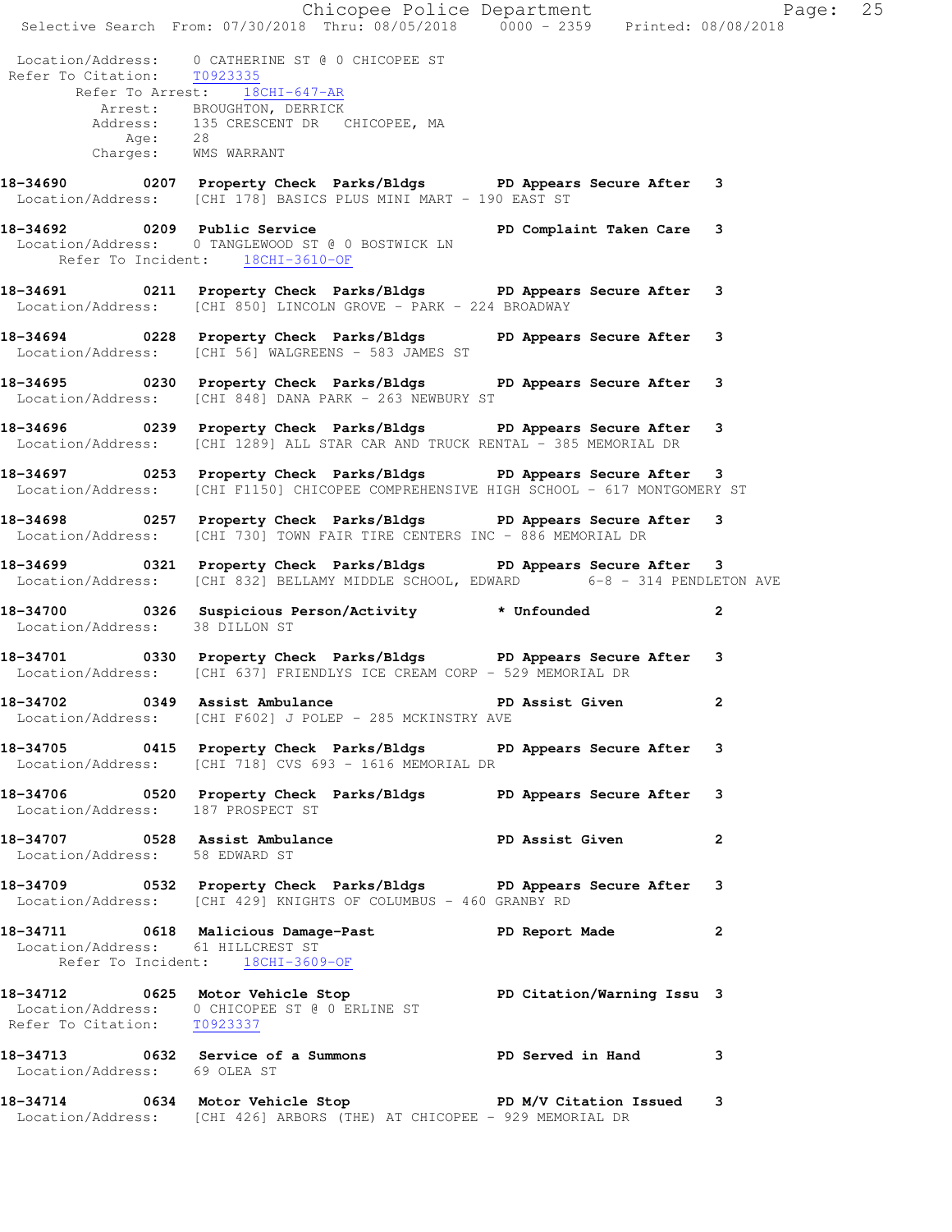Location/Address: 0 CATHERINE ST @ 0 CHICOPEE ST
Refer To Citation: T0923335
Refer To Arrest: 18CHI-647-AR
Arrest: BROUGHTON, DERRICK
Address: 135 CRESCENT DR CHICOPEE, MA
Age: 28
Charges: WMS WARRANT

**18-34690 0207 Property Check Parks/Bldgs PD Appears Secure After 3**
Location/Address: [CHI 178] BASICS PLUS MINI MART - 190 EAST ST

**18-34692 0209 Public Service PD Complaint Taken Care 3**
Location/Address: 0 TANGLEWOOD ST @ 0 BOSTWICK LN
Refer To Incident: 18CHI-3610-OF

**18-34691 0211 Property Check Parks/Bldgs PD Appears Secure After 3**
Location/Address: [CHI 850] LINCOLN GROVE - PARK - 224 BROADWAY

**18-34694 0228 Property Check Parks/Bldgs PD Appears Secure After 3**
Location/Address: [CHI 56] WALGREENS - 583 JAMES ST

**18-34695 0230 Property Check Parks/Bldgs PD Appears Secure After 3**
Location/Address: [CHI 848] DANA PARK - 263 NEWBURY ST

**18-34696 0239 Property Check Parks/Bldgs PD Appears Secure After 3**
Location/Address: [CHI 1289] ALL STAR CAR AND TRUCK RENTAL - 385 MEMORIAL DR

**18-34697 0253 Property Check Parks/Bldgs PD Appears Secure After 3**
Location/Address: [CHI F1150] CHICOPEE COMPREHENSIVE HIGH SCHOOL - 617 MONTGOMERY ST

**18-34698 0257 Property Check Parks/Bldgs PD Appears Secure After 3**
Location/Address: [CHI 730] TOWN FAIR TIRE CENTERS INC - 886 MEMORIAL DR

**18-34699 0321 Property Check Parks/Bldgs PD Appears Secure After 3**
Location/Address: [CHI 832] BELLAMY MIDDLE SCHOOL, EDWARD 6-8 - 314 PENDLETON AVE

**18-34700 0326 Suspicious Person/Activity * Unfounded 2**
Location/Address: 38 DILLON ST

**18-34701 0330 Property Check Parks/Bldgs PD Appears Secure After 3**
Location/Address: [CHI 637] FRIENDLYS ICE CREAM CORP - 529 MEMORIAL DR

**18-34702 0349 Assist Ambulance PD Assist Given 2**
Location/Address: [CHI F602] J POLEP - 285 MCKINSTRY AVE

**18-34705 0415 Property Check Parks/Bldgs PD Appears Secure After 3**
Location/Address: [CHI 718] CVS 693 - 1616 MEMORIAL DR

**18-34706 0520 Property Check Parks/Bldgs PD Appears Secure After 3**
Location/Address: 187 PROSPECT ST

**18-34707 0528 Assist Ambulance PD Assist Given 2**
Location/Address: 58 EDWARD ST

**18-34709 0532 Property Check Parks/Bldgs PD Appears Secure After 3**
Location/Address: [CHI 429] KNIGHTS OF COLUMBUS - 460 GRANBY RD

**18-34711 0618 Malicious Damage-Past PD Report Made 2**
Location/Address: 61 HILLCREST ST
Refer To Incident: 18CHI-3609-OF

**18-34712 0625 Motor Vehicle Stop PD Citation/Warning Issu 3**
Location/Address: 0 CHICOPEE ST @ 0 ERLINE ST
Refer To Citation: T0923337

**18-34713 0632 Service of a Summons PD Served in Hand 3**
Location/Address: 69 OLEA ST

**18-34714 0634 Motor Vehicle Stop PD M/V Citation Issued 3**
Location/Address: [CHI 426] ARBORS (THE) AT CHICOPEE - 929 MEMORIAL DR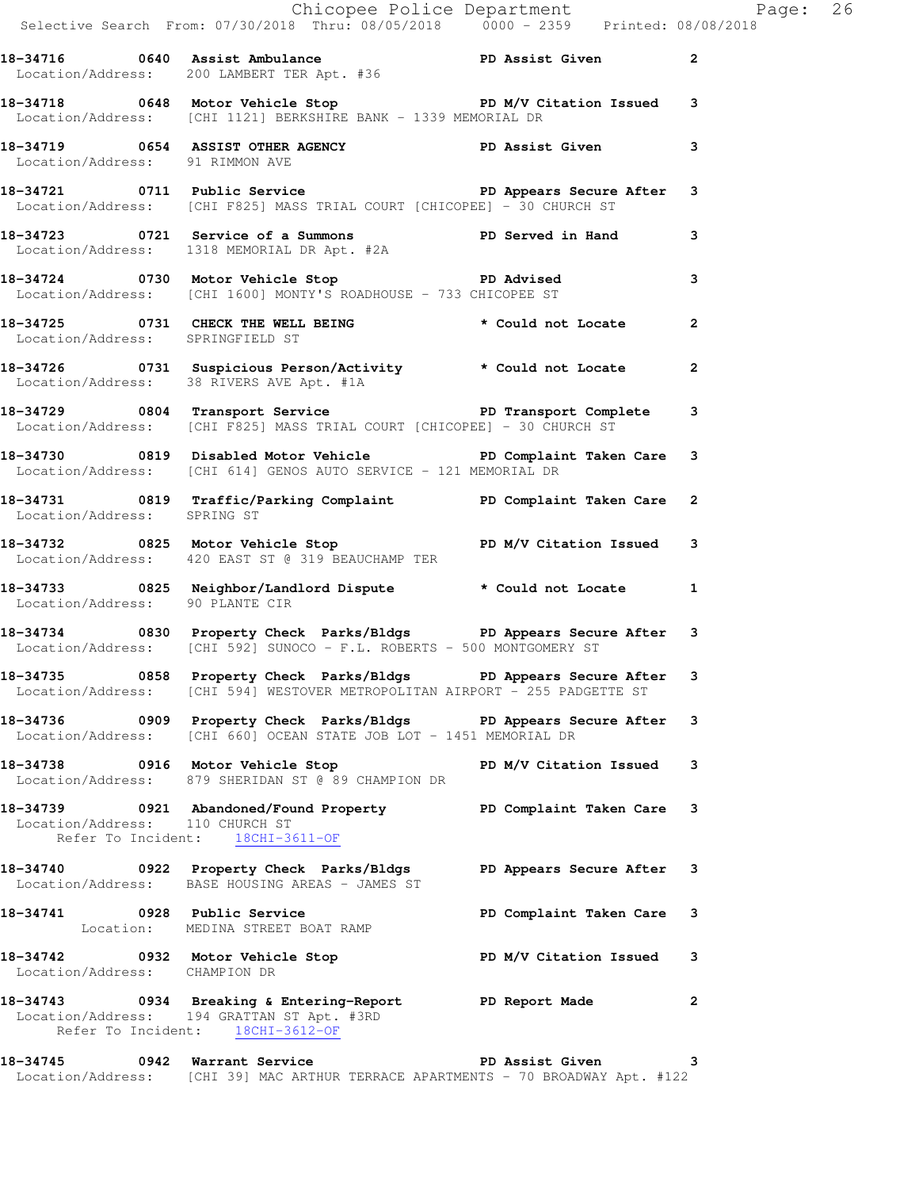**18-34716 0640 Assist Ambulance PD Assist Given 2**
Location/Address: 200 LAMBERT TER Apt. #36

**18-34718 0648 Motor Vehicle Stop PD M/V Citation Issued 3**
Location/Address: [CHI 1121] BERKSHIRE BANK - 1339 MEMORIAL DR

**18-34719 0654 ASSIST OTHER AGENCY PD Assist Given 3**
Location/Address: 91 RIMMON AVE

**18-34721 0711 Public Service PD Appears Secure After 3**
Location/Address: [CHI F825] MASS TRIAL COURT [CHICOPEE] - 30 CHURCH ST

**18-34723 0721 Service of a Summons PD Served in Hand 3**
Location/Address: 1318 MEMORIAL DR Apt. #2A

**18-34724 0730 Motor Vehicle Stop PD Advised 3**
Location/Address: [CHI 1600] MONTY'S ROADHOUSE - 733 CHICOPEE ST

**18-34725 0731 CHECK THE WELL BEING * Could not Locate 2**
Location/Address: SPRINGFIELD ST

**18-34726 0731 Suspicious Person/Activity * Could not Locate 2**
Location/Address: 38 RIVERS AVE Apt. #1A

**18-34729 0804 Transport Service PD Transport Complete 3**
Location/Address: [CHI F825] MASS TRIAL COURT [CHICOPEE] - 30 CHURCH ST

**18-34730 0819 Disabled Motor Vehicle PD Complaint Taken Care 3**
Location/Address: [CHI 614] GENOS AUTO SERVICE - 121 MEMORIAL DR

**18-34731 0819 Traffic/Parking Complaint PD Complaint Taken Care 2**
Location/Address: SPRING ST

**18-34732 0825 Motor Vehicle Stop PD M/V Citation Issued 3**
Location/Address: 420 EAST ST @ 319 BEAUCHAMP TER

**18-34733 0825 Neighbor/Landlord Dispute * Could not Locate 1**
Location/Address: 90 PLANTE CIR

**18-34734 0830 Property Check Parks/Bldgs PD Appears Secure After 3**
Location/Address: [CHI 592] SUNOCO - F.L. ROBERTS - 500 MONTGOMERY ST

**18-34735 0858 Property Check Parks/Bldgs PD Appears Secure After 3**
Location/Address: [CHI 594] WESTOVER METROPOLITAN AIRPORT - 255 PADGETTE ST

**18-34736 0909 Property Check Parks/Bldgs PD Appears Secure After 3**
Location/Address: [CHI 660] OCEAN STATE JOB LOT - 1451 MEMORIAL DR

**18-34738 0916 Motor Vehicle Stop PD M/V Citation Issued 3**
Location/Address: 879 SHERIDAN ST @ 89 CHAMPION DR

**18-34739 0921 Abandoned/Found Property PD Complaint Taken Care 3**
Location/Address: 110 CHURCH ST
Refer To Incident: 18CHI-3611-OF

**18-34740 0922 Property Check Parks/Bldgs PD Appears Secure After 3**
Location/Address: BASE HOUSING AREAS - JAMES ST

**18-34741 0928 Public Service PD Complaint Taken Care 3**
Location: MEDINA STREET BOAT RAMP

**18-34742 0932 Motor Vehicle Stop PD M/V Citation Issued 3**
Location/Address: CHAMPION DR

**18-34743 0934 Breaking & Entering-Report PD Report Made 2**
Location/Address: 194 GRATTAN ST Apt. #3RD
Refer To Incident: 18CHI-3612-OF

**18-34745 0942 Warrant Service PD Assist Given 3**
Location/Address: [CHI 39] MAC ARTHUR TERRACE APARTMENTS - 70 BROADWAY Apt. #122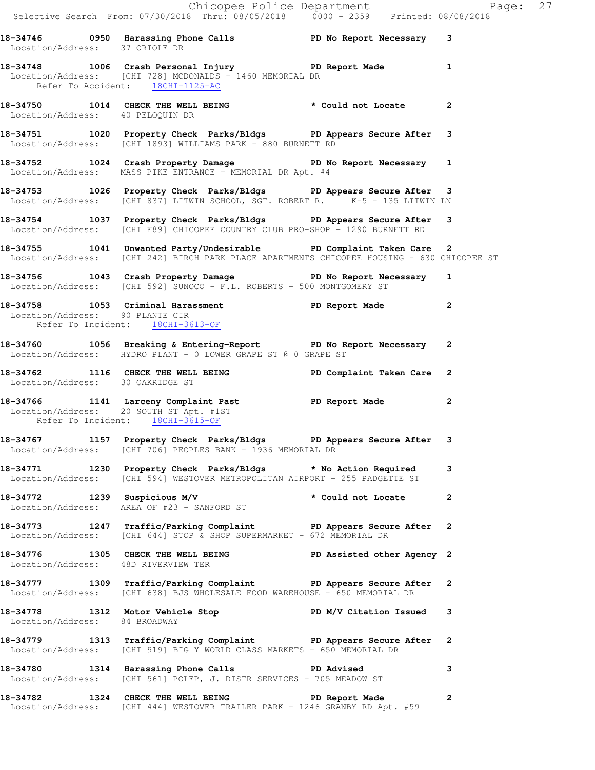18-34746 0950 Harassing Phone Calls PD No Report Necessary 3
Location/Address: 37 ORIOLE DR

18-34748 1006 Crash Personal Injury PD Report Made 1
Location/Address: [CHI 728] MCDONALDS - 1460 MEMORIAL DR
Refer To Accident: 18CHI-1125-AC

18-34750 1014 CHECK THE WELL BEING * Could not Locate 2
Location/Address: 40 PELOQUIN DR

18-34751 1020 Property Check Parks/Bldgs PD Appears Secure After 3
Location/Address: [CHI 1893] WILLIAMS PARK - 880 BURNETT RD

18-34752 1024 Crash Property Damage PD No Report Necessary 1
Location/Address: MASS PIKE ENTRANCE - MEMORIAL DR Apt. #4

18-34753 1026 Property Check Parks/Bldgs PD Appears Secure After 3
Location/Address: [CHI 837] LITWIN SCHOOL, SGT. ROBERT R. K-5 - 135 LITWIN LN

18-34754 1037 Property Check Parks/Bldgs PD Appears Secure After 3
Location/Address: [CHI F89] CHICOPEE COUNTRY CLUB PRO-SHOP - 1290 BURNETT RD

18-34755 1041 Unwanted Party/Undesirable PD Complaint Taken Care 2
Location/Address: [CHI 242] BIRCH PARK PLACE APARTMENTS CHICOPEE HOUSING - 630 CHICOPEE ST

18-34756 1043 Crash Property Damage PD No Report Necessary 1
Location/Address: [CHI 592] SUNOCO - F.L. ROBERTS - 500 MONTGOMERY ST

18-34758 1053 Criminal Harassment PD Report Made 2
Location/Address: 90 PLANTE CIR
Refer To Incident: 18CHI-3613-OF

18-34760 1056 Breaking & Entering-Report PD No Report Necessary 2
Location/Address: HYDRO PLANT - 0 LOWER GRAPE ST @ 0 GRAPE ST

18-34762 1116 CHECK THE WELL BEING PD Complaint Taken Care 2
Location/Address: 30 OAKRIDGE ST

18-34766 1141 Larceny Complaint Past PD Report Made 2
Location/Address: 20 SOUTH ST Apt. #1ST
Refer To Incident: 18CHI-3615-OF

18-34767 1157 Property Check Parks/Bldgs PD Appears Secure After 3
Location/Address: [CHI 706] PEOPLES BANK - 1936 MEMORIAL DR

18-34771 1230 Property Check Parks/Bldgs * No Action Required 3
Location/Address: [CHI 594] WESTOVER METROPOLITAN AIRPORT - 255 PADGETTE ST

18-34772 1239 Suspicious M/V * Could not Locate 2
Location/Address: AREA OF #23 - SANFORD ST

18-34773 1247 Traffic/Parking Complaint PD Appears Secure After 2
Location/Address: [CHI 644] STOP & SHOP SUPERMARKET - 672 MEMORIAL DR

18-34776 1305 CHECK THE WELL BEING PD Assisted other Agency 2
Location/Address: 48D RIVERVIEW TER

18-34777 1309 Traffic/Parking Complaint PD Appears Secure After 2
Location/Address: [CHI 638] BJS WHOLESALE FOOD WAREHOUSE - 650 MEMORIAL DR

18-34778 1312 Motor Vehicle Stop PD M/V Citation Issued 3
Location/Address: 84 BROADWAY

18-34779 1313 Traffic/Parking Complaint PD Appears Secure After 2
Location/Address: [CHI 919] BIG Y WORLD CLASS MARKETS - 650 MEMORIAL DR

18-34780 1314 Harassing Phone Calls PD Advised 3
Location/Address: [CHI 561] POLEP, J. DISTR SERVICES - 705 MEADOW ST

18-34782 1324 CHECK THE WELL BEING PD Report Made 2
Location/Address: [CHI 444] WESTOVER TRAILER PARK - 1246 GRANBY RD Apt. #59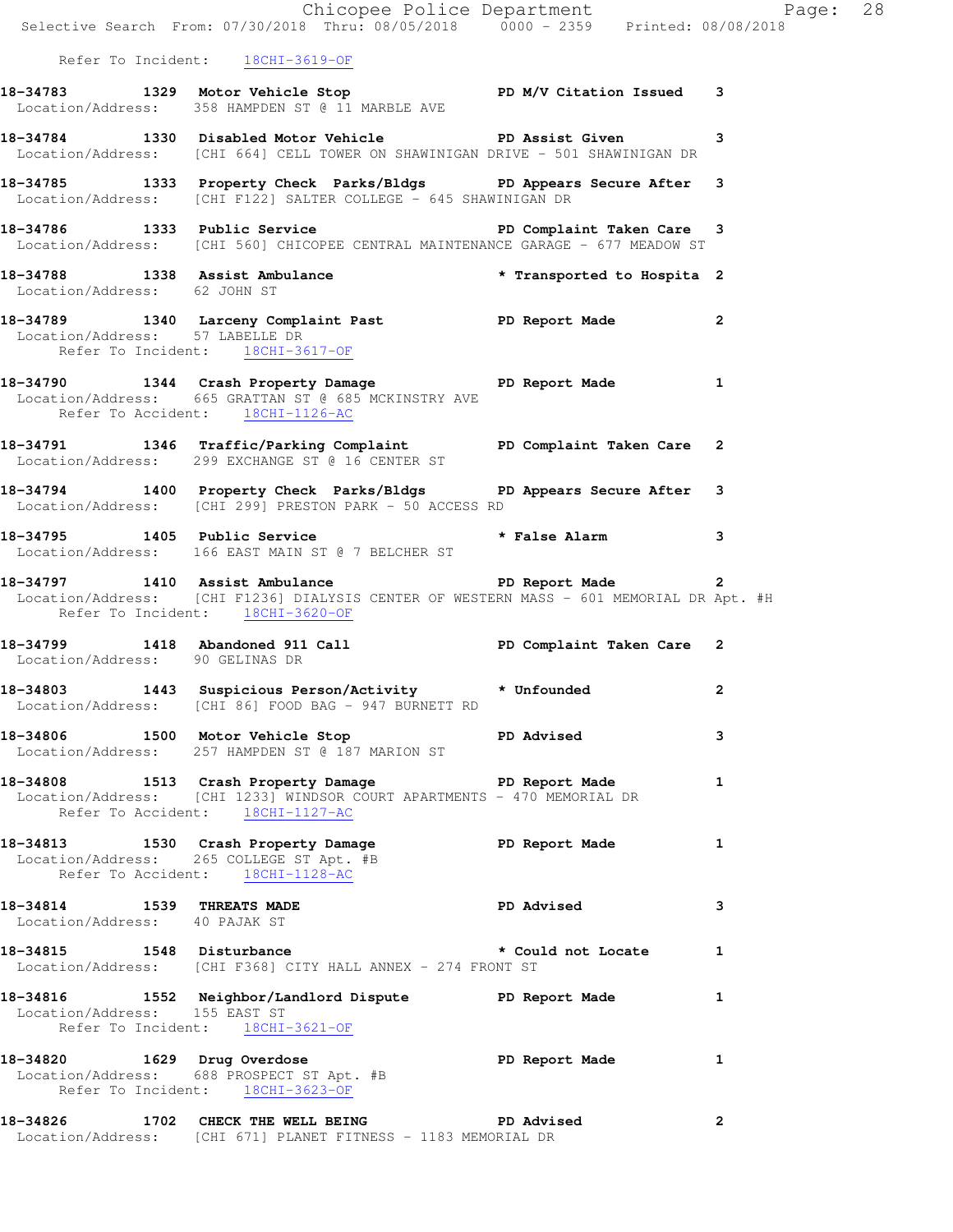Refer To Incident: 18CHI-3619-OF

**18-34783 1329 Motor Vehicle Stop** PD M/V Citation Issued 3
Location/Address: 358 HAMPDEN ST @ 11 MARBLE AVE

**18-34784 1330 Disabled Motor Vehicle** PD Assist Given 3
Location/Address: [CHI 664] CELL TOWER ON SHAWINIGAN DRIVE - 501 SHAWINIGAN DR

**18-34785 1333 Property Check Parks/Bldgs** PD Appears Secure After 3
Location/Address: [CHI F122] SALTER COLLEGE - 645 SHAWINIGAN DR

**18-34786 1333 Public Service** PD Complaint Taken Care 3
Location/Address: [CHI 560] CHICOPEE CENTRAL MAINTENANCE GARAGE - 677 MEADOW ST

**18-34788 1338 Assist Ambulance** * Transported to Hospita 2
Location/Address: 62 JOHN ST

**18-34789 1340 Larceny Complaint Past** PD Report Made 2
Location/Address: 57 LABELLE DR
Refer To Incident: 18CHI-3617-OF

**18-34790 1344 Crash Property Damage** PD Report Made 1
Location/Address: 665 GRATTAN ST @ 685 MCKINSTRY AVE
Refer To Accident: 18CHI-1126-AC

**18-34791 1346 Traffic/Parking Complaint** PD Complaint Taken Care 2
Location/Address: 299 EXCHANGE ST @ 16 CENTER ST

**18-34794 1400 Property Check Parks/Bldgs** PD Appears Secure After 3
Location/Address: [CHI 299] PRESTON PARK - 50 ACCESS RD

**18-34795 1405 Public Service** * False Alarm 3
Location/Address: 166 EAST MAIN ST @ 7 BELCHER ST

**18-34797 1410 Assist Ambulance** PD Report Made 2
Location/Address: [CHI F1236] DIALYSIS CENTER OF WESTERN MASS - 601 MEMORIAL DR Apt. #H
Refer To Incident: 18CHI-3620-OF

**18-34799 1418 Abandoned 911 Call** PD Complaint Taken Care 2
Location/Address: 90 GELINAS DR

**18-34803 1443 Suspicious Person/Activity** * Unfounded 2
Location/Address: [CHI 86] FOOD BAG - 947 BURNETT RD

**18-34806 1500 Motor Vehicle Stop** PD Advised 3
Location/Address: 257 HAMPDEN ST @ 187 MARION ST

**18-34808 1513 Crash Property Damage** PD Report Made 1
Location/Address: [CHI 1233] WINDSOR COURT APARTMENTS - 470 MEMORIAL DR
Refer To Accident: 18CHI-1127-AC

**18-34813 1530 Crash Property Damage** PD Report Made 1
Location/Address: 265 COLLEGE ST Apt. #B
Refer To Accident: 18CHI-1128-AC

**18-34814 1539 THREATS MADE** PD Advised 3
Location/Address: 40 PAJAK ST

**18-34815 1548 Disturbance** * Could not Locate 1
Location/Address: [CHI F368] CITY HALL ANNEX - 274 FRONT ST

**18-34816 1552 Neighbor/Landlord Dispute** PD Report Made 1
Location/Address: 155 EAST ST
Refer To Incident: 18CHI-3621-OF

**18-34820 1629 Drug Overdose** PD Report Made 1
Location/Address: 688 PROSPECT ST Apt. #B
Refer To Incident: 18CHI-3623-OF

**18-34826 1702 CHECK THE WELL BEING** PD Advised 2
Location/Address: [CHI 671] PLANET FITNESS - 1183 MEMORIAL DR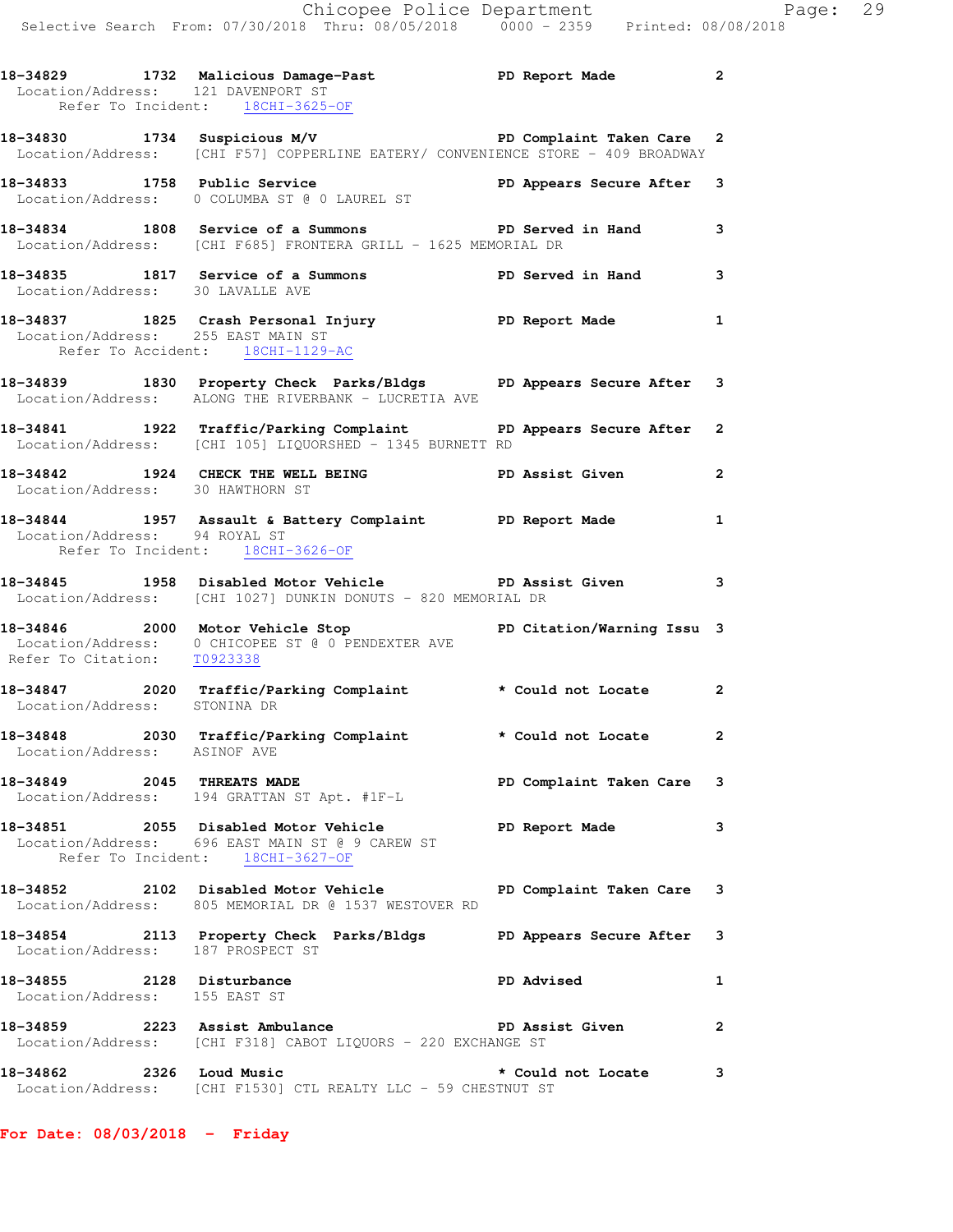**18-34829 1732 Malicious Damage-Past PD Report Made 2**
Location/Address: 121 DAVENPORT ST
Refer To Incident: 18CHI-3625-OF

**18-34830 1734 Suspicious M/V PD Complaint Taken Care 2**
Location/Address: [CHI F57] COPPERLINE EATERY/ CONVENIENCE STORE - 409 BROADWAY

**18-34833 1758 Public Service PD Appears Secure After 3**
Location/Address: 0 COLUMBA ST @ 0 LAUREL ST

**18-34834 1808 Service of a Summons PD Served in Hand 3**
Location/Address: [CHI F685] FRONTERA GRILL - 1625 MEMORIAL DR

**18-34835 1817 Service of a Summons PD Served in Hand 3**
Location/Address: 30 LAVALLE AVE

**18-34837 1825 Crash Personal Injury PD Report Made 1**
Location/Address: 255 EAST MAIN ST
Refer To Accident: 18CHI-1129-AC

**18-34839 1830 Property Check Parks/Bldgs PD Appears Secure After 3**
Location/Address: ALONG THE RIVERBANK - LUCRETIA AVE

**18-34841 1922 Traffic/Parking Complaint PD Appears Secure After 2**
Location/Address: [CHI 105] LIQUORSHED - 1345 BURNETT RD

**18-34842 1924 CHECK THE WELL BEING PD Assist Given 2**
Location/Address: 30 HAWTHORN ST

**18-34844 1957 Assault & Battery Complaint PD Report Made 1**
Location/Address: 94 ROYAL ST
Refer To Incident: 18CHI-3626-OF

**18-34845 1958 Disabled Motor Vehicle PD Assist Given 3**
Location/Address: [CHI 1027] DUNKIN DONUTS - 820 MEMORIAL DR

**18-34846 2000 Motor Vehicle Stop PD Citation/Warning Issu 3**
Location/Address: 0 CHICOPEE ST @ 0 PENDEXTER AVE
Refer To Citation: T0923338

**18-34847 2020 Traffic/Parking Complaint * Could not Locate 2**
Location/Address: STONINA DR

**18-34848 2030 Traffic/Parking Complaint * Could not Locate 2**
Location/Address: ASINOF AVE

**18-34849 2045 THREATS MADE PD Complaint Taken Care 3**
Location/Address: 194 GRATTAN ST Apt. #1F-L

**18-34851 2055 Disabled Motor Vehicle PD Report Made 3**
Location/Address: 696 EAST MAIN ST @ 9 CAREW ST
Refer To Incident: 18CHI-3627-OF

**18-34852 2102 Disabled Motor Vehicle PD Complaint Taken Care 3**
Location/Address: 805 MEMORIAL DR @ 1537 WESTOVER RD

**18-34854 2113 Property Check Parks/Bldgs PD Appears Secure After 3**
Location/Address: 187 PROSPECT ST

**18-34855 2128 Disturbance PD Advised 1**
Location/Address: 155 EAST ST

**18-34859 2223 Assist Ambulance PD Assist Given 2**
Location/Address: [CHI F318] CABOT LIQUORS - 220 EXCHANGE ST

**18-34862 2326 Loud Music * Could not Locate 3**
Location/Address: [CHI F1530] CTL REALTY LLC - 59 CHESTNUT ST

**For Date: 08/03/2018 - Friday**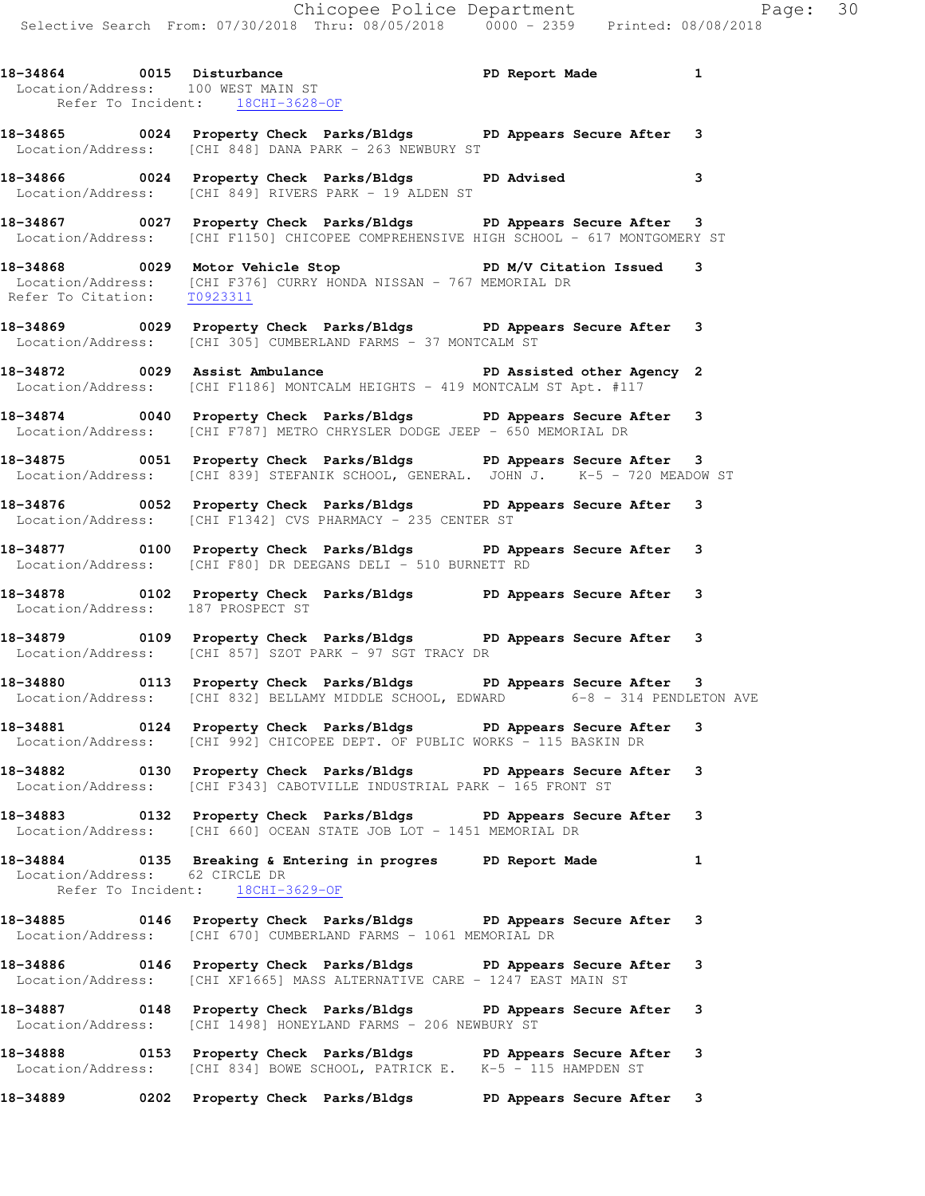**18-34864 0015 Disturbance PD Report Made 1**
Location/Address: 100 WEST MAIN ST
Refer To Incident: 18CHI-3628-OF

**18-34865 0024 Property Check Parks/Bldgs PD Appears Secure After 3**
Location/Address: [CHI 848] DANA PARK - 263 NEWBURY ST

**18-34866 0024 Property Check Parks/Bldgs PD Advised 3**
Location/Address: [CHI 849] RIVERS PARK - 19 ALDEN ST

**18-34867 0027 Property Check Parks/Bldgs PD Appears Secure After 3**
Location/Address: [CHI F1150] CHICOPEE COMPREHENSIVE HIGH SCHOOL - 617 MONTGOMERY ST

**18-34868 0029 Motor Vehicle Stop PD M/V Citation Issued 3**
Location/Address: [CHI F376] CURRY HONDA NISSAN - 767 MEMORIAL DR
Refer To Citation: T0923311

**18-34869 0029 Property Check Parks/Bldgs PD Appears Secure After 3**
Location/Address: [CHI 305] CUMBERLAND FARMS - 37 MONTCALM ST

**18-34872 0029 Assist Ambulance PD Assisted other Agency 2**
Location/Address: [CHI F1186] MONTCALM HEIGHTS - 419 MONTCALM ST Apt. #117

**18-34874 0040 Property Check Parks/Bldgs PD Appears Secure After 3**
Location/Address: [CHI F787] METRO CHRYSLER DODGE JEEP - 650 MEMORIAL DR

**18-34875 0051 Property Check Parks/Bldgs PD Appears Secure After 3**
Location/Address: [CHI 839] STEFANIK SCHOOL, GENERAL. JOHN J. K-5 - 720 MEADOW ST

**18-34876 0052 Property Check Parks/Bldgs PD Appears Secure After 3**
Location/Address: [CHI F1342] CVS PHARMACY - 235 CENTER ST

**18-34877 0100 Property Check Parks/Bldgs PD Appears Secure After 3**
Location/Address: [CHI F80] DR DEEGANS DELI - 510 BURNETT RD

**18-34878 0102 Property Check Parks/Bldgs PD Appears Secure After 3**
Location/Address: 187 PROSPECT ST

**18-34879 0109 Property Check Parks/Bldgs PD Appears Secure After 3**
Location/Address: [CHI 857] SZOT PARK - 97 SGT TRACY DR

**18-34880 0113 Property Check Parks/Bldgs PD Appears Secure After 3**
Location/Address: [CHI 832] BELLAMY MIDDLE SCHOOL, EDWARD 6-8 - 314 PENDLETON AVE

**18-34881 0124 Property Check Parks/Bldgs PD Appears Secure After 3**
Location/Address: [CHI 992] CHICOPEE DEPT. OF PUBLIC WORKS - 115 BASKIN DR

**18-34882 0130 Property Check Parks/Bldgs PD Appears Secure After 3**
Location/Address: [CHI F343] CABOTVILLE INDUSTRIAL PARK - 165 FRONT ST

**18-34883 0132 Property Check Parks/Bldgs PD Appears Secure After 3**
Location/Address: [CHI 660] OCEAN STATE JOB LOT - 1451 MEMORIAL DR

**18-34884 0135 Breaking & Entering in progres PD Report Made 1**
Location/Address: 62 CIRCLE DR
Refer To Incident: 18CHI-3629-OF

**18-34885 0146 Property Check Parks/Bldgs PD Appears Secure After 3**
Location/Address: [CHI 670] CUMBERLAND FARMS - 1061 MEMORIAL DR

**18-34886 0146 Property Check Parks/Bldgs PD Appears Secure After 3**
Location/Address: [CHI XF1665] MASS ALTERNATIVE CARE - 1247 EAST MAIN ST

**18-34887 0148 Property Check Parks/Bldgs PD Appears Secure After 3**
Location/Address: [CHI 1498] HONEYLAND FARMS - 206 NEWBURY ST

**18-34888 0153 Property Check Parks/Bldgs PD Appears Secure After 3**
Location/Address: [CHI 834] BOWE SCHOOL, PATRICK E. K-5 - 115 HAMPDEN ST

**18-34889 0202 Property Check Parks/Bldgs PD Appears Secure After 3**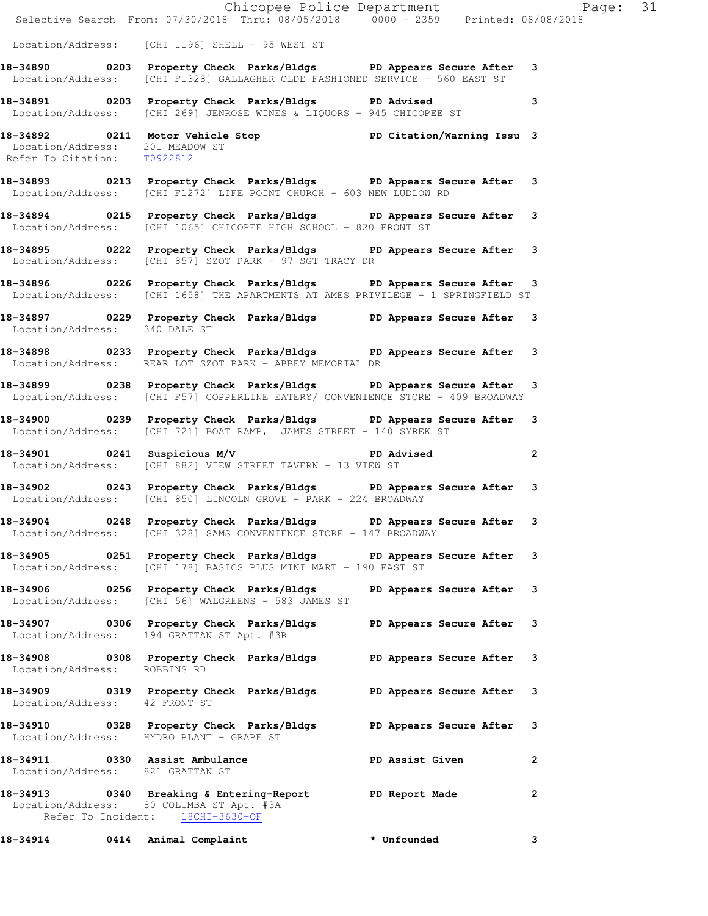Location/Address: [CHI 1196] SHELL - 95 WEST ST

**18-34890 0203 Property Check Parks/Bldgs PD Appears Secure After 3**
Location/Address: [CHI F1328] GALLAGHER OLDE FASHIONED SERVICE - 560 EAST ST

**18-34891 0203 Property Check Parks/Bldgs PD Advised 3**
Location/Address: [CHI 269] JENROSE WINES & LIQUORS - 945 CHICOPEE ST

**18-34892 0211 Motor Vehicle Stop PD Citation/Warning Issu 3**
Location/Address: 201 MEADOW ST
Refer To Citation: T0922812

**18-34893 0213 Property Check Parks/Bldgs PD Appears Secure After 3**
Location/Address: [CHI F1272] LIFE POINT CHURCH - 603 NEW LUDLOW RD

**18-34894 0215 Property Check Parks/Bldgs PD Appears Secure After 3**
Location/Address: [CHI 1065] CHICOPEE HIGH SCHOOL - 820 FRONT ST

**18-34895 0222 Property Check Parks/Bldgs PD Appears Secure After 3**
Location/Address: [CHI 857] SZOT PARK - 97 SGT TRACY DR

**18-34896 0226 Property Check Parks/Bldgs PD Appears Secure After 3**
Location/Address: [CHI 1658] THE APARTMENTS AT AMES PRIVILEGE - 1 SPRINGFIELD ST

**18-34897 0229 Property Check Parks/Bldgs PD Appears Secure After 3**
Location/Address: 340 DALE ST

**18-34898 0233 Property Check Parks/Bldgs PD Appears Secure After 3**
Location/Address: REAR LOT SZOT PARK - ABBEY MEMORIAL DR

**18-34899 0238 Property Check Parks/Bldgs PD Appears Secure After 3**
Location/Address: [CHI F57] COPPERLINE EATERY/ CONVENIENCE STORE - 409 BROADWAY

**18-34900 0239 Property Check Parks/Bldgs PD Appears Secure After 3**
Location/Address: [CHI 721] BOAT RAMP, JAMES STREET - 140 SYREK ST

**18-34901 0241 Suspicious M/V PD Advised 2**
Location/Address: [CHI 882] VIEW STREET TAVERN - 13 VIEW ST

**18-34902 0243 Property Check Parks/Bldgs PD Appears Secure After 3**
Location/Address: [CHI 850] LINCOLN GROVE - PARK - 224 BROADWAY

**18-34904 0248 Property Check Parks/Bldgs PD Appears Secure After 3**
Location/Address: [CHI 328] SAMS CONVENIENCE STORE - 147 BROADWAY

**18-34905 0251 Property Check Parks/Bldgs PD Appears Secure After 3**
Location/Address: [CHI 178] BASICS PLUS MINI MART - 190 EAST ST

**18-34906 0256 Property Check Parks/Bldgs PD Appears Secure After 3**
Location/Address: [CHI 56] WALGREENS - 583 JAMES ST

**18-34907 0306 Property Check Parks/Bldgs PD Appears Secure After 3**
Location/Address: 194 GRATTAN ST Apt. #3R

**18-34908 0308 Property Check Parks/Bldgs PD Appears Secure After 3**
Location/Address: ROBBINS RD

**18-34909 0319 Property Check Parks/Bldgs PD Appears Secure After 3**
Location/Address: 42 FRONT ST

**18-34910 0328 Property Check Parks/Bldgs PD Appears Secure After 3**
Location/Address: HYDRO PLANT - GRAPE ST

**18-34911 0330 Assist Ambulance PD Assist Given 2**
Location/Address: 821 GRATTAN ST

**18-34913 0340 Breaking & Entering-Report PD Report Made 2**
Location/Address: 80 COLUMBA ST Apt. #3A
Refer To Incident: 18CHI-3630-OF

**18-34914 0414 Animal Complaint * Unfounded 3**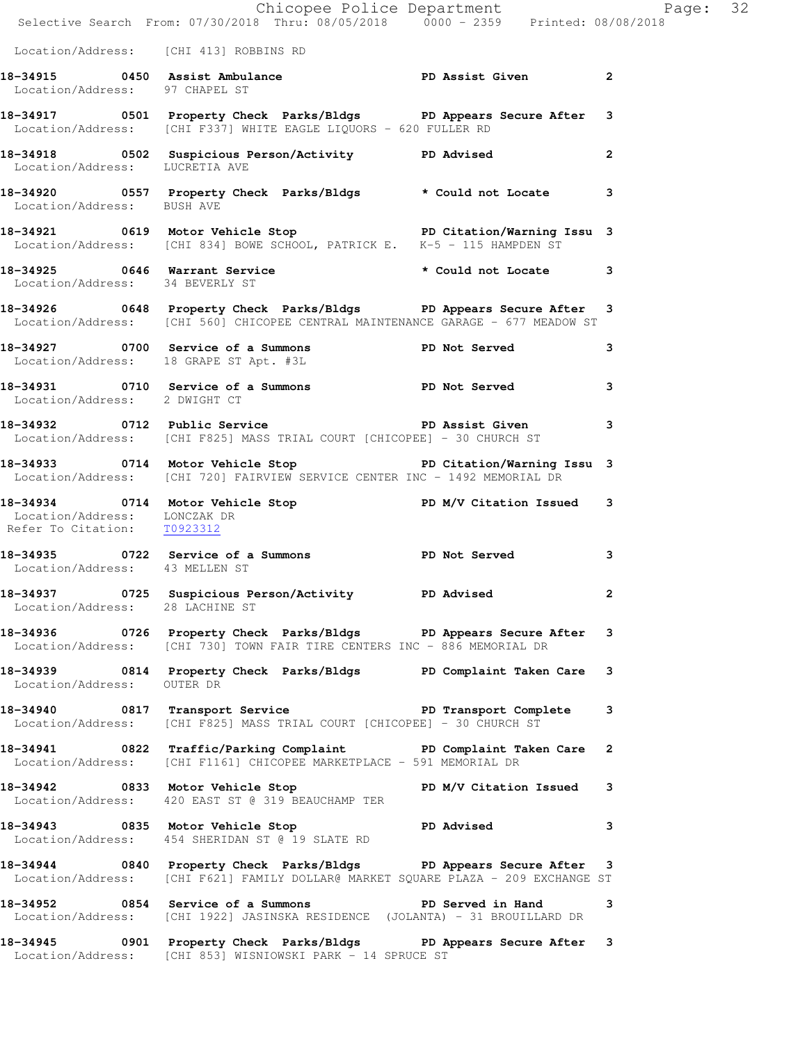Location/Address: [CHI 413] ROBBINS RD

**18-34915 0450 Assist Ambulance PD Assist Given 2**
Location/Address: 97 CHAPEL ST

**18-34917 0501 Property Check Parks/Bldgs PD Appears Secure After 3**
Location/Address: [CHI F337] WHITE EAGLE LIQUORS - 620 FULLER RD

**18-34918 0502 Suspicious Person/Activity PD Advised 2**
Location/Address: LUCRETIA AVE

**18-34920 0557 Property Check Parks/Bldgs * Could not Locate 3**
Location/Address: BUSH AVE

**18-34921 0619 Motor Vehicle Stop PD Citation/Warning Issu 3**
Location/Address: [CHI 834] BOWE SCHOOL, PATRICK E. K-5 - 115 HAMPDEN ST

**18-34925 0646 Warrant Service * Could not Locate 3**
Location/Address: 34 BEVERLY ST

**18-34926 0648 Property Check Parks/Bldgs PD Appears Secure After 3**
Location/Address: [CHI 560] CHICOPEE CENTRAL MAINTENANCE GARAGE - 677 MEADOW ST

**18-34927 0700 Service of a Summons PD Not Served 3**
Location/Address: 18 GRAPE ST Apt. #3L

**18-34931 0710 Service of a Summons PD Not Served 3**
Location/Address: 2 DWIGHT CT

**18-34932 0712 Public Service PD Assist Given 3**
Location/Address: [CHI F825] MASS TRIAL COURT [CHICOPEE] - 30 CHURCH ST

**18-34933 0714 Motor Vehicle Stop PD Citation/Warning Issu 3**
Location/Address: [CHI 720] FAIRVIEW SERVICE CENTER INC - 1492 MEMORIAL DR

**18-34934 0714 Motor Vehicle Stop PD M/V Citation Issued 3**
Location/Address: LONCZAK DR
Refer To Citation: T0923312

**18-34935 0722 Service of a Summons PD Not Served 3**
Location/Address: 43 MELLEN ST

**18-34937 0725 Suspicious Person/Activity PD Advised 2**
Location/Address: 28 LACHINE ST

**18-34936 0726 Property Check Parks/Bldgs PD Appears Secure After 3**
Location/Address: [CHI 730] TOWN FAIR TIRE CENTERS INC - 886 MEMORIAL DR

**18-34939 0814 Property Check Parks/Bldgs PD Complaint Taken Care 3**
Location/Address: OUTER DR

**18-34940 0817 Transport Service PD Transport Complete 3**
Location/Address: [CHI F825] MASS TRIAL COURT [CHICOPEE] - 30 CHURCH ST

**18-34941 0822 Traffic/Parking Complaint PD Complaint Taken Care 2**
Location/Address: [CHI F1161] CHICOPEE MARKETPLACE - 591 MEMORIAL DR

**18-34942 0833 Motor Vehicle Stop PD M/V Citation Issued 3**
Location/Address: 420 EAST ST @ 319 BEAUCHAMP TER

**18-34943 0835 Motor Vehicle Stop PD Advised 3**
Location/Address: 454 SHERIDAN ST @ 19 SLATE RD

**18-34944 0840 Property Check Parks/Bldgs PD Appears Secure After 3**
Location/Address: [CHI F621] FAMILY DOLLAR@ MARKET SQUARE PLAZA - 209 EXCHANGE ST

**18-34952 0854 Service of a Summons PD Served in Hand 3**
Location/Address: [CHI 1922] JASINSKA RESIDENCE (JOLANTA) - 31 BROUILLARD DR

**18-34945 0901 Property Check Parks/Bldgs PD Appears Secure After 3**
Location/Address: [CHI 853] WISNIOWSKI PARK - 14 SPRUCE ST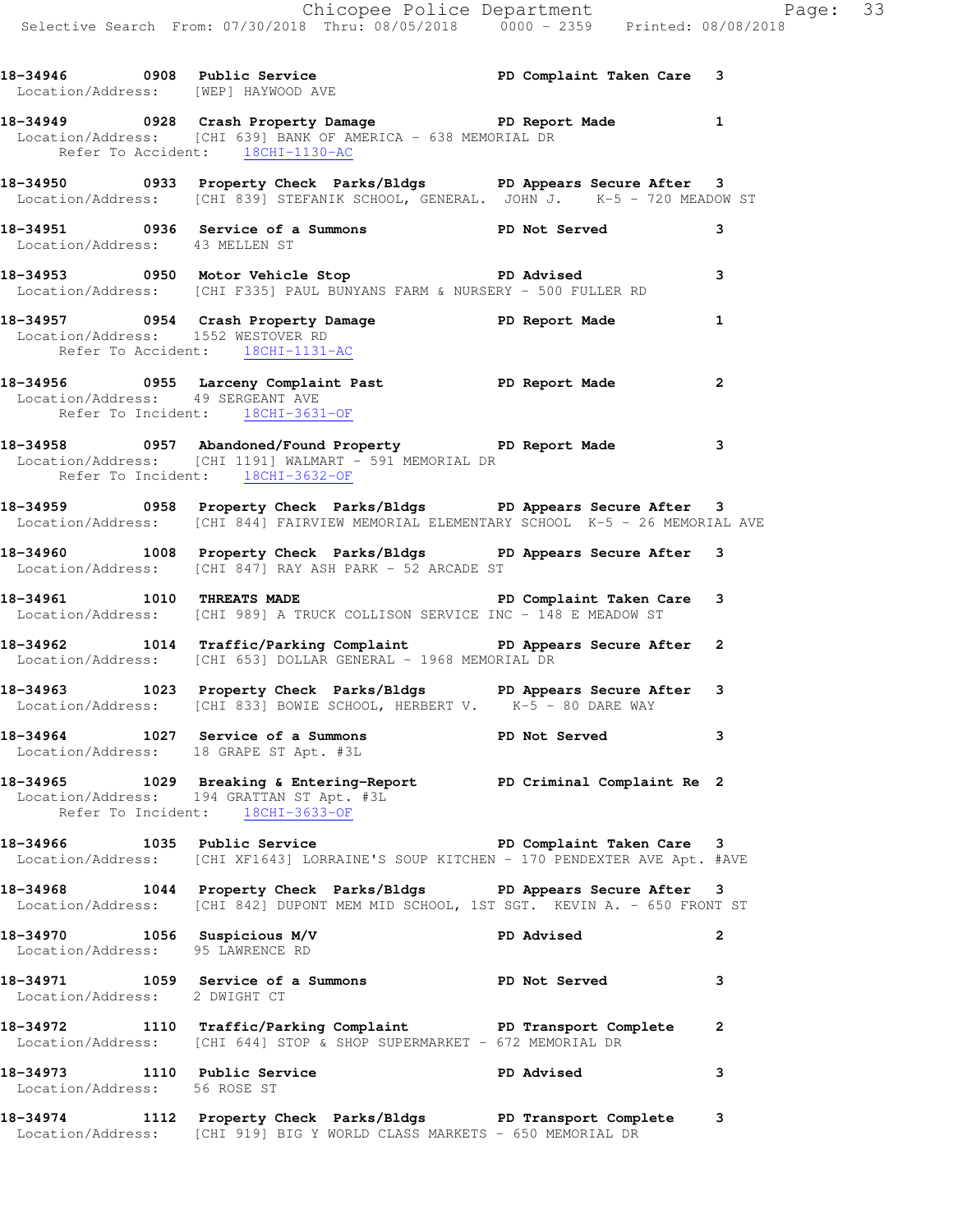**18-34946 0908 Public Service PD Complaint Taken Care 3**
Location/Address: [WEP] HAYWOOD AVE

**18-34949 0928 Crash Property Damage PD Report Made 1**
Location/Address: [CHI 639] BANK OF AMERICA - 638 MEMORIAL DR
Refer To Accident: 18CHI-1130-AC

**18-34950 0933 Property Check Parks/Bldgs PD Appears Secure After 3**
Location/Address: [CHI 839] STEFANIK SCHOOL, GENERAL. JOHN J. K-5 - 720 MEADOW ST

**18-34951 0936 Service of a Summons PD Not Served 3**
Location/Address: 43 MELLEN ST

**18-34953 0950 Motor Vehicle Stop PD Advised 3**
Location/Address: [CHI F335] PAUL BUNYANS FARM & NURSERY - 500 FULLER RD

**18-34957 0954 Crash Property Damage PD Report Made 1**
Location/Address: 1552 WESTOVER RD
Refer To Accident: 18CHI-1131-AC

**18-34956 0955 Larceny Complaint Past PD Report Made 2**
Location/Address: 49 SERGEANT AVE
Refer To Incident: 18CHI-3631-OF

**18-34958 0957 Abandoned/Found Property PD Report Made 3**
Location/Address: [CHI 1191] WALMART - 591 MEMORIAL DR
Refer To Incident: 18CHI-3632-OF

**18-34959 0958 Property Check Parks/Bldgs PD Appears Secure After 3**
Location/Address: [CHI 844] FAIRVIEW MEMORIAL ELEMENTARY SCHOOL K-5 - 26 MEMORIAL AVE

**18-34960 1008 Property Check Parks/Bldgs PD Appears Secure After 3**
Location/Address: [CHI 847] RAY ASH PARK - 52 ARCADE ST

**18-34961 1010 THREATS MADE PD Complaint Taken Care 3**
Location/Address: [CHI 989] A TRUCK COLLISON SERVICE INC - 148 E MEADOW ST

**18-34962 1014 Traffic/Parking Complaint PD Appears Secure After 2**
Location/Address: [CHI 653] DOLLAR GENERAL - 1968 MEMORIAL DR

**18-34963 1023 Property Check Parks/Bldgs PD Appears Secure After 3**
Location/Address: [CHI 833] BOWIE SCHOOL, HERBERT V. K-5 - 80 DARE WAY

**18-34964 1027 Service of a Summons PD Not Served 3**
Location/Address: 18 GRAPE ST Apt. #3L

**18-34965 1029 Breaking & Entering-Report PD Criminal Complaint Re 2**
Location/Address: 194 GRATTAN ST Apt. #3L
Refer To Incident: 18CHI-3633-OF

**18-34966 1035 Public Service PD Complaint Taken Care 3**
Location/Address: [CHI XF1643] LORRAINE'S SOUP KITCHEN - 170 PENDEXTER AVE Apt. #AVE

**18-34968 1044 Property Check Parks/Bldgs PD Appears Secure After 3**
Location/Address: [CHI 842] DUPONT MEM MID SCHOOL, 1ST SGT. KEVIN A. - 650 FRONT ST

**18-34970 1056 Suspicious M/V PD Advised 2**
Location/Address: 95 LAWRENCE RD

**18-34971 1059 Service of a Summons PD Not Served 3**
Location/Address: 2 DWIGHT CT

**18-34972 1110 Traffic/Parking Complaint PD Transport Complete 2**
Location/Address: [CHI 644] STOP & SHOP SUPERMARKET - 672 MEMORIAL DR

**18-34973 1110 Public Service PD Advised 3**
Location/Address: 56 ROSE ST

**18-34974 1112 Property Check Parks/Bldgs PD Transport Complete 3**
Location/Address: [CHI 919] BIG Y WORLD CLASS MARKETS - 650 MEMORIAL DR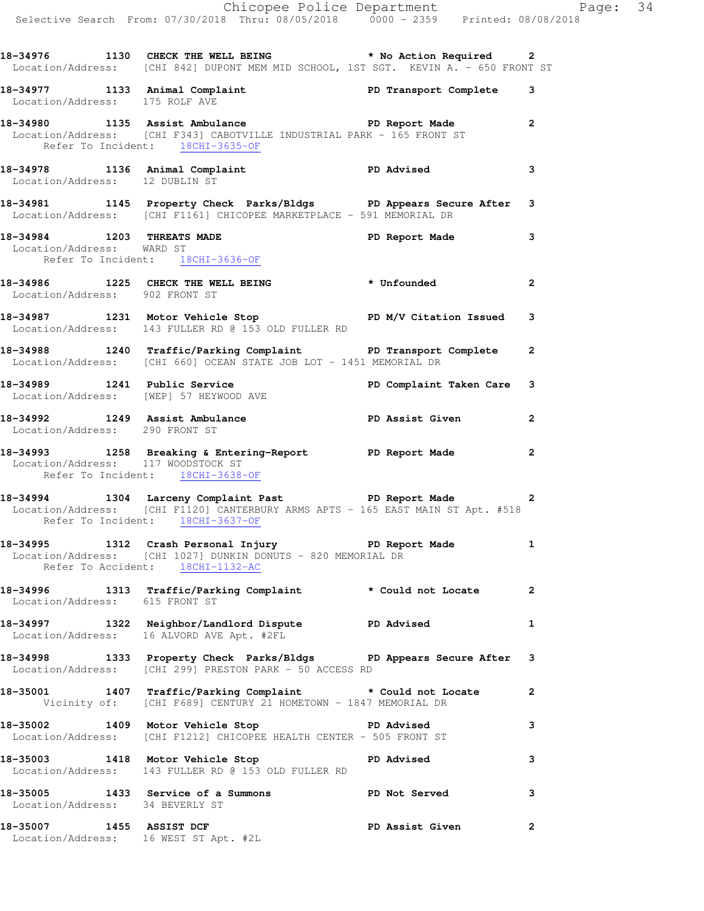18-34976 1130 CHECK THE WELL BEING * No Action Required 2
Location/Address: [CHI 842] DUPONT MEM MID SCHOOL, 1ST SGT. KEVIN A. - 650 FRONT ST

18-34977 1133 Animal Complaint PD Transport Complete 3
Location/Address: 175 ROLF AVE

18-34980 1135 Assist Ambulance PD Report Made 2
Location/Address: [CHI F343] CABOTVILLE INDUSTRIAL PARK - 165 FRONT ST
Refer To Incident: 18CHI-3635-OF

18-34978 1136 Animal Complaint PD Advised 3
Location/Address: 12 DUBLIN ST

18-34981 1145 Property Check Parks/Bldgs PD Appears Secure After 3
Location/Address: [CHI F1161] CHICOPEE MARKETPLACE - 591 MEMORIAL DR

18-34984 1203 THREATS MADE PD Report Made 3
Location/Address: WARD ST
Refer To Incident: 18CHI-3636-OF

18-34986 1225 CHECK THE WELL BEING * Unfounded 2
Location/Address: 902 FRONT ST

18-34987 1231 Motor Vehicle Stop PD M/V Citation Issued 3
Location/Address: 143 FULLER RD @ 153 OLD FULLER RD

18-34988 1240 Traffic/Parking Complaint PD Transport Complete 2
Location/Address: [CHI 660] OCEAN STATE JOB LOT - 1451 MEMORIAL DR

18-34989 1241 Public Service PD Complaint Taken Care 3
Location/Address: [WEP] 57 HEYWOOD AVE

18-34992 1249 Assist Ambulance PD Assist Given 2
Location/Address: 290 FRONT ST

18-34993 1258 Breaking & Entering-Report PD Report Made 2
Location/Address: 117 WOODSTOCK ST
Refer To Incident: 18CHI-3638-OF

18-34994 1304 Larceny Complaint Past PD Report Made 2
Location/Address: [CHI F1120] CANTERBURY ARMS APTS - 165 EAST MAIN ST Apt. #518
Refer To Incident: 18CHI-3637-OF

18-34995 1312 Crash Personal Injury PD Report Made 1
Location/Address: [CHI 1027] DUNKIN DONUTS - 820 MEMORIAL DR
Refer To Accident: 18CHI-1132-AC

18-34996 1313 Traffic/Parking Complaint * Could not Locate 2
Location/Address: 615 FRONT ST

18-34997 1322 Neighbor/Landlord Dispute PD Advised 1
Location/Address: 16 ALVORD AVE Apt. #2FL

18-34998 1333 Property Check Parks/Bldgs PD Appears Secure After 3
Location/Address: [CHI 299] PRESTON PARK - 50 ACCESS RD

18-35001 1407 Traffic/Parking Complaint * Could not Locate 2
Vicinity of: [CHI F689] CENTURY 21 HOMETOWN - 1847 MEMORIAL DR

18-35002 1409 Motor Vehicle Stop PD Advised 3
Location/Address: [CHI F1212] CHICOPEE HEALTH CENTER - 505 FRONT ST

18-35003 1418 Motor Vehicle Stop PD Advised 3
Location/Address: 143 FULLER RD @ 153 OLD FULLER RD

18-35005 1433 Service of a Summons PD Not Served 3
Location/Address: 34 BEVERLY ST

18-35007 1455 ASSIST DCF PD Assist Given 2
Location/Address: 16 WEST ST Apt. #2L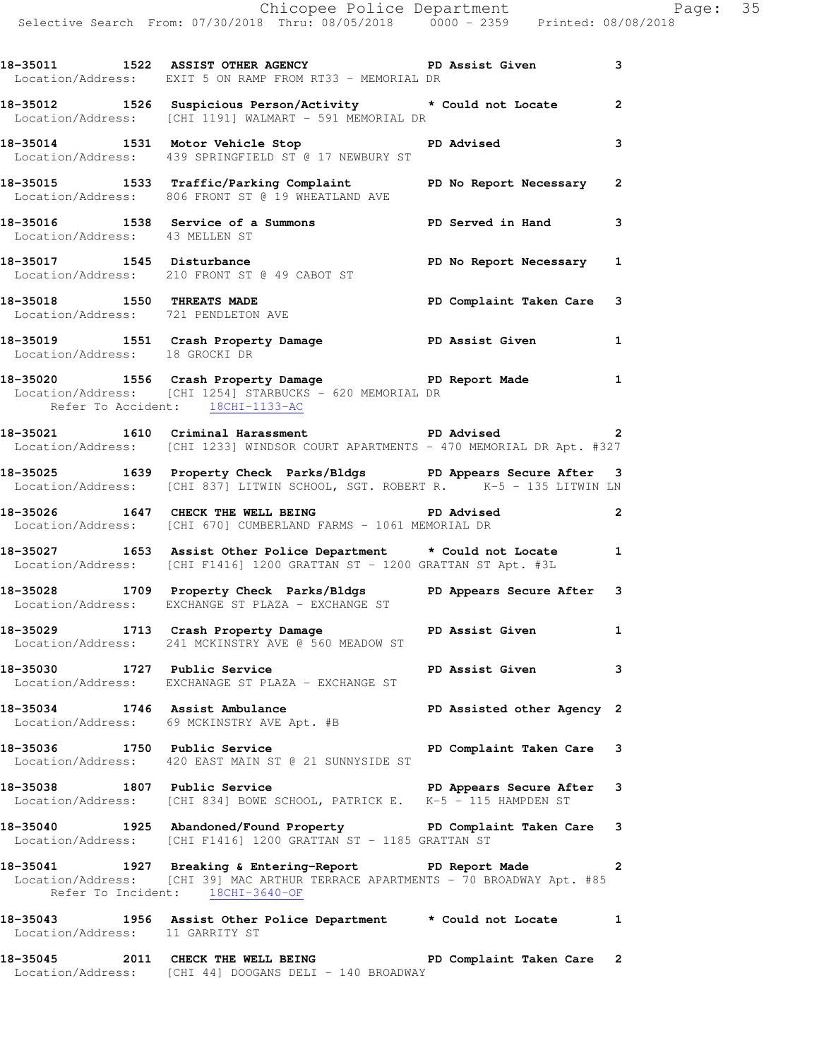18-35011 1522 ASSIST OTHER AGENCY PD Assist Given 3
Location/Address: EXIT 5 ON RAMP FROM RT33 - MEMORIAL DR

18-35012 1526 Suspicious Person/Activity * Could not Locate 2
Location/Address: [CHI 1191] WALMART - 591 MEMORIAL DR

18-35014 1531 Motor Vehicle Stop PD Advised 3
Location/Address: 439 SPRINGFIELD ST @ 17 NEWBURY ST

18-35015 1533 Traffic/Parking Complaint PD No Report Necessary 2
Location/Address: 806 FRONT ST @ 19 WHEATLAND AVE

18-35016 1538 Service of a Summons PD Served in Hand 3
Location/Address: 43 MELLEN ST

18-35017 1545 Disturbance PD No Report Necessary 1
Location/Address: 210 FRONT ST @ 49 CABOT ST

18-35018 1550 THREATS MADE PD Complaint Taken Care 3
Location/Address: 721 PENDLETON AVE

18-35019 1551 Crash Property Damage PD Assist Given 1
Location/Address: 18 GROCKI DR

18-35020 1556 Crash Property Damage PD Report Made 1
Location/Address: [CHI 1254] STARBUCKS - 620 MEMORIAL DR
Refer To Accident: 18CHI-1133-AC

18-35021 1610 Criminal Harassment PD Advised 2
Location/Address: [CHI 1233] WINDSOR COURT APARTMENTS - 470 MEMORIAL DR Apt. #327

18-35025 1639 Property Check Parks/Bldgs PD Appears Secure After 3
Location/Address: [CHI 837] LITWIN SCHOOL, SGT. ROBERT R. K-5 - 135 LITWIN LN

18-35026 1647 CHECK THE WELL BEING PD Advised 2
Location/Address: [CHI 670] CUMBERLAND FARMS - 1061 MEMORIAL DR

18-35027 1653 Assist Other Police Department * Could not Locate 1
Location/Address: [CHI F1416] 1200 GRATTAN ST - 1200 GRATTAN ST Apt. #3L

18-35028 1709 Property Check Parks/Bldgs PD Appears Secure After 3
Location/Address: EXCHANGE ST PLAZA - EXCHANGE ST

18-35029 1713 Crash Property Damage PD Assist Given 1
Location/Address: 241 MCKINSTRY AVE @ 560 MEADOW ST

18-35030 1727 Public Service PD Assist Given 3
Location/Address: EXCHANAGE ST PLAZA - EXCHANGE ST

18-35034 1746 Assist Ambulance PD Assisted other Agency 2
Location/Address: 69 MCKINSTRY AVE Apt. #B

18-35036 1750 Public Service PD Complaint Taken Care 3
Location/Address: 420 EAST MAIN ST @ 21 SUNNYSIDE ST

18-35038 1807 Public Service PD Appears Secure After 3
Location/Address: [CHI 834] BOWE SCHOOL, PATRICK E. K-5 - 115 HAMPDEN ST

18-35040 1925 Abandoned/Found Property PD Complaint Taken Care 3
Location/Address: [CHI F1416] 1200 GRATTAN ST - 1185 GRATTAN ST

18-35041 1927 Breaking & Entering-Report PD Report Made 2
Location/Address: [CHI 39] MAC ARTHUR TERRACE APARTMENTS - 70 BROADWAY Apt. #85
Refer To Incident: 18CHI-3640-OF

18-35043 1956 Assist Other Police Department * Could not Locate 1
Location/Address: 11 GARRITY ST

18-35045 2011 CHECK THE WELL BEING PD Complaint Taken Care 2
Location/Address: [CHI 44] DOOGANS DELI - 140 BROADWAY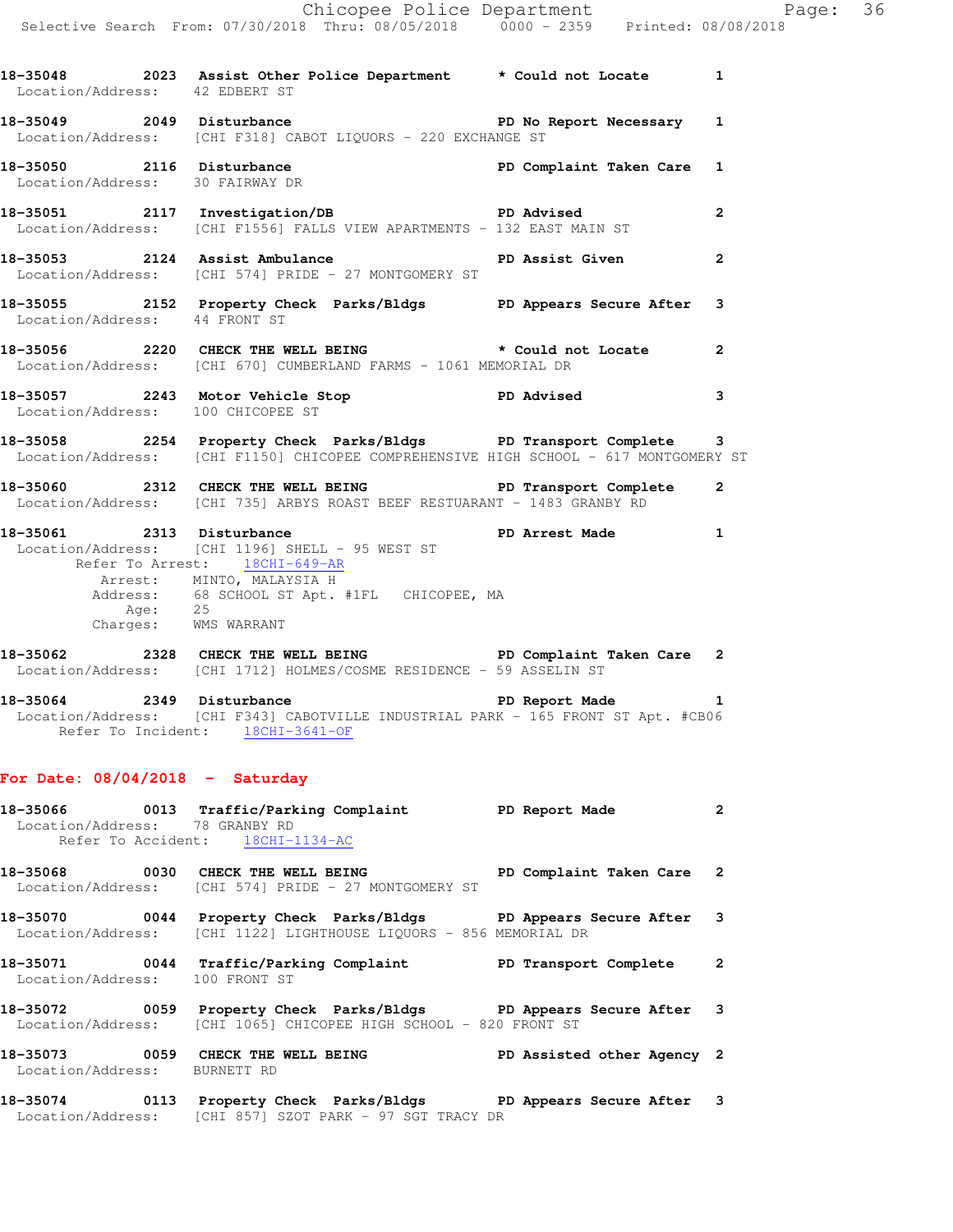18-35048 2023 Assist Other Police Department * Could not Locate 1
Location/Address: 42 EDBERT ST

18-35049 2049 Disturbance PD No Report Necessary 1
Location/Address: [CHI F318] CABOT LIQUORS - 220 EXCHANGE ST

18-35050 2116 Disturbance PD Complaint Taken Care 1
Location/Address: 30 FAIRWAY DR

18-35051 2117 Investigation/DB PD Advised 2
Location/Address: [CHI F1556] FALLS VIEW APARTMENTS - 132 EAST MAIN ST

18-35053 2124 Assist Ambulance PD Assist Given 2
Location/Address: [CHI 574] PRIDE - 27 MONTGOMERY ST

18-35055 2152 Property Check Parks/Bldgs PD Appears Secure After 3
Location/Address: 44 FRONT ST

18-35056 2220 CHECK THE WELL BEING * Could not Locate 2
Location/Address: [CHI 670] CUMBERLAND FARMS - 1061 MEMORIAL DR

18-35057 2243 Motor Vehicle Stop PD Advised 3
Location/Address: 100 CHICOPEE ST

18-35058 2254 Property Check Parks/Bldgs PD Transport Complete 3
Location/Address: [CHI F1150] CHICOPEE COMPREHENSIVE HIGH SCHOOL - 617 MONTGOMERY ST

18-35060 2312 CHECK THE WELL BEING PD Transport Complete 2
Location/Address: [CHI 735] ARBYS ROAST BEEF RESTUARANT - 1483 GRANBY RD

18-35061 2313 Disturbance PD Arrest Made 1
Location/Address: [CHI 1196] SHELL - 95 WEST ST
Refer To Arrest: 18CHI-649-AR
Arrest: MINTO, MALAYSIA H
Address: 68 SCHOOL ST Apt. #1FL CHICOPEE, MA
Age: 25
Charges: WMS WARRANT

18-35062 2328 CHECK THE WELL BEING PD Complaint Taken Care 2
Location/Address: [CHI 1712] HOLMES/COSME RESIDENCE - 59 ASSELIN ST

18-35064 2349 Disturbance PD Report Made 1
Location/Address: [CHI F343] CABOTVILLE INDUSTRIAL PARK - 165 FRONT ST Apt. #CB06
Refer To Incident: 18CHI-3641-OF

**For Date: 08/04/2018 - Saturday**

18-35066 0013 Traffic/Parking Complaint PD Report Made 2
Location/Address: 78 GRANBY RD
Refer To Accident: 18CHI-1134-AC

18-35068 0030 CHECK THE WELL BEING PD Complaint Taken Care 2
Location/Address: [CHI 574] PRIDE - 27 MONTGOMERY ST

18-35070 0044 Property Check Parks/Bldgs PD Appears Secure After 3
Location/Address: [CHI 1122] LIGHTHOUSE LIQUORS - 856 MEMORIAL DR

18-35071 0044 Traffic/Parking Complaint PD Transport Complete 2
Location/Address: 100 FRONT ST

18-35072 0059 Property Check Parks/Bldgs PD Appears Secure After 3
Location/Address: [CHI 1065] CHICOPEE HIGH SCHOOL - 820 FRONT ST

18-35073 0059 CHECK THE WELL BEING PD Assisted other Agency 2
Location/Address: BURNETT RD

18-35074 0113 Property Check Parks/Bldgs PD Appears Secure After 3
Location/Address: [CHI 857] SZOT PARK - 97 SGT TRACY DR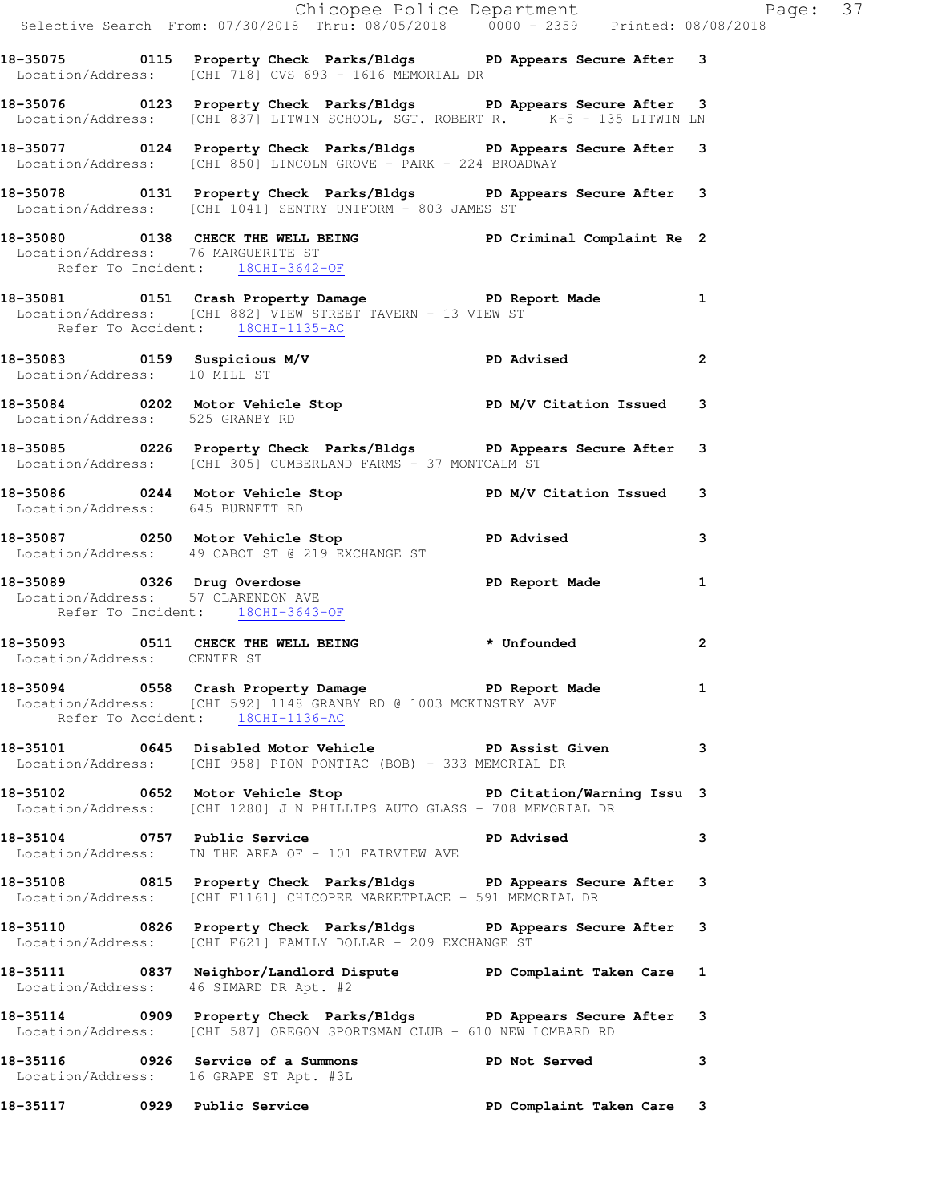18-35075 0115 Property Check Parks/Bldgs PD Appears Secure After 3
Location/Address: [CHI 718] CVS 693 - 1616 MEMORIAL DR

18-35076 0123 Property Check Parks/Bldgs PD Appears Secure After 3
Location/Address: [CHI 837] LITWIN SCHOOL, SGT. ROBERT R. K-5 - 135 LITWIN LN

18-35077 0124 Property Check Parks/Bldgs PD Appears Secure After 3
Location/Address: [CHI 850] LINCOLN GROVE - PARK - 224 BROADWAY

18-35078 0131 Property Check Parks/Bldgs PD Appears Secure After 3
Location/Address: [CHI 1041] SENTRY UNIFORM - 803 JAMES ST

18-35080 0138 CHECK THE WELL BEING PD Criminal Complaint Re 2
Location/Address: 76 MARGUERITE ST
Refer To Incident: 18CHI-3642-OF

18-35081 0151 Crash Property Damage PD Report Made 1
Location/Address: [CHI 882] VIEW STREET TAVERN - 13 VIEW ST
Refer To Accident: 18CHI-1135-AC

18-35083 0159 Suspicious M/V PD Advised 2
Location/Address: 10 MILL ST

18-35084 0202 Motor Vehicle Stop PD M/V Citation Issued 3
Location/Address: 525 GRANBY RD

18-35085 0226 Property Check Parks/Bldgs PD Appears Secure After 3
Location/Address: [CHI 305] CUMBERLAND FARMS - 37 MONTCALM ST

18-35086 0244 Motor Vehicle Stop PD M/V Citation Issued 3
Location/Address: 645 BURNETT RD

18-35087 0250 Motor Vehicle Stop PD Advised 3
Location/Address: 49 CABOT ST @ 219 EXCHANGE ST

18-35089 0326 Drug Overdose PD Report Made 1
Location/Address: 57 CLARENDON AVE
Refer To Incident: 18CHI-3643-OF

18-35093 0511 CHECK THE WELL BEING * Unfounded 2
Location/Address: CENTER ST

18-35094 0558 Crash Property Damage PD Report Made 1
Location/Address: [CHI 592] 1148 GRANBY RD @ 1003 MCKINSTRY AVE
Refer To Accident: 18CHI-1136-AC

18-35101 0645 Disabled Motor Vehicle PD Assist Given 3
Location/Address: [CHI 958] PION PONTIAC (BOB) - 333 MEMORIAL DR

18-35102 0652 Motor Vehicle Stop PD Citation/Warning Issu 3
Location/Address: [CHI 1280] J N PHILLIPS AUTO GLASS - 708 MEMORIAL DR

18-35104 0757 Public Service PD Advised 3
Location/Address: IN THE AREA OF - 101 FAIRVIEW AVE

18-35108 0815 Property Check Parks/Bldgs PD Appears Secure After 3
Location/Address: [CHI F1161] CHICOPEE MARKETPLACE - 591 MEMORIAL DR

18-35110 0826 Property Check Parks/Bldgs PD Appears Secure After 3
Location/Address: [CHI F621] FAMILY DOLLAR - 209 EXCHANGE ST

18-35111 0837 Neighbor/Landlord Dispute PD Complaint Taken Care 1
Location/Address: 46 SIMARD DR Apt. #2

18-35114 0909 Property Check Parks/Bldgs PD Appears Secure After 3
Location/Address: [CHI 587] OREGON SPORTSMAN CLUB - 610 NEW LOMBARD RD

18-35116 0926 Service of a Summons PD Not Served 3
Location/Address: 16 GRAPE ST Apt. #3L

18-35117 0929 Public Service PD Complaint Taken Care 3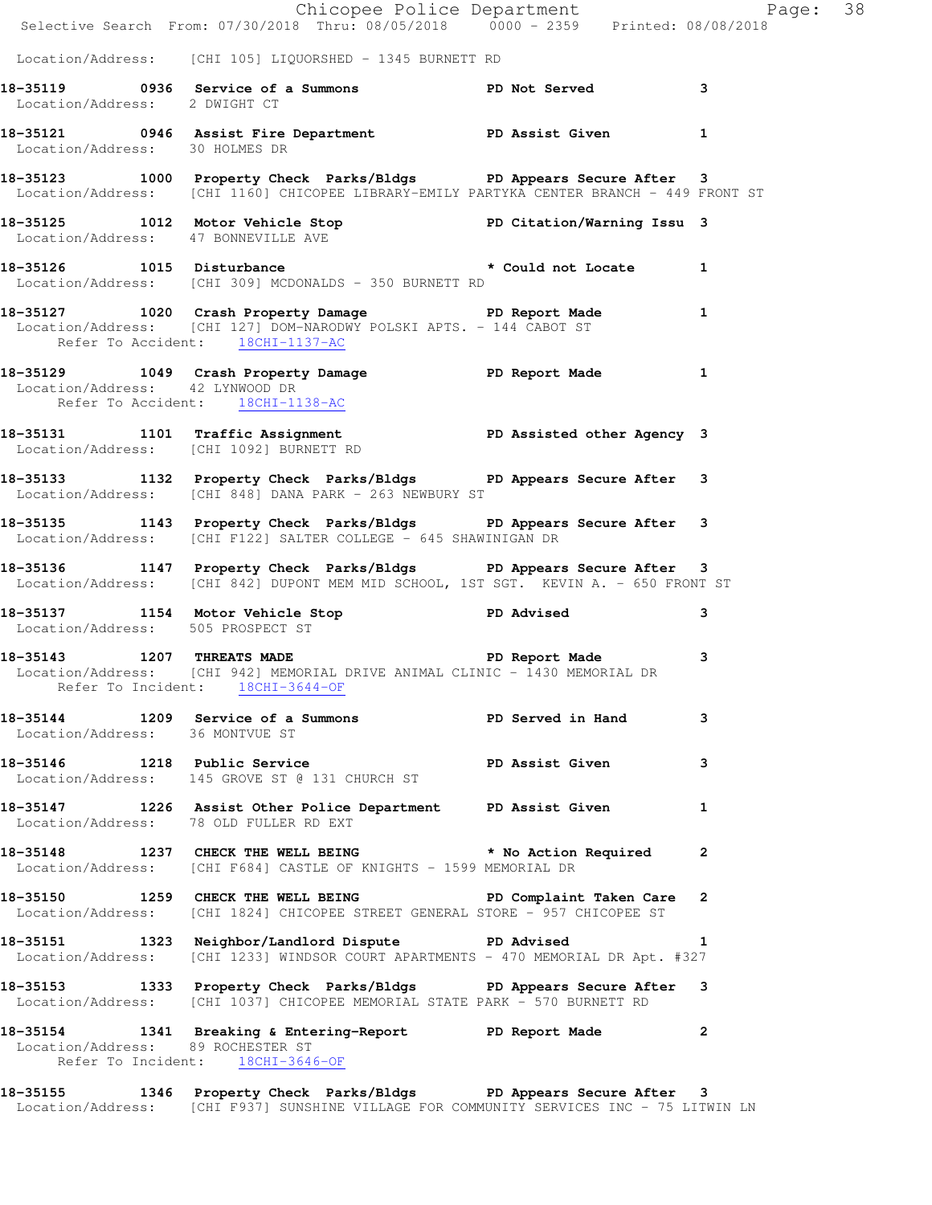Location/Address: [CHI 105] LIQUORSHED - 1345 BURNETT RD

**18-35119 0936 Service of a Summons PD Not Served 3**
Location/Address: 2 DWIGHT CT

**18-35121 0946 Assist Fire Department PD Assist Given 1**
Location/Address: 30 HOLMES DR

**18-35123 1000 Property Check Parks/Bldgs PD Appears Secure After 3**
Location/Address: [CHI 1160] CHICOPEE LIBRARY-EMILY PARTYKA CENTER BRANCH - 449 FRONT ST

**18-35125 1012 Motor Vehicle Stop PD Citation/Warning Issu 3**
Location/Address: 47 BONNEVILLE AVE

**18-35126 1015 Disturbance * Could not Locate 1**
Location/Address: [CHI 309] MCDONALDS - 350 BURNETT RD

**18-35127 1020 Crash Property Damage PD Report Made 1**
Location/Address: [CHI 127] DOM-NARODWY POLSKI APTS. - 144 CABOT ST
Refer To Accident: 18CHI-1137-AC

**18-35129 1049 Crash Property Damage PD Report Made 1**
Location/Address: 42 LYNWOOD DR
Refer To Accident: 18CHI-1138-AC

**18-35131 1101 Traffic Assignment PD Assisted other Agency 3**
Location/Address: [CHI 1092] BURNETT RD

**18-35133 1132 Property Check Parks/Bldgs PD Appears Secure After 3**
Location/Address: [CHI 848] DANA PARK - 263 NEWBURY ST

**18-35135 1143 Property Check Parks/Bldgs PD Appears Secure After 3**
Location/Address: [CHI F122] SALTER COLLEGE - 645 SHAWINIGAN DR

**18-35136 1147 Property Check Parks/Bldgs PD Appears Secure After 3**
Location/Address: [CHI 842] DUPONT MEM MID SCHOOL, 1ST SGT. KEVIN A. - 650 FRONT ST

**18-35137 1154 Motor Vehicle Stop PD Advised 3**
Location/Address: 505 PROSPECT ST

**18-35143 1207 THREATS MADE PD Report Made 3**
Location/Address: [CHI 942] MEMORIAL DRIVE ANIMAL CLINIC - 1430 MEMORIAL DR
Refer To Incident: 18CHI-3644-OF

**18-35144 1209 Service of a Summons PD Served in Hand 3**
Location/Address: 36 MONTVUE ST

**18-35146 1218 Public Service PD Assist Given 3**
Location/Address: 145 GROVE ST @ 131 CHURCH ST

**18-35147 1226 Assist Other Police Department PD Assist Given 1**
Location/Address: 78 OLD FULLER RD EXT

**18-35148 1237 CHECK THE WELL BEING * No Action Required 2**
Location/Address: [CHI F684] CASTLE OF KNIGHTS - 1599 MEMORIAL DR

**18-35150 1259 CHECK THE WELL BEING PD Complaint Taken Care 2**
Location/Address: [CHI 1824] CHICOPEE STREET GENERAL STORE - 957 CHICOPEE ST

**18-35151 1323 Neighbor/Landlord Dispute PD Advised 1**
Location/Address: [CHI 1233] WINDSOR COURT APARTMENTS - 470 MEMORIAL DR Apt. #327

**18-35153 1333 Property Check Parks/Bldgs PD Appears Secure After 3**
Location/Address: [CHI 1037] CHICOPEE MEMORIAL STATE PARK - 570 BURNETT RD

**18-35154 1341 Breaking & Entering-Report PD Report Made 2**
Location/Address: 89 ROCHESTER ST
Refer To Incident: 18CHI-3646-OF

**18-35155 1346 Property Check Parks/Bldgs PD Appears Secure After 3**
Location/Address: [CHI F937] SUNSHINE VILLAGE FOR COMMUNITY SERVICES INC - 75 LITWIN LN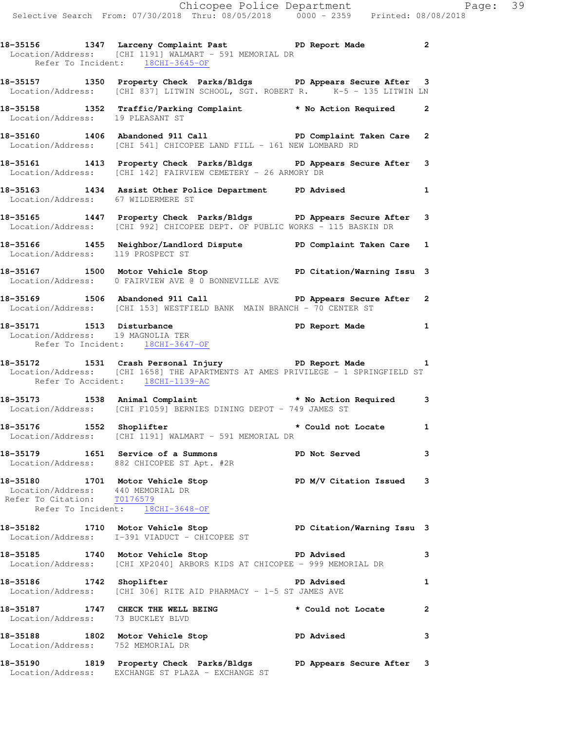18-35156 1347 Larceny Complaint Past PD Report Made 2
Location/Address: [CHI 1191] WALMART - 591 MEMORIAL DR
Refer To Incident: 18CHI-3645-OF

18-35157 1350 Property Check Parks/Bldgs PD Appears Secure After 3
Location/Address: [CHI 837] LITWIN SCHOOL, SGT. ROBERT R. K-5 - 135 LITWIN LN

18-35158 1352 Traffic/Parking Complaint * No Action Required 2
Location/Address: 19 PLEASANT ST

18-35160 1406 Abandoned 911 Call PD Complaint Taken Care 2
Location/Address: [CHI 541] CHICOPEE LAND FILL - 161 NEW LOMBARD RD

18-35161 1413 Property Check Parks/Bldgs PD Appears Secure After 3
Location/Address: [CHI 142] FAIRVIEW CEMETERY - 26 ARMORY DR

18-35163 1434 Assist Other Police Department PD Advised 1
Location/Address: 67 WILDERMERE ST

18-35165 1447 Property Check Parks/Bldgs PD Appears Secure After 3
Location/Address: [CHI 992] CHICOPEE DEPT. OF PUBLIC WORKS - 115 BASKIN DR

18-35166 1455 Neighbor/Landlord Dispute PD Complaint Taken Care 1
Location/Address: 119 PROSPECT ST

18-35167 1500 Motor Vehicle Stop PD Citation/Warning Issu 3
Location/Address: 0 FAIRVIEW AVE @ 0 BONNEVILLE AVE

18-35169 1506 Abandoned 911 Call PD Appears Secure After 2
Location/Address: [CHI 153] WESTFIELD BANK MAIN BRANCH - 70 CENTER ST

18-35171 1513 Disturbance PD Report Made 1
Location/Address: 19 MAGNOLIA TER
Refer To Incident: 18CHI-3647-OF

18-35172 1531 Crash Personal Injury PD Report Made 1
Location/Address: [CHI 1658] THE APARTMENTS AT AMES PRIVILEGE - 1 SPRINGFIELD ST
Refer To Accident: 18CHI-1139-AC

18-35173 1538 Animal Complaint * No Action Required 3
Location/Address: [CHI F1059] BERNIES DINING DEPOT - 749 JAMES ST

18-35176 1552 Shoplifter * Could not Locate 1
Location/Address: [CHI 1191] WALMART - 591 MEMORIAL DR

18-35179 1651 Service of a Summons PD Not Served 3
Location/Address: 882 CHICOPEE ST Apt. #2R

18-35180 1701 Motor Vehicle Stop PD M/V Citation Issued 3
Location/Address: 440 MEMORIAL DR
Refer To Citation: T0176579
Refer To Incident: 18CHI-3648-OF

18-35182 1710 Motor Vehicle Stop PD Citation/Warning Issu 3
Location/Address: I-391 VIADUCT - CHICOPEE ST

18-35185 1740 Motor Vehicle Stop PD Advised 3
Location/Address: [CHI XP2040] ARBORS KIDS AT CHICOPEE - 999 MEMORIAL DR

18-35186 1742 Shoplifter PD Advised 1
Location/Address: [CHI 306] RITE AID PHARMACY - 1-5 ST JAMES AVE

18-35187 1747 CHECK THE WELL BEING * Could not Locate 2
Location/Address: 73 BUCKLEY BLVD

18-35188 1802 Motor Vehicle Stop PD Advised 3
Location/Address: 752 MEMORIAL DR

18-35190 1819 Property Check Parks/Bldgs PD Appears Secure After 3
Location/Address: EXCHANGE ST PLAZA - EXCHANGE ST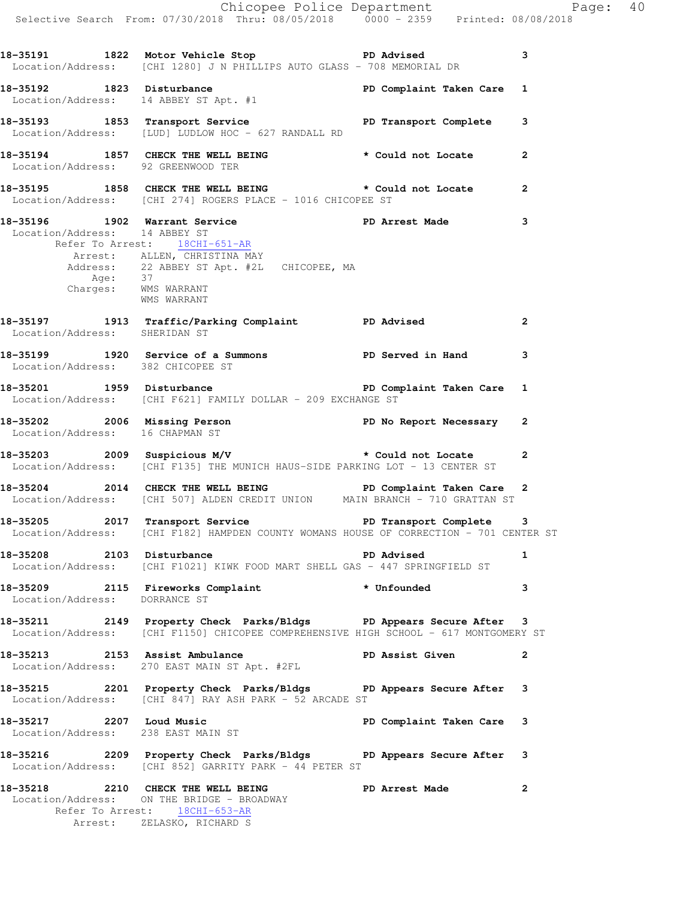18-35191 1822 Motor Vehicle Stop PD Advised 3
Location/Address: [CHI 1280] J N PHILLIPS AUTO GLASS - 708 MEMORIAL DR

18-35192 1823 Disturbance PD Complaint Taken Care 1
Location/Address: 14 ABBEY ST Apt. #1

18-35193 1853 Transport Service PD Transport Complete 3
Location/Address: [LUD] LUDLOW HOC - 627 RANDALL RD

18-35194 1857 CHECK THE WELL BEING * Could not Locate 2
Location/Address: 92 GREENWOOD TER

18-35195 1858 CHECK THE WELL BEING * Could not Locate 2
Location/Address: [CHI 274] ROGERS PLACE - 1016 CHICOPEE ST

18-35196 1902 Warrant Service PD Arrest Made 3
Location/Address: 14 ABBEY ST
Refer To Arrest: 18CHI-651-AR
Arrest: ALLEN, CHRISTINA MAY
Address: 22 ABBEY ST Apt. #2L CHICOPEE, MA
Age: 37
Charges: WMS WARRANT
WMS WARRANT

18-35197 1913 Traffic/Parking Complaint PD Advised 2
Location/Address: SHERIDAN ST

18-35199 1920 Service of a Summons PD Served in Hand 3
Location/Address: 382 CHICOPEE ST

18-35201 1959 Disturbance PD Complaint Taken Care 1
Location/Address: [CHI F621] FAMILY DOLLAR - 209 EXCHANGE ST

18-35202 2006 Missing Person PD No Report Necessary 2
Location/Address: 16 CHAPMAN ST

18-35203 2009 Suspicious M/V * Could not Locate 2
Location/Address: [CHI F135] THE MUNICH HAUS-SIDE PARKING LOT - 13 CENTER ST

18-35204 2014 CHECK THE WELL BEING PD Complaint Taken Care 2
Location/Address: [CHI 507] ALDEN CREDIT UNION MAIN BRANCH - 710 GRATTAN ST

18-35205 2017 Transport Service PD Transport Complete 3
Location/Address: [CHI F182] HAMPDEN COUNTY WOMANS HOUSE OF CORRECTION - 701 CENTER ST

18-35208 2103 Disturbance PD Advised 1
Location/Address: [CHI F1021] KIWK FOOD MART SHELL GAS - 447 SPRINGFIELD ST

18-35209 2115 Fireworks Complaint * Unfounded 3
Location/Address: DORRANCE ST

18-35211 2149 Property Check Parks/Bldgs PD Appears Secure After 3
Location/Address: [CHI F1150] CHICOPEE COMPREHENSIVE HIGH SCHOOL - 617 MONTGOMERY ST

18-35213 2153 Assist Ambulance PD Assist Given 2
Location/Address: 270 EAST MAIN ST Apt. #2FL

18-35215 2201 Property Check Parks/Bldgs PD Appears Secure After 3
Location/Address: [CHI 847] RAY ASH PARK - 52 ARCADE ST

18-35217 2207 Loud Music PD Complaint Taken Care 3
Location/Address: 238 EAST MAIN ST

18-35216 2209 Property Check Parks/Bldgs PD Appears Secure After 3
Location/Address: [CHI 852] GARRITY PARK - 44 PETER ST

18-35218 2210 CHECK THE WELL BEING PD Arrest Made 2
Location/Address: ON THE BRIDGE - BROADWAY
Refer To Arrest: 18CHI-653-AR
Arrest: ZELASKO, RICHARD S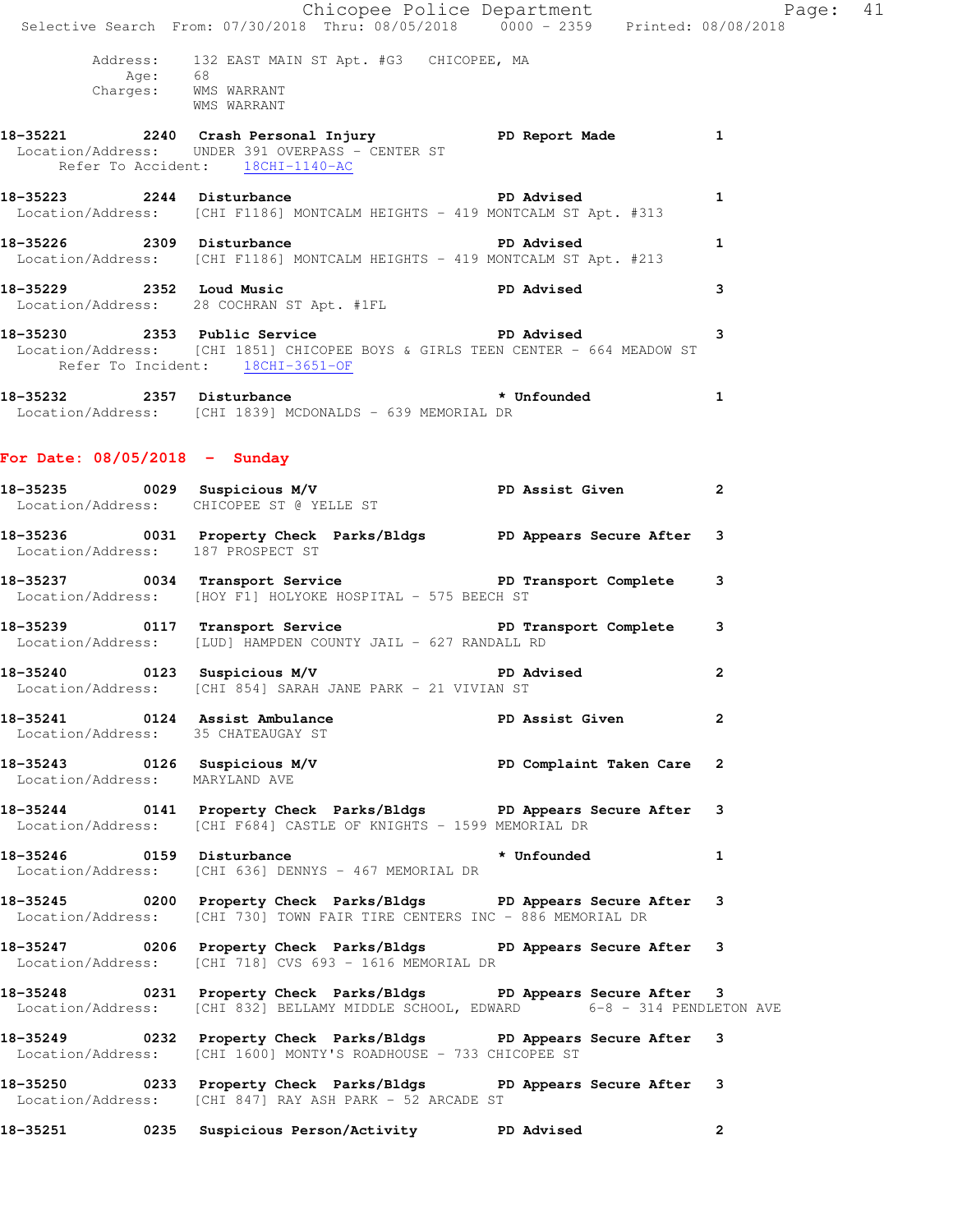Address: 132 EAST MAIN ST Apt. #G3 CHICOPEE, MA
Age: 68
Charges: WMS WARRANT
WMS WARRANT

**18-35221 2240 Crash Personal Injury PD Report Made 1**
Location/Address: UNDER 391 OVERPASS - CENTER ST
Refer To Accident: 18CHI-1140-AC

**18-35223 2244 Disturbance PD Advised 1**
Location/Address: [CHI F1186] MONTCALM HEIGHTS - 419 MONTCALM ST Apt. #313

**18-35226 2309 Disturbance PD Advised 1**
Location/Address: [CHI F1186] MONTCALM HEIGHTS - 419 MONTCALM ST Apt. #213

**18-35229 2352 Loud Music PD Advised 3**
Location/Address: 28 COCHRAN ST Apt. #1FL

**18-35230 2353 Public Service PD Advised 3**
Location/Address: [CHI 1851] CHICOPEE BOYS & GIRLS TEEN CENTER - 664 MEADOW ST
Refer To Incident: 18CHI-3651-OF

**18-35232 2357 Disturbance * Unfounded 1**
Location/Address: [CHI 1839] MCDONALDS - 639 MEMORIAL DR

## For Date: 08/05/2018 - Sunday

**18-35235 0029 Suspicious M/V PD Assist Given 2**
Location/Address: CHICOPEE ST @ YELLE ST

**18-35236 0031 Property Check Parks/Bldgs PD Appears Secure After 3**
Location/Address: 187 PROSPECT ST

**18-35237 0034 Transport Service PD Transport Complete 3**
Location/Address: [HOY F1] HOLYOKE HOSPITAL - 575 BEECH ST

**18-35239 0117 Transport Service PD Transport Complete 3**
Location/Address: [LUD] HAMPDEN COUNTY JAIL - 627 RANDALL RD

**18-35240 0123 Suspicious M/V PD Advised 2**
Location/Address: [CHI 854] SARAH JANE PARK - 21 VIVIAN ST

**18-35241 0124 Assist Ambulance PD Assist Given 2**
Location/Address: 35 CHATEAUGAY ST

**18-35243 0126 Suspicious M/V PD Complaint Taken Care 2**
Location/Address: MARYLAND AVE

**18-35244 0141 Property Check Parks/Bldgs PD Appears Secure After 3**
Location/Address: [CHI F684] CASTLE OF KNIGHTS - 1599 MEMORIAL DR

**18-35246 0159 Disturbance * Unfounded 1**
Location/Address: [CHI 636] DENNYS - 467 MEMORIAL DR

**18-35245 0200 Property Check Parks/Bldgs PD Appears Secure After 3**
Location/Address: [CHI 730] TOWN FAIR TIRE CENTERS INC - 886 MEMORIAL DR

**18-35247 0206 Property Check Parks/Bldgs PD Appears Secure After 3**
Location/Address: [CHI 718] CVS 693 - 1616 MEMORIAL DR

**18-35248 0231 Property Check Parks/Bldgs PD Appears Secure After 3**
Location/Address: [CHI 832] BELLAMY MIDDLE SCHOOL, EDWARD 6-8 - 314 PENDLETON AVE

**18-35249 0232 Property Check Parks/Bldgs PD Appears Secure After 3**
Location/Address: [CHI 1600] MONTY'S ROADHOUSE - 733 CHICOPEE ST

**18-35250 0233 Property Check Parks/Bldgs PD Appears Secure After 3**
Location/Address: [CHI 847] RAY ASH PARK - 52 ARCADE ST

**18-35251 0235 Suspicious Person/Activity PD Advised 2**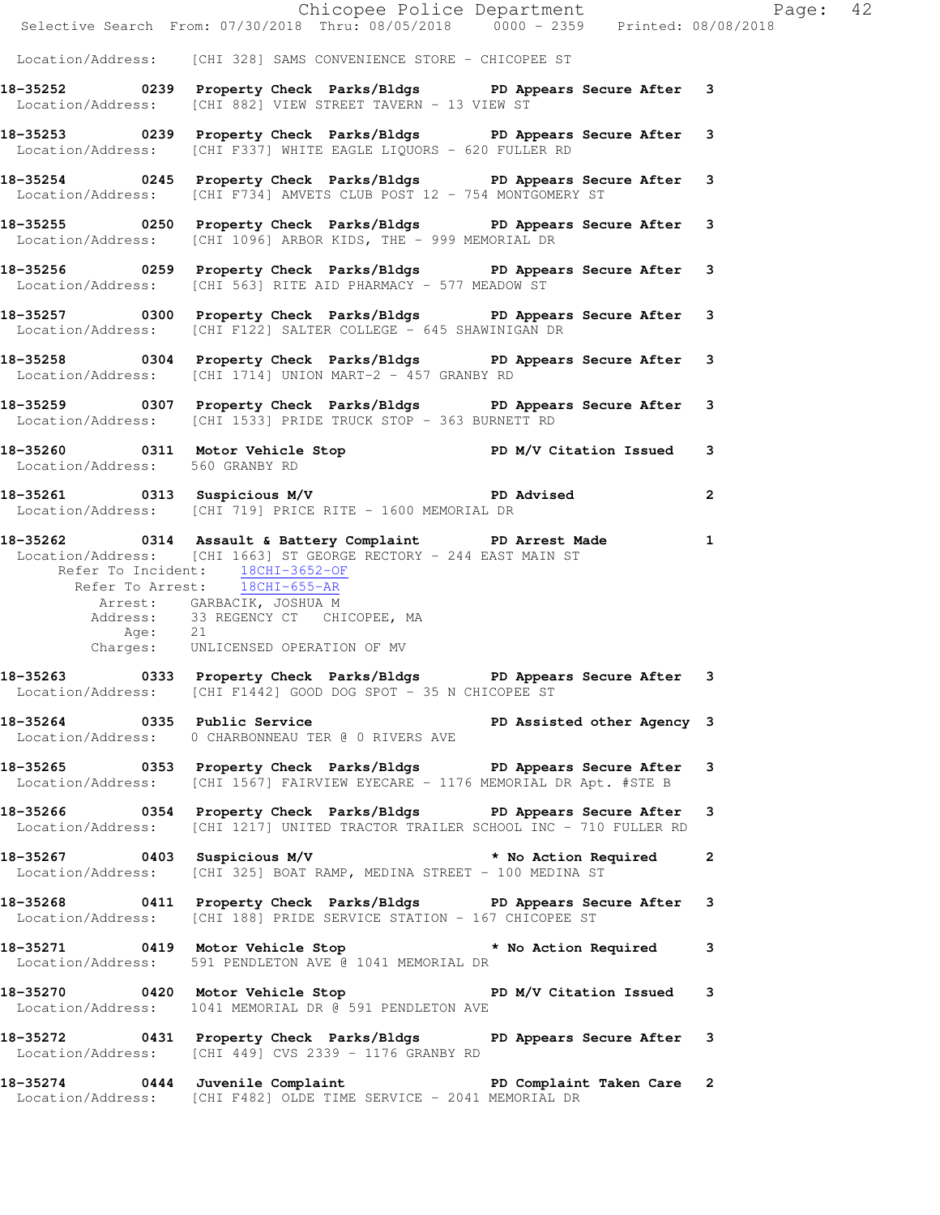Location/Address: [CHI 328] SAMS CONVENIENCE STORE - CHICOPEE ST

**18-35252 0239 Property Check Parks/Bldgs PD Appears Secure After 3**
Location/Address: [CHI 882] VIEW STREET TAVERN - 13 VIEW ST

**18-35253 0239 Property Check Parks/Bldgs PD Appears Secure After 3**
Location/Address: [CHI F337] WHITE EAGLE LIQUORS - 620 FULLER RD

**18-35254 0245 Property Check Parks/Bldgs PD Appears Secure After 3**
Location/Address: [CHI F734] AMVETS CLUB POST 12 - 754 MONTGOMERY ST

**18-35255 0250 Property Check Parks/Bldgs PD Appears Secure After 3**
Location/Address: [CHI 1096] ARBOR KIDS, THE - 999 MEMORIAL DR

**18-35256 0259 Property Check Parks/Bldgs PD Appears Secure After 3**
Location/Address: [CHI 563] RITE AID PHARMACY - 577 MEADOW ST

**18-35257 0300 Property Check Parks/Bldgs PD Appears Secure After 3**
Location/Address: [CHI F122] SALTER COLLEGE - 645 SHAWINIGAN DR

**18-35258 0304 Property Check Parks/Bldgs PD Appears Secure After 3**
Location/Address: [CHI 1714] UNION MART-2 - 457 GRANBY RD

**18-35259 0307 Property Check Parks/Bldgs PD Appears Secure After 3**
Location/Address: [CHI 1533] PRIDE TRUCK STOP - 363 BURNETT RD

**18-35260 0311 Motor Vehicle Stop PD M/V Citation Issued 3**
Location/Address: 560 GRANBY RD

**18-35261 0313 Suspicious M/V PD Advised 2**
Location/Address: [CHI 719] PRICE RITE - 1600 MEMORIAL DR

**18-35262 0314 Assault & Battery Complaint PD Arrest Made 1**
Location/Address: [CHI 1663] ST GEORGE RECTORY - 244 EAST MAIN ST
Refer To Incident: 18CHI-3652-OF
Refer To Arrest: 18CHI-655-AR
Arrest: GARBACIK, JOSHUA M
Address: 33 REGENCY CT CHICOPEE, MA
Age: 21
Charges: UNLICENSED OPERATION OF MV

**18-35263 0333 Property Check Parks/Bldgs PD Appears Secure After 3**
Location/Address: [CHI F1442] GOOD DOG SPOT - 35 N CHICOPEE ST

**18-35264 0335 Public Service PD Assisted other Agency 3**
Location/Address: 0 CHARBONNEAU TER @ 0 RIVERS AVE

**18-35265 0353 Property Check Parks/Bldgs PD Appears Secure After 3**
Location/Address: [CHI 1567] FAIRVIEW EYECARE - 1176 MEMORIAL DR Apt. #STE B

**18-35266 0354 Property Check Parks/Bldgs PD Appears Secure After 3**
Location/Address: [CHI 1217] UNITED TRACTOR TRAILER SCHOOL INC - 710 FULLER RD

**18-35267 0403 Suspicious M/V * No Action Required 2**
Location/Address: [CHI 325] BOAT RAMP, MEDINA STREET - 100 MEDINA ST

**18-35268 0411 Property Check Parks/Bldgs PD Appears Secure After 3**
Location/Address: [CHI 188] PRIDE SERVICE STATION - 167 CHICOPEE ST

**18-35271 0419 Motor Vehicle Stop * No Action Required 3**
Location/Address: 591 PENDLETON AVE @ 1041 MEMORIAL DR

**18-35270 0420 Motor Vehicle Stop PD M/V Citation Issued 3**
Location/Address: 1041 MEMORIAL DR @ 591 PENDLETON AVE

**18-35272 0431 Property Check Parks/Bldgs PD Appears Secure After 3**
Location/Address: [CHI 449] CVS 2339 - 1176 GRANBY RD

**18-35274 0444 Juvenile Complaint PD Complaint Taken Care 2**
Location/Address: [CHI F482] OLDE TIME SERVICE - 2041 MEMORIAL DR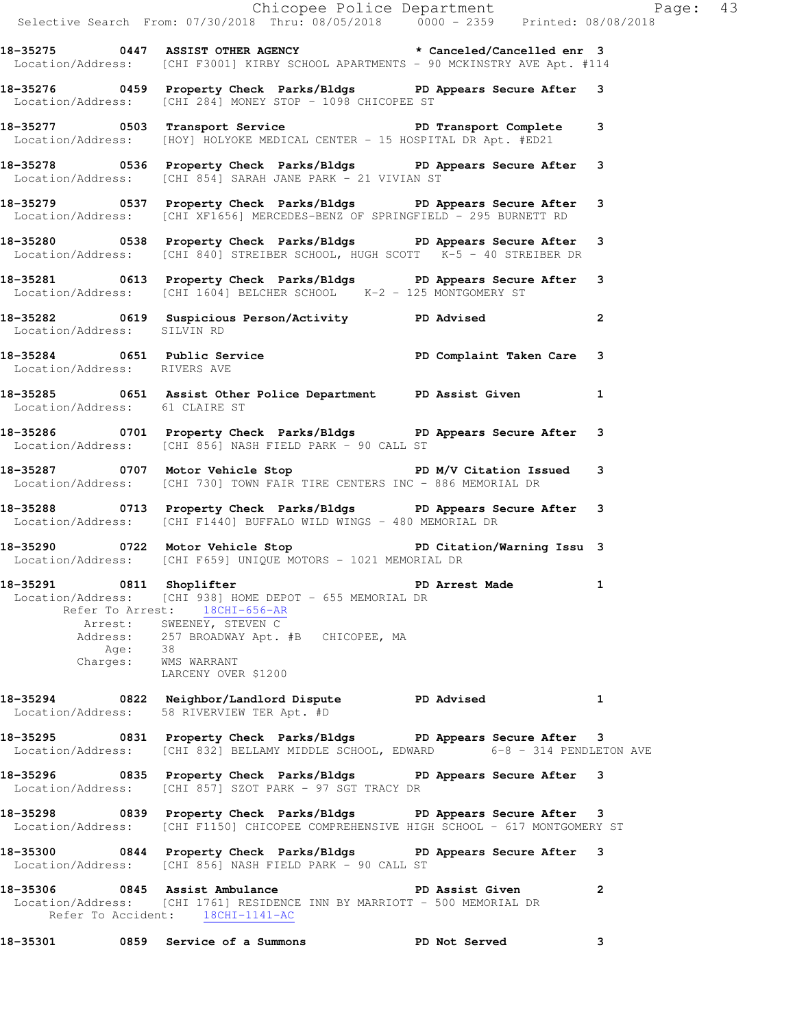18-35275 0447 ASSIST OTHER AGENCY * Canceled/Cancelled enr 3
Location/Address: [CHI F3001] KIRBY SCHOOL APARTMENTS - 90 MCKINSTRY AVE Apt. #114

18-35276 0459 Property Check Parks/Bldgs PD Appears Secure After 3
Location/Address: [CHI 284] MONEY STOP - 1098 CHICOPEE ST

18-35277 0503 Transport Service PD Transport Complete 3
Location/Address: [HOY] HOLYOKE MEDICAL CENTER - 15 HOSPITAL DR Apt. #ED21

18-35278 0536 Property Check Parks/Bldgs PD Appears Secure After 3
Location/Address: [CHI 854] SARAH JANE PARK - 21 VIVIAN ST

18-35279 0537 Property Check Parks/Bldgs PD Appears Secure After 3
Location/Address: [CHI XF1656] MERCEDES-BENZ OF SPRINGFIELD - 295 BURNETT RD

18-35280 0538 Property Check Parks/Bldgs PD Appears Secure After 3
Location/Address: [CHI 840] STREIBER SCHOOL, HUGH SCOTT K-5 - 40 STREIBER DR

18-35281 0613 Property Check Parks/Bldgs PD Appears Secure After 3
Location/Address: [CHI 1604] BELCHER SCHOOL K-2 - 125 MONTGOMERY ST

18-35282 0619 Suspicious Person/Activity PD Advised 2
Location/Address: SILVIN RD

18-35284 0651 Public Service PD Complaint Taken Care 3
Location/Address: RIVERS AVE

18-35285 0651 Assist Other Police Department PD Assist Given 1
Location/Address: 61 CLAIRE ST

18-35286 0701 Property Check Parks/Bldgs PD Appears Secure After 3
Location/Address: [CHI 856] NASH FIELD PARK - 90 CALL ST

18-35287 0707 Motor Vehicle Stop PD M/V Citation Issued 3
Location/Address: [CHI 730] TOWN FAIR TIRE CENTERS INC - 886 MEMORIAL DR

18-35288 0713 Property Check Parks/Bldgs PD Appears Secure After 3
Location/Address: [CHI F1440] BUFFALO WILD WINGS - 480 MEMORIAL DR

18-35290 0722 Motor Vehicle Stop PD Citation/Warning Issu 3
Location/Address: [CHI F659] UNIQUE MOTORS - 1021 MEMORIAL DR

18-35291 0811 Shoplifter PD Arrest Made 1
Location/Address: [CHI 938] HOME DEPOT - 655 MEMORIAL DR
Refer To Arrest: 18CHI-656-AR
Arrest: SWEENEY, STEVEN C
Address: 257 BROADWAY Apt. #B CHICOPEE, MA
Age: 38
Charges: WMS WARRANT
LARCENY OVER $1200

18-35294 0822 Neighbor/Landlord Dispute PD Advised 1
Location/Address: 58 RIVERVIEW TER Apt. #D

18-35295 0831 Property Check Parks/Bldgs PD Appears Secure After 3
Location/Address: [CHI 832] BELLAMY MIDDLE SCHOOL, EDWARD 6-8 - 314 PENDLETON AVE

18-35296 0835 Property Check Parks/Bldgs PD Appears Secure After 3
Location/Address: [CHI 857] SZOT PARK - 97 SGT TRACY DR

18-35298 0839 Property Check Parks/Bldgs PD Appears Secure After 3
Location/Address: [CHI F1150] CHICOPEE COMPREHENSIVE HIGH SCHOOL - 617 MONTGOMERY ST

18-35300 0844 Property Check Parks/Bldgs PD Appears Secure After 3
Location/Address: [CHI 856] NASH FIELD PARK - 90 CALL ST

18-35306 0845 Assist Ambulance PD Assist Given 2
Location/Address: [CHI 1761] RESIDENCE INN BY MARRIOTT - 500 MEMORIAL DR
Refer To Accident: 18CHI-1141-AC

18-35301 0859 Service of a Summons PD Not Served 3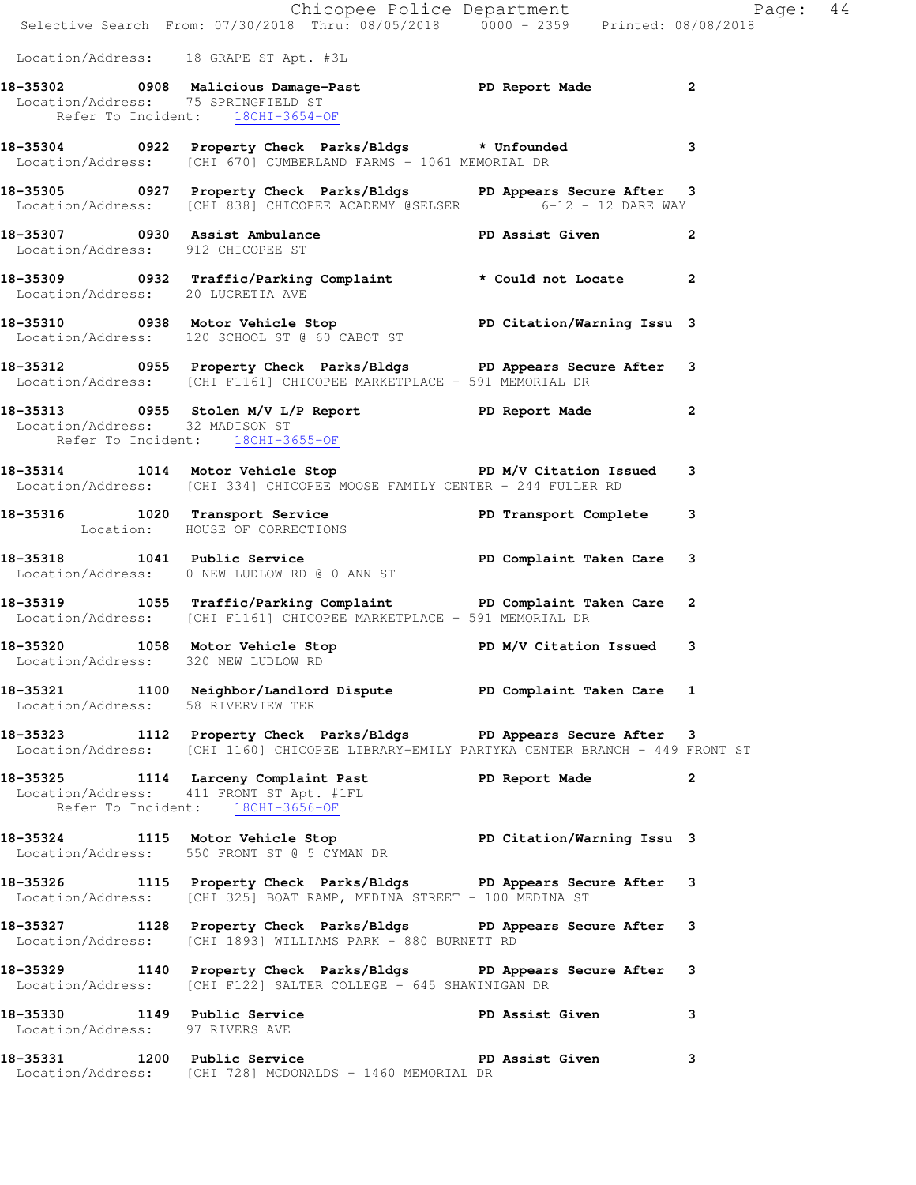Location/Address: 18 GRAPE ST Apt. #3L

```
18-35302        0908  Malicious Damage-Past          PD Report Made              2
 Location/Address:    75 SPRINGFIELD ST
      Refer To Incident:    18CHI-3654-OF

18-35304        0922  Property Check  Parks/Bldgs    * Unfounded                 3
 Location/Address:    [CHI 670] CUMBERLAND FARMS - 1061 MEMORIAL DR

18-35305        0927  Property Check  Parks/Bldgs    PD Appears Secure After     3
 Location/Address:    [CHI 838] CHICOPEE ACADEMY @SELSER          6-12 - 12 DARE WAY

18-35307        0930  Assist Ambulance               PD Assist Given             2
 Location/Address:    912 CHICOPEE ST

18-35309        0932  Traffic/Parking Complaint      * Could not Locate          2
 Location/Address:    20 LUCRETIA AVE

18-35310        0938  Motor Vehicle Stop             PD Citation/Warning Issu    3
 Location/Address:    120 SCHOOL ST @ 60 CABOT ST

18-35312        0955  Property Check  Parks/Bldgs    PD Appears Secure After     3
 Location/Address:    [CHI F1161] CHICOPEE MARKETPLACE - 591 MEMORIAL DR

18-35313        0955  Stolen M/V L/P Report          PD Report Made              2
 Location/Address:    32 MADISON ST
      Refer To Incident:    18CHI-3655-OF

18-35314        1014  Motor Vehicle Stop             PD M/V Citation Issued      3
 Location/Address:    [CHI 334] CHICOPEE MOOSE FAMILY CENTER - 244 FULLER RD

18-35316        1020  Transport Service              PD Transport Complete       3
         Location:    HOUSE OF CORRECTIONS

18-35318        1041  Public Service                 PD Complaint Taken Care     3
 Location/Address:    0 NEW LUDLOW RD @ 0 ANN ST

18-35319        1055  Traffic/Parking Complaint      PD Complaint Taken Care     2
 Location/Address:    [CHI F1161] CHICOPEE MARKETPLACE - 591 MEMORIAL DR

18-35320        1058  Motor Vehicle Stop             PD M/V Citation Issued      3
 Location/Address:    320 NEW LUDLOW RD

18-35321        1100  Neighbor/Landlord Dispute      PD Complaint Taken Care     1
 Location/Address:    58 RIVERVIEW TER

18-35323        1112  Property Check  Parks/Bldgs    PD Appears Secure After     3
 Location/Address:    [CHI 1160] CHICOPEE LIBRARY-EMILY PARTYKA CENTER BRANCH - 449 FRONT ST

18-35325        1114  Larceny Complaint Past         PD Report Made              2
 Location/Address:    411 FRONT ST Apt. #1FL
      Refer To Incident:    18CHI-3656-OF

18-35324        1115  Motor Vehicle Stop             PD Citation/Warning Issu    3
 Location/Address:    550 FRONT ST @ 5 CYMAN DR

18-35326        1115  Property Check  Parks/Bldgs    PD Appears Secure After     3
 Location/Address:    [CHI 325] BOAT RAMP, MEDINA STREET - 100 MEDINA ST

18-35327        1128  Property Check  Parks/Bldgs    PD Appears Secure After     3
 Location/Address:    [CHI 1893] WILLIAMS PARK - 880 BURNETT RD

18-35329        1140  Property Check  Parks/Bldgs    PD Appears Secure After     3
 Location/Address:    [CHI F122] SALTER COLLEGE - 645 SHAWINIGAN DR

18-35330        1149  Public Service                 PD Assist Given             3
 Location/Address:    97 RIVERS AVE

18-35331        1200  Public Service                 PD Assist Given             3
 Location/Address:    [CHI 728] MCDONALDS - 1460 MEMORIAL DR
```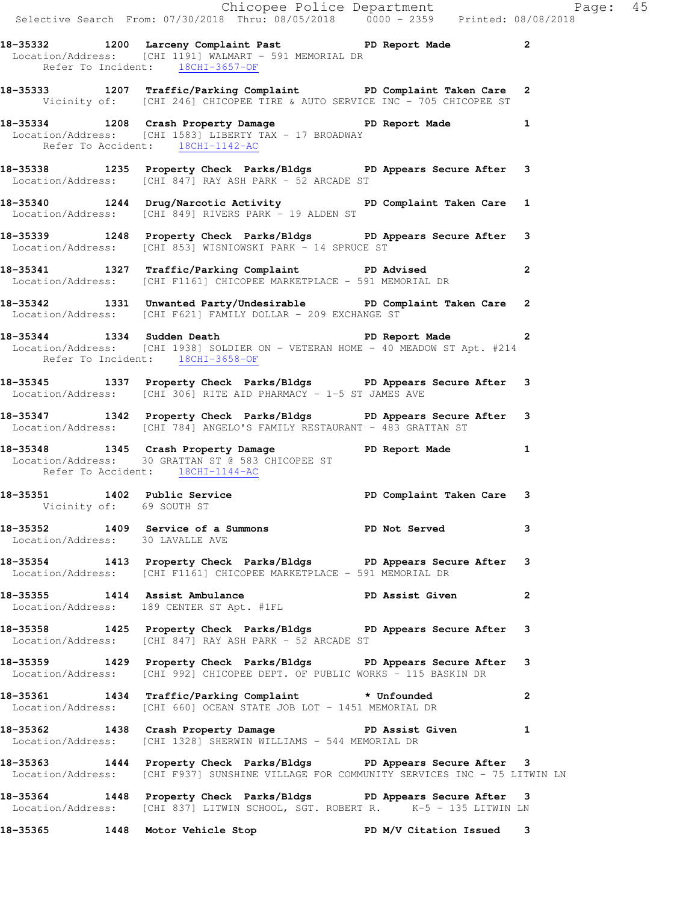18-35332 1200 Larceny Complaint Past PD Report Made 2
Location/Address: [CHI 1191] WALMART - 591 MEMORIAL DR
Refer To Incident: 18CHI-3657-OF

18-35333 1207 Traffic/Parking Complaint PD Complaint Taken Care 2
Vicinity of: [CHI 246] CHICOPEE TIRE & AUTO SERVICE INC - 705 CHICOPEE ST

18-35334 1208 Crash Property Damage PD Report Made 1
Location/Address: [CHI 1583] LIBERTY TAX - 17 BROADWAY
Refer To Accident: 18CHI-1142-AC

18-35338 1235 Property Check Parks/Bldgs PD Appears Secure After 3
Location/Address: [CHI 847] RAY ASH PARK - 52 ARCADE ST

18-35340 1244 Drug/Narcotic Activity PD Complaint Taken Care 1
Location/Address: [CHI 849] RIVERS PARK - 19 ALDEN ST

18-35339 1248 Property Check Parks/Bldgs PD Appears Secure After 3
Location/Address: [CHI 853] WISNIOWSKI PARK - 14 SPRUCE ST

18-35341 1327 Traffic/Parking Complaint PD Advised 2
Location/Address: [CHI F1161] CHICOPEE MARKETPLACE - 591 MEMORIAL DR

18-35342 1331 Unwanted Party/Undesirable PD Complaint Taken Care 2
Location/Address: [CHI F621] FAMILY DOLLAR - 209 EXCHANGE ST

18-35344 1334 Sudden Death PD Report Made 2
Location/Address: [CHI 1938] SOLDIER ON - VETERAN HOME - 40 MEADOW ST Apt. #214
Refer To Incident: 18CHI-3658-OF

18-35345 1337 Property Check Parks/Bldgs PD Appears Secure After 3
Location/Address: [CHI 306] RITE AID PHARMACY - 1-5 ST JAMES AVE

18-35347 1342 Property Check Parks/Bldgs PD Appears Secure After 3
Location/Address: [CHI 784] ANGELO'S FAMILY RESTAURANT - 483 GRATTAN ST

18-35348 1345 Crash Property Damage PD Report Made 1
Location/Address: 30 GRATTAN ST @ 583 CHICOPEE ST
Refer To Accident: 18CHI-1144-AC

18-35351 1402 Public Service PD Complaint Taken Care 3
Vicinity of: 69 SOUTH ST

18-35352 1409 Service of a Summons PD Not Served 3
Location/Address: 30 LAVALLE AVE

18-35354 1413 Property Check Parks/Bldgs PD Appears Secure After 3
Location/Address: [CHI F1161] CHICOPEE MARKETPLACE - 591 MEMORIAL DR

18-35355 1414 Assist Ambulance PD Assist Given 2
Location/Address: 189 CENTER ST Apt. #1FL

18-35358 1425 Property Check Parks/Bldgs PD Appears Secure After 3
Location/Address: [CHI 847] RAY ASH PARK - 52 ARCADE ST

18-35359 1429 Property Check Parks/Bldgs PD Appears Secure After 3
Location/Address: [CHI 992] CHICOPEE DEPT. OF PUBLIC WORKS - 115 BASKIN DR

18-35361 1434 Traffic/Parking Complaint * Unfounded 2
Location/Address: [CHI 660] OCEAN STATE JOB LOT - 1451 MEMORIAL DR

18-35362 1438 Crash Property Damage PD Assist Given 1
Location/Address: [CHI 1328] SHERWIN WILLIAMS - 544 MEMORIAL DR

18-35363 1444 Property Check Parks/Bldgs PD Appears Secure After 3
Location/Address: [CHI F937] SUNSHINE VILLAGE FOR COMMUNITY SERVICES INC - 75 LITWIN LN

18-35364 1448 Property Check Parks/Bldgs PD Appears Secure After 3
Location/Address: [CHI 837] LITWIN SCHOOL, SGT. ROBERT R. K-5 - 135 LITWIN LN

18-35365 1448 Motor Vehicle Stop PD M/V Citation Issued 3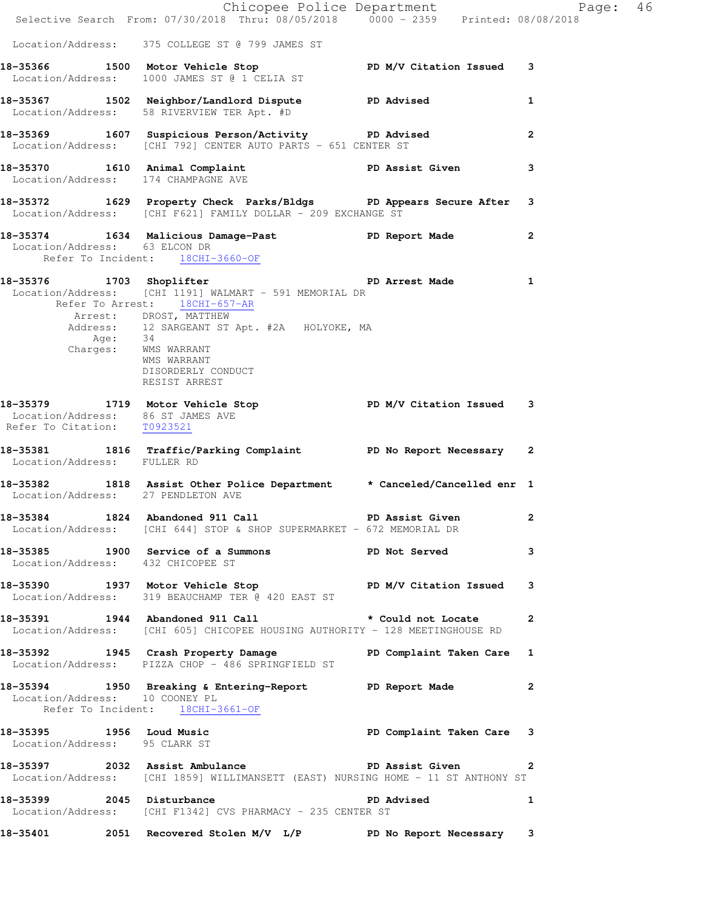Location/Address: 375 COLLEGE ST @ 799 JAMES ST

**18-35366 1500 Motor Vehicle Stop PD M/V Citation Issued 3**
Location/Address: 1000 JAMES ST @ 1 CELIA ST

**18-35367 1502 Neighbor/Landlord Dispute PD Advised 1**
Location/Address: 58 RIVERVIEW TER Apt. #D

**18-35369 1607 Suspicious Person/Activity PD Advised 2**
Location/Address: [CHI 792] CENTER AUTO PARTS - 651 CENTER ST

**18-35370 1610 Animal Complaint PD Assist Given 3**
Location/Address: 174 CHAMPAGNE AVE

**18-35372 1629 Property Check Parks/Bldgs PD Appears Secure After 3**
Location/Address: [CHI F621] FAMILY DOLLAR - 209 EXCHANGE ST

**18-35374 1634 Malicious Damage-Past PD Report Made 2**
Location/Address: 63 ELCON DR
Refer To Incident: 18CHI-3660-OF

**18-35376 1703 Shoplifter PD Arrest Made 1**
Location/Address: [CHI 1191] WALMART - 591 MEMORIAL DR
Refer To Arrest: 18CHI-657-AR
Arrest: DROST, MATTHEW
Address: 12 SARGEANT ST Apt. #2A HOLYOKE, MA
Age: 34
Charges: WMS WARRANT
WMS WARRANT
DISORDERLY CONDUCT
RESIST ARREST

**18-35379 1719 Motor Vehicle Stop PD M/V Citation Issued 3**
Location/Address: 86 ST JAMES AVE
Refer To Citation: T0923521

**18-35381 1816 Traffic/Parking Complaint PD No Report Necessary 2**
Location/Address: FULLER RD

**18-35382 1818 Assist Other Police Department * Canceled/Cancelled enr 1**
Location/Address: 27 PENDLETON AVE

**18-35384 1824 Abandoned 911 Call PD Assist Given 2**
Location/Address: [CHI 644] STOP & SHOP SUPERMARKET - 672 MEMORIAL DR

**18-35385 1900 Service of a Summons PD Not Served 3**
Location/Address: 432 CHICOPEE ST

**18-35390 1937 Motor Vehicle Stop PD M/V Citation Issued 3**
Location/Address: 319 BEAUCHAMP TER @ 420 EAST ST

**18-35391 1944 Abandoned 911 Call * Could not Locate 2**
Location/Address: [CHI 605] CHICOPEE HOUSING AUTHORITY - 128 MEETINGHOUSE RD

**18-35392 1945 Crash Property Damage PD Complaint Taken Care 1**
Location/Address: PIZZA CHOP - 486 SPRINGFIELD ST

**18-35394 1950 Breaking & Entering-Report PD Report Made 2**
Location/Address: 10 COONEY PL
Refer To Incident: 18CHI-3661-OF

**18-35395 1956 Loud Music PD Complaint Taken Care 3**
Location/Address: 95 CLARK ST

**18-35397 2032 Assist Ambulance PD Assist Given 2**
Location/Address: [CHI 1859] WILLIMANSETT (EAST) NURSING HOME - 11 ST ANTHONY ST

**18-35399 2045 Disturbance PD Advised 1**
Location/Address: [CHI F1342] CVS PHARMACY - 235 CENTER ST

**18-35401 2051 Recovered Stolen M/V L/P PD No Report Necessary 3**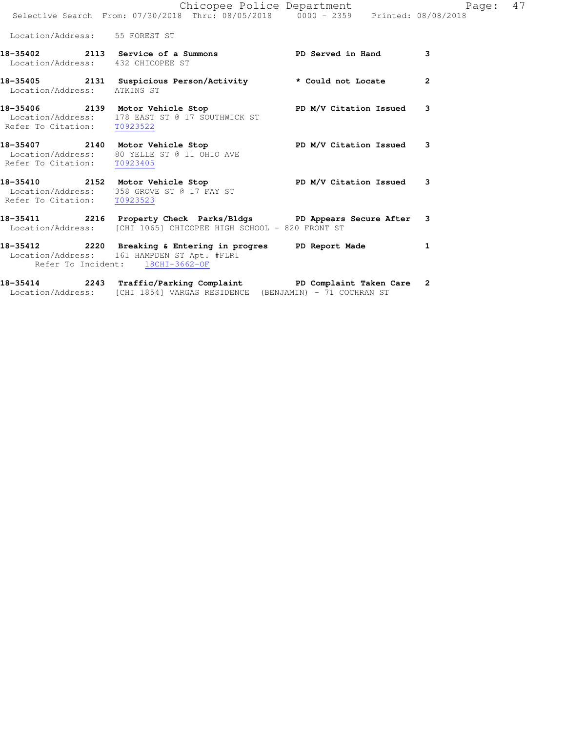Location/Address: 55 FOREST ST

**18-35402 2113 Service of a Summons** **PD Served in Hand 3**
Location/Address: 432 CHICOPEE ST

**18-35405 2131 Suspicious Person/Activity** **\* Could not Locate 2**
Location/Address: ATKINS ST

**18-35406 2139 Motor Vehicle Stop** **PD M/V Citation Issued 3**
Location/Address: 178 EAST ST @ 17 SOUTHWICK ST
Refer To Citation: T0923522

**18-35407 2140 Motor Vehicle Stop** **PD M/V Citation Issued 3**
Location/Address: 80 YELLE ST @ 11 OHIO AVE
Refer To Citation: T0923405

**18-35410 2152 Motor Vehicle Stop** **PD M/V Citation Issued 3**
Location/Address: 358 GROVE ST @ 17 FAY ST
Refer To Citation: T0923523

**18-35411 2216 Property Check Parks/Bldgs** **PD Appears Secure After 3**
Location/Address: [CHI 1065] CHICOPEE HIGH SCHOOL - 820 FRONT ST

**18-35412 2220 Breaking & Entering in progres** **PD Report Made 1**
Location/Address: 161 HAMPDEN ST Apt. #FLR1
Refer To Incident: 18CHI-3662-OF

**18-35414 2243 Traffic/Parking Complaint** **PD Complaint Taken Care 2**
Location/Address: [CHI 1854] VARGAS RESIDENCE (BENJAMIN) - 71 COCHRAN ST